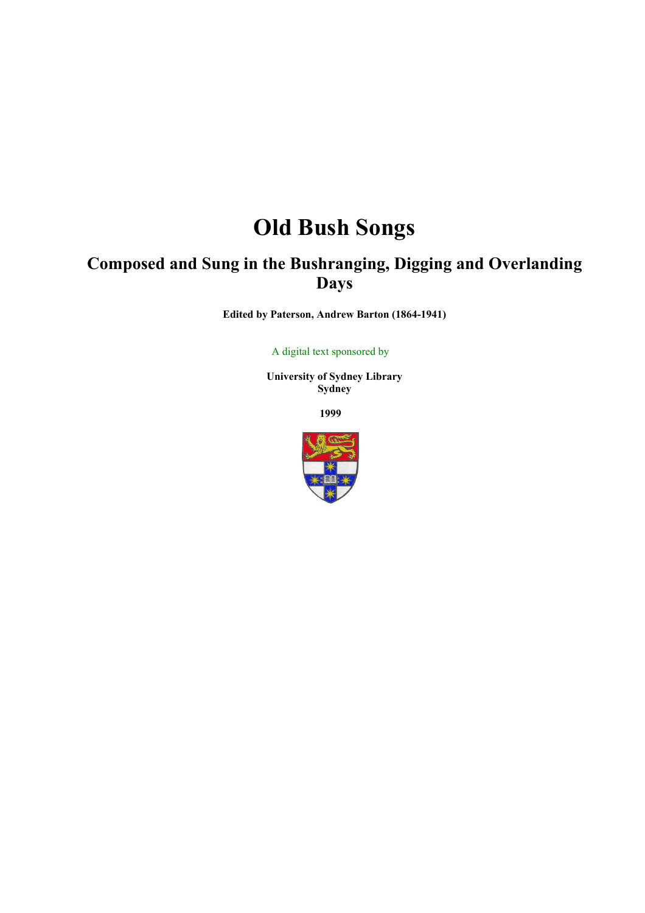# Old Bush Songs

## Composed and Sung in the Bushranging, Digging and Overlanding Days

**Edited by Paterson, Andrew Barton (1864-1941)**

A digital text sponsored by

**University of Sydney Library**
**Sydney**

**1999**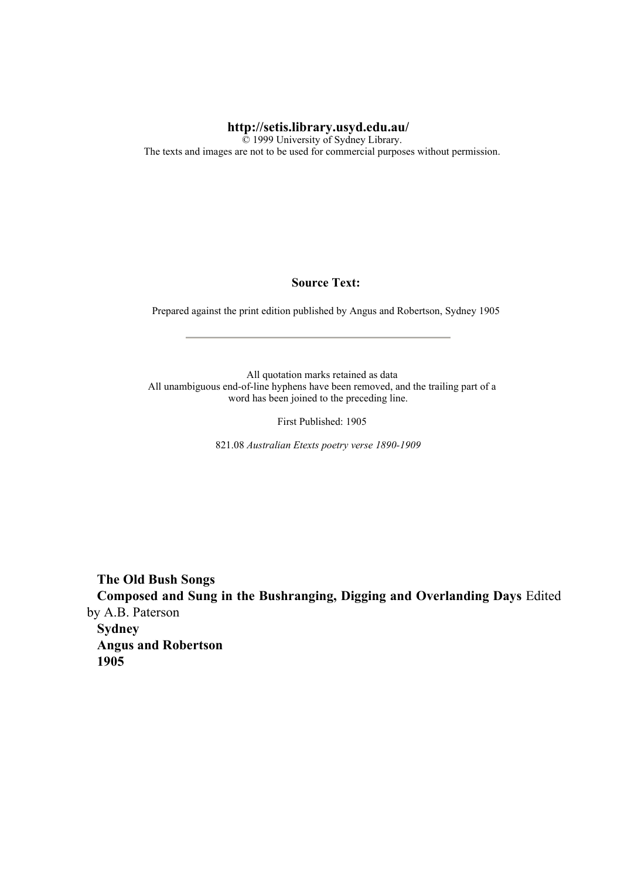**http://setis.library.usyd.edu.au/**
© 1999 University of Sydney Library.
The texts and images are not to be used for commercial purposes without permission.

**Source Text:**

Prepared against the print edition published by Angus and Robertson, Sydney 1905

---

All quotation marks retained as data
All unambiguous end-of-line hyphens have been removed, and the trailing part of a word has been joined to the preceding line.

First Published: 1905

821.08 *Australian Etexts poetry verse 1890-1909*

**The Old Bush Songs**
**Composed and Sung in the Bushranging, Digging and Overlanding Days** Edited by A.B. Paterson
**Sydney**
**Angus and Robertson**
**1905**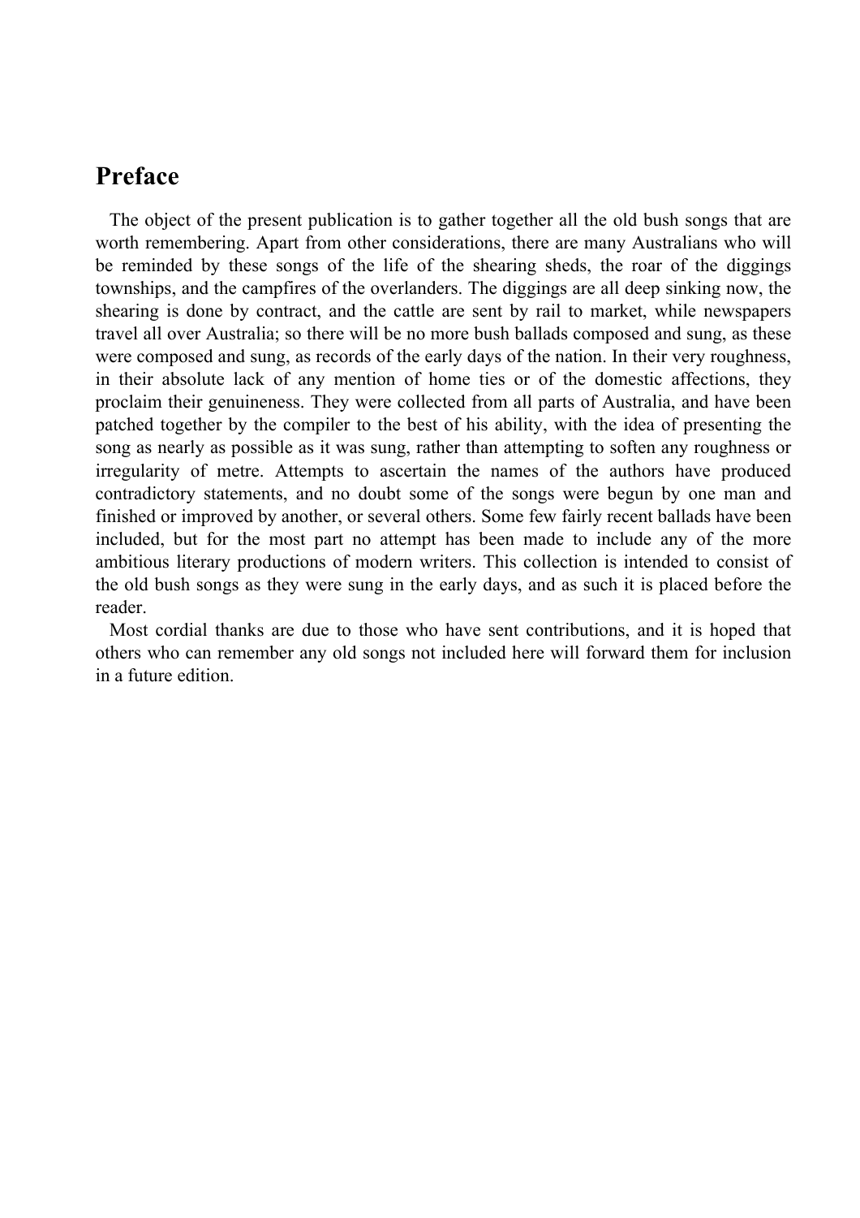## Preface

The object of the present publication is to gather together all the old bush songs that are worth remembering. Apart from other considerations, there are many Australians who will be reminded by these songs of the life of the shearing sheds, the roar of the diggings townships, and the campfires of the overlanders. The diggings are all deep sinking now, the shearing is done by contract, and the cattle are sent by rail to market, while newspapers travel all over Australia; so there will be no more bush ballads composed and sung, as these were composed and sung, as records of the early days of the nation. In their very roughness, in their absolute lack of any mention of home ties or of the domestic affections, they proclaim their genuineness. They were collected from all parts of Australia, and have been patched together by the compiler to the best of his ability, with the idea of presenting the song as nearly as possible as it was sung, rather than attempting to soften any roughness or irregularity of metre. Attempts to ascertain the names of the authors have produced contradictory statements, and no doubt some of the songs were begun by one man and finished or improved by another, or several others. Some few fairly recent ballads have been included, but for the most part no attempt has been made to include any of the more ambitious literary productions of modern writers. This collection is intended to consist of the old bush songs as they were sung in the early days, and as such it is placed before the reader.

Most cordial thanks are due to those who have sent contributions, and it is hoped that others who can remember any old songs not included here will forward them for inclusion in a future edition.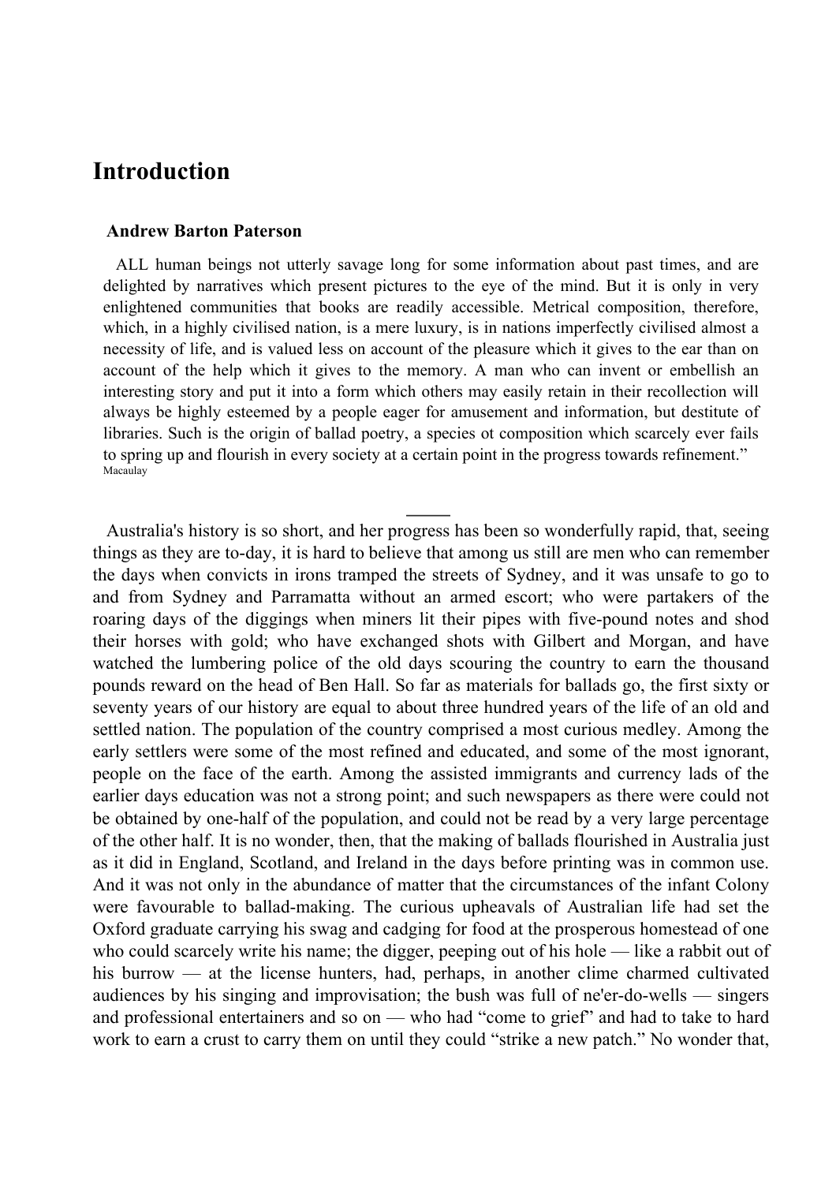# Introduction

**Andrew Barton Paterson**

> ALL human beings not utterly savage long for some information about past times, and are delighted by narratives which present pictures to the eye of the mind. But it is only in very enlightened communities that books are readily accessible. Metrical composition, therefore, which, in a highly civilised nation, is a mere luxury, is in nations imperfectly civilised almost a necessity of life, and is valued less on account of the pleasure which it gives to the ear than on account of the help which it gives to the memory. A man who can invent or embellish an interesting story and put it into a form which others may easily retain in their recollection will always be highly esteemed by a people eager for amusement and information, but destitute of libraries. Such is the origin of ballad poetry, a species ot composition which scarcely ever fails to spring up and flourish in every society at a certain point in the progress towards refinement."
> Macaulay

---

Australia's history is so short, and her progress has been so wonderfully rapid, that, seeing things as they are to-day, it is hard to believe that among us still are men who can remember the days when convicts in irons tramped the streets of Sydney, and it was unsafe to go to and from Sydney and Parramatta without an armed escort; who were partakers of the roaring days of the diggings when miners lit their pipes with five-pound notes and shod their horses with gold; who have exchanged shots with Gilbert and Morgan, and have watched the lumbering police of the old days scouring the country to earn the thousand pounds reward on the head of Ben Hall. So far as materials for ballads go, the first sixty or seventy years of our history are equal to about three hundred years of the life of an old and settled nation. The population of the country comprised a most curious medley. Among the early settlers were some of the most refined and educated, and some of the most ignorant, people on the face of the earth. Among the assisted immigrants and currency lads of the earlier days education was not a strong point; and such newspapers as there were could not be obtained by one-half of the population, and could not be read by a very large percentage of the other half. It is no wonder, then, that the making of ballads flourished in Australia just as it did in England, Scotland, and Ireland in the days before printing was in common use. And it was not only in the abundance of matter that the circumstances of the infant Colony were favourable to ballad-making. The curious upheavals of Australian life had set the Oxford graduate carrying his swag and cadging for food at the prosperous homestead of one who could scarcely write his name; the digger, peeping out of his hole — like a rabbit out of his burrow — at the license hunters, had, perhaps, in another clime charmed cultivated audiences by his singing and improvisation; the bush was full of ne'er-do-wells — singers and professional entertainers and so on — who had "come to grief" and had to take to hard work to earn a crust to carry them on until they could "strike a new patch." No wonder that,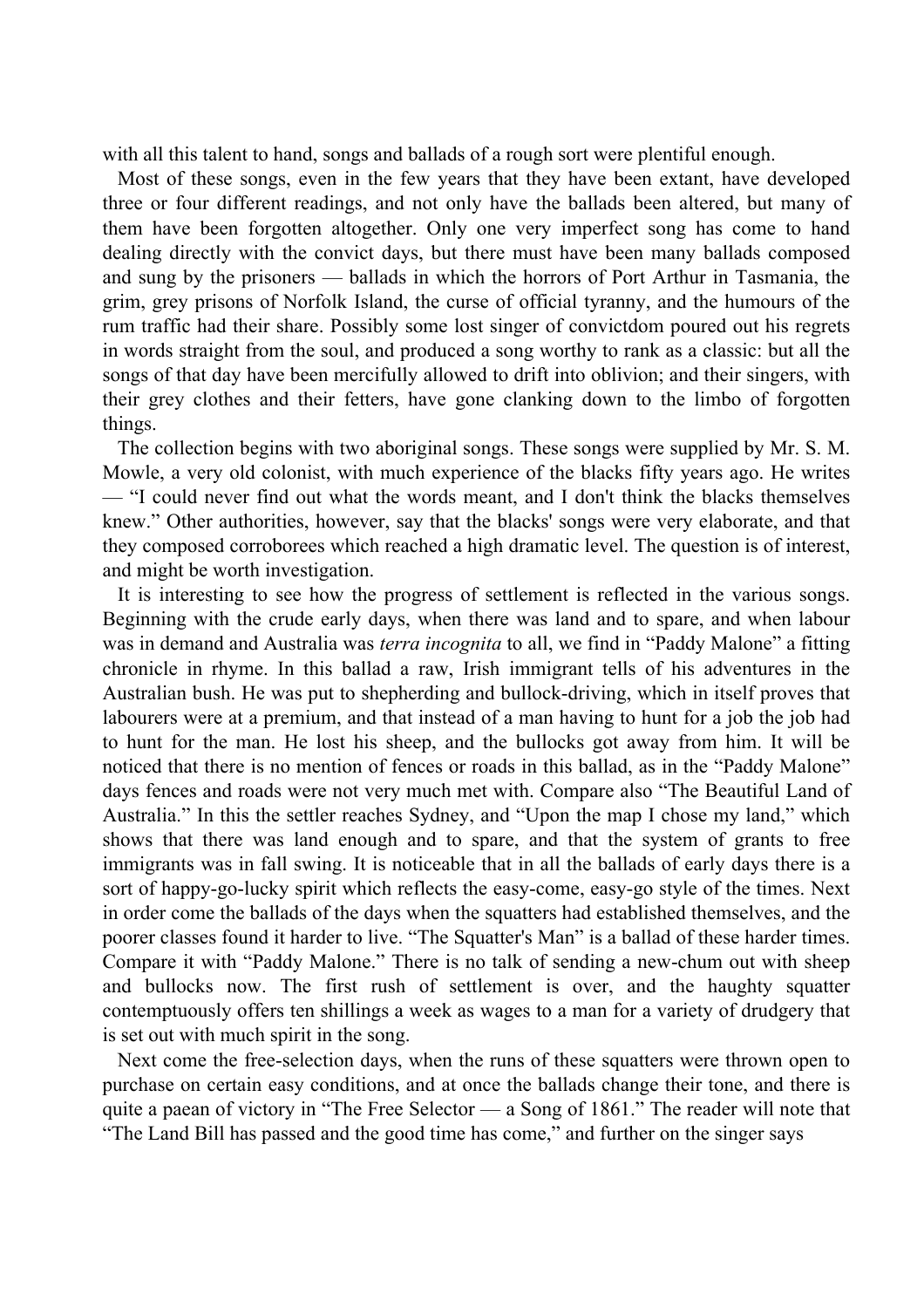with all this talent to hand, songs and ballads of a rough sort were plentiful enough.

Most of these songs, even in the few years that they have been extant, have developed three or four different readings, and not only have the ballads been altered, but many of them have been forgotten altogether. Only one very imperfect song has come to hand dealing directly with the convict days, but there must have been many ballads composed and sung by the prisoners — ballads in which the horrors of Port Arthur in Tasmania, the grim, grey prisons of Norfolk Island, the curse of official tyranny, and the humours of the rum traffic had their share. Possibly some lost singer of convictdom poured out his regrets in words straight from the soul, and produced a song worthy to rank as a classic: but all the songs of that day have been mercifully allowed to drift into oblivion; and their singers, with their grey clothes and their fetters, have gone clanking down to the limbo of forgotten things.

The collection begins with two aboriginal songs. These songs were supplied by Mr. S. M. Mowle, a very old colonist, with much experience of the blacks fifty years ago. He writes — "I could never find out what the words meant, and I don't think the blacks themselves knew." Other authorities, however, say that the blacks' songs were very elaborate, and that they composed corroborees which reached a high dramatic level. The question is of interest, and might be worth investigation.

It is interesting to see how the progress of settlement is reflected in the various songs. Beginning with the crude early days, when there was land and to spare, and when labour was in demand and Australia was *terra incognita* to all, we find in "Paddy Malone" a fitting chronicle in rhyme. In this ballad a raw, Irish immigrant tells of his adventures in the Australian bush. He was put to shepherding and bullock-driving, which in itself proves that labourers were at a premium, and that instead of a man having to hunt for a job the job had to hunt for the man. He lost his sheep, and the bullocks got away from him. It will be noticed that there is no mention of fences or roads in this ballad, as in the "Paddy Malone" days fences and roads were not very much met with. Compare also "The Beautiful Land of Australia." In this the settler reaches Sydney, and "Upon the map I chose my land," which shows that there was land enough and to spare, and that the system of grants to free immigrants was in fall swing. It is noticeable that in all the ballads of early days there is a sort of happy-go-lucky spirit which reflects the easy-come, easy-go style of the times. Next in order come the ballads of the days when the squatters had established themselves, and the poorer classes found it harder to live. "The Squatter's Man" is a ballad of these harder times. Compare it with "Paddy Malone." There is no talk of sending a new-chum out with sheep and bullocks now. The first rush of settlement is over, and the haughty squatter contemptuously offers ten shillings a week as wages to a man for a variety of drudgery that is set out with much spirit in the song.

Next come the free-selection days, when the runs of these squatters were thrown open to purchase on certain easy conditions, and at once the ballads change their tone, and there is quite a paean of victory in "The Free Selector — a Song of 1861." The reader will note that "The Land Bill has passed and the good time has come," and further on the singer says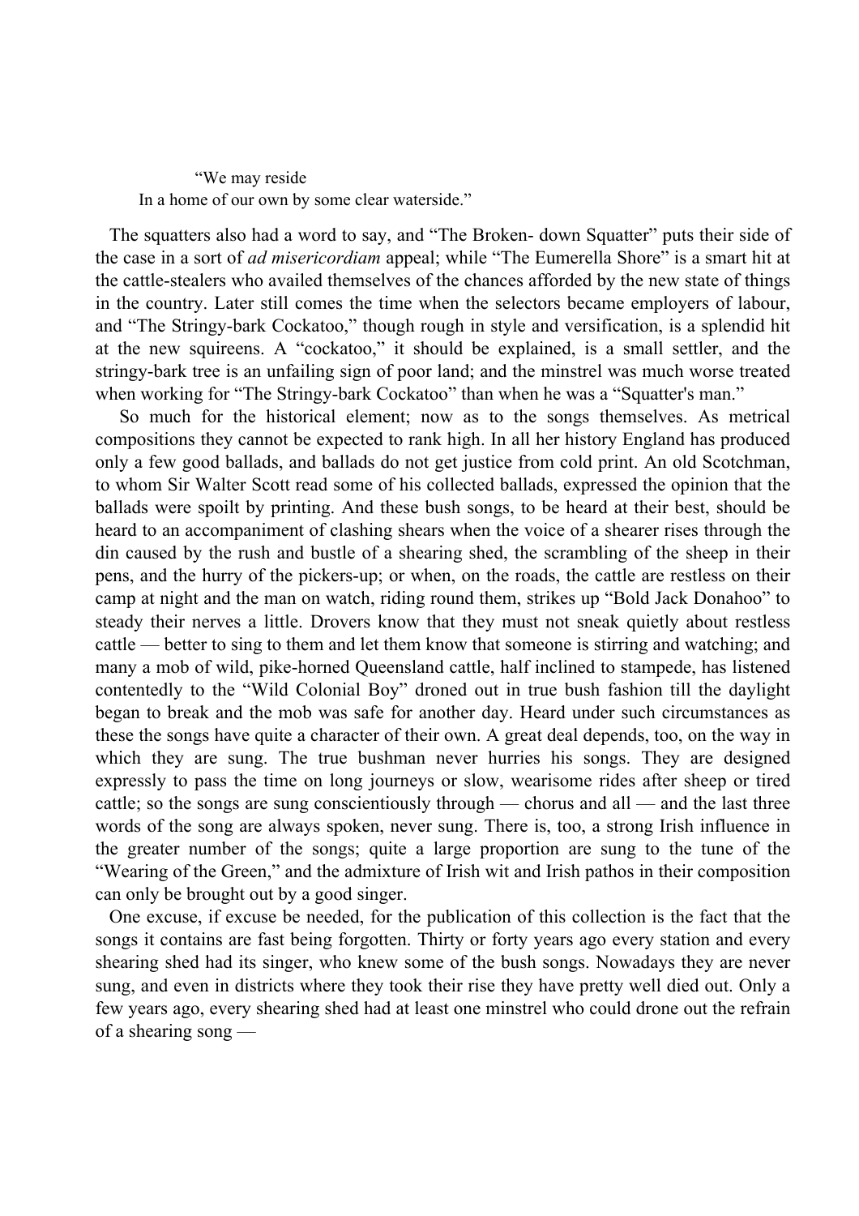> "We may reside
> In a home of our own by some clear waterside."

The squatters also had a word to say, and "The Broken- down Squatter" puts their side of the case in a sort of *ad misericordiam* appeal; while "The Eumerella Shore" is a smart hit at the cattle-stealers who availed themselves of the chances afforded by the new state of things in the country. Later still comes the time when the selectors became employers of labour, and "The Stringy-bark Cockatoo," though rough in style and versification, is a splendid hit at the new squireens. A "cockatoo," it should be explained, is a small settler, and the stringy-bark tree is an unfailing sign of poor land; and the minstrel was much worse treated when working for "The Stringy-bark Cockatoo" than when he was a "Squatter's man."

So much for the historical element; now as to the songs themselves. As metrical compositions they cannot be expected to rank high. In all her history England has produced only a few good ballads, and ballads do not get justice from cold print. An old Scotchman, to whom Sir Walter Scott read some of his collected ballads, expressed the opinion that the ballads were spoilt by printing. And these bush songs, to be heard at their best, should be heard to an accompaniment of clashing shears when the voice of a shearer rises through the din caused by the rush and bustle of a shearing shed, the scrambling of the sheep in their pens, and the hurry of the pickers-up; or when, on the roads, the cattle are restless on their camp at night and the man on watch, riding round them, strikes up "Bold Jack Donahoo" to steady their nerves a little. Drovers know that they must not sneak quietly about restless cattle — better to sing to them and let them know that someone is stirring and watching; and many a mob of wild, pike-horned Queensland cattle, half inclined to stampede, has listened contentedly to the "Wild Colonial Boy" droned out in true bush fashion till the daylight began to break and the mob was safe for another day. Heard under such circumstances as these the songs have quite a character of their own. A great deal depends, too, on the way in which they are sung. The true bushman never hurries his songs. They are designed expressly to pass the time on long journeys or slow, wearisome rides after sheep or tired cattle; so the songs are sung conscientiously through — chorus and all — and the last three words of the song are always spoken, never sung. There is, too, a strong Irish influence in the greater number of the songs; quite a large proportion are sung to the tune of the "Wearing of the Green," and the admixture of Irish wit and Irish pathos in their composition can only be brought out by a good singer.

One excuse, if excuse be needed, for the publication of this collection is the fact that the songs it contains are fast being forgotten. Thirty or forty years ago every station and every shearing shed had its singer, who knew some of the bush songs. Nowadays they are never sung, and even in districts where they took their rise they have pretty well died out. Only a few years ago, every shearing shed had at least one minstrel who could drone out the refrain of a shearing song —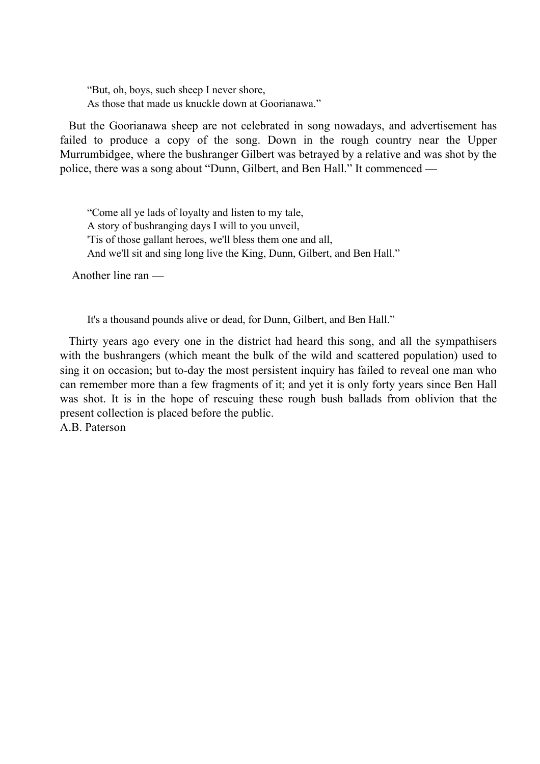> "But, oh, boys, such sheep I never shore,
> As those that made us knuckle down at Goorianawa."

But the Goorianawa sheep are not celebrated in song nowadays, and advertisement has failed to produce a copy of the song. Down in the rough country near the Upper Murrumbidgee, where the bushranger Gilbert was betrayed by a relative and was shot by the police, there was a song about "Dunn, Gilbert, and Ben Hall." It commenced —

> "Come all ye lads of loyalty and listen to my tale,
> A story of bushranging days I will to you unveil,
> 'Tis of those gallant heroes, we'll bless them one and all,
> And we'll sit and sing long live the King, Dunn, Gilbert, and Ben Hall."

Another line ran —

> It's a thousand pounds alive or dead, for Dunn, Gilbert, and Ben Hall."

Thirty years ago every one in the district had heard this song, and all the sympathisers with the bushrangers (which meant the bulk of the wild and scattered population) used to sing it on occasion; but to-day the most persistent inquiry has failed to reveal one man who can remember more than a few fragments of it; and yet it is only forty years since Ben Hall was shot. It is in the hope of rescuing these rough bush ballads from oblivion that the present collection is placed before the public.

A.B. Paterson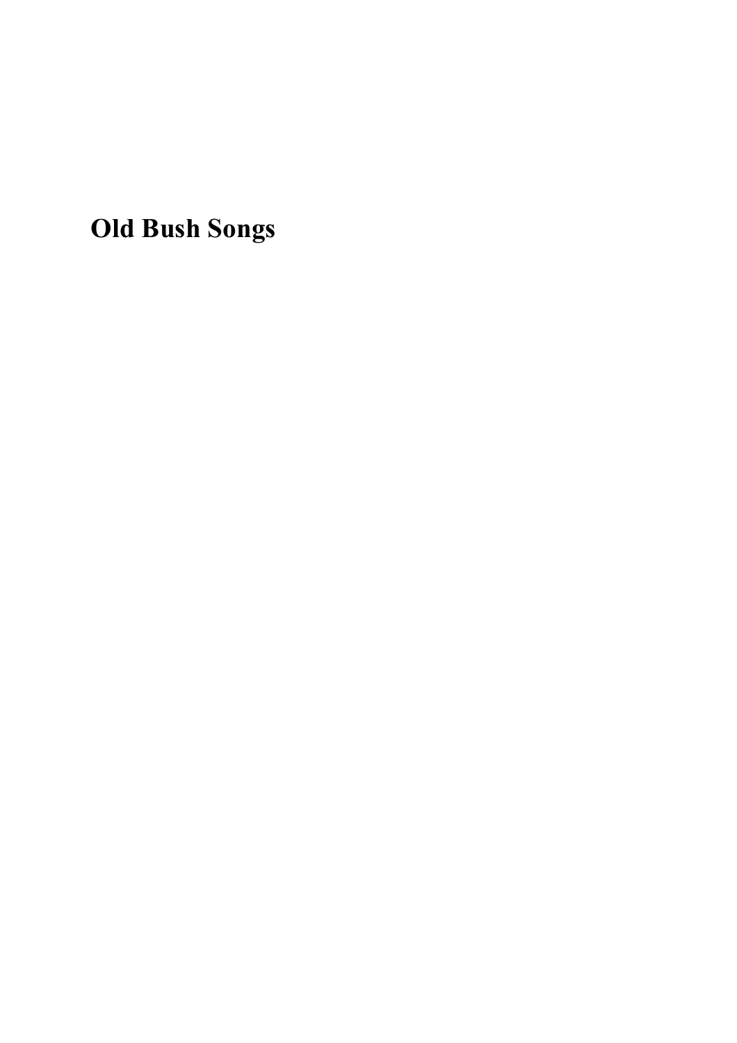# Old Bush Songs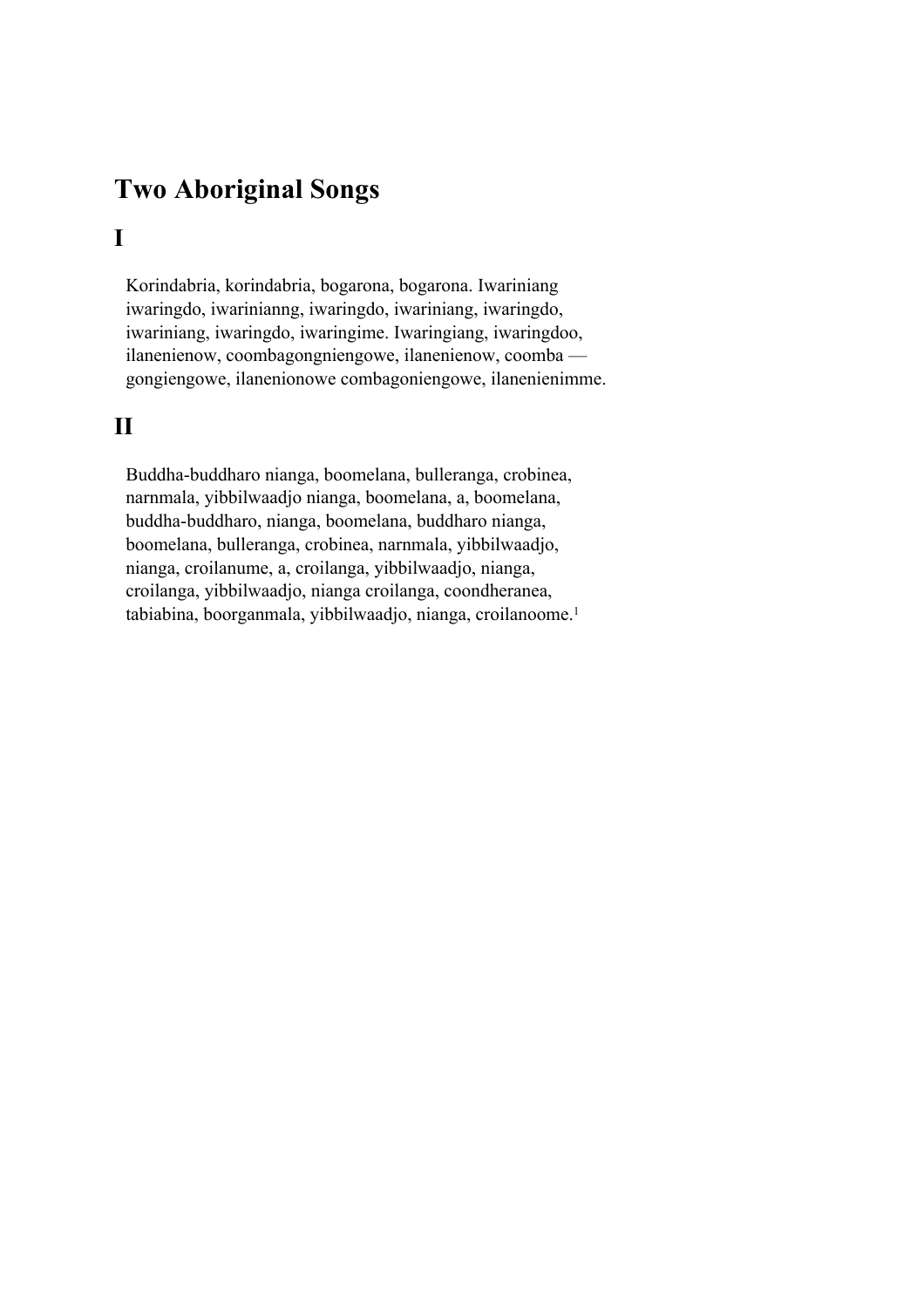# Two Aboriginal Songs

## I

Korindabria, korindabria, bogarona, bogarona. Iwariniang iwaringdo, iwarinianng, iwaringdo, iwariniang, iwaringdo, iwariniang, iwaringdo, iwaringime. Iwaringiang, iwaringdoo, ilanenienow, coombagongniengowe, ilanenienow, coomba — gongiengowe, ilanenionowe combagoniengowe, ilanenienimme.

## II

Buddha-buddharo nianga, boomelana, bulleranga, crobinea, narnmala, yibbilwaadjo nianga, boomelana, a, boomelana, buddha-buddharo, nianga, boomelana, buddharo nianga, boomelana, bulleranga, crobinea, narnmala, yibbilwaadjo, nianga, croilanume, a, croilanga, yibbilwaadjo, nianga, croilanga, yibbilwaadjo, nianga croilanga, coondheranea, tabiabina, boorganmala, yibbilwaadjo, nianga, croilanoome.[1]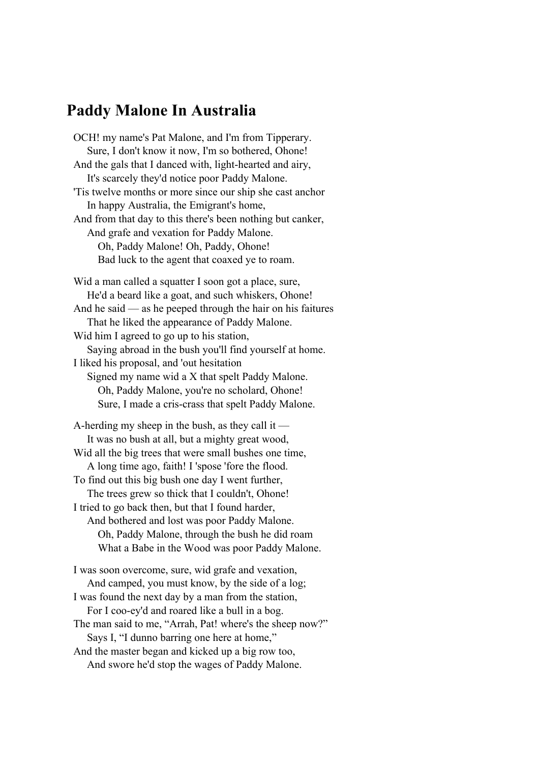## Paddy Malone In Australia

OCH! my name's Pat Malone, and I'm from Tipperary.
  Sure, I don't know it now, I'm so bothered, Ohone!
And the gals that I danced with, light-hearted and airy,
  It's scarcely they'd notice poor Paddy Malone.
'Tis twelve months or more since our ship she cast anchor
  In happy Australia, the Emigrant's home,
And from that day to this there's been nothing but canker,
  And grafe and vexation for Paddy Malone.
    Oh, Paddy Malone! Oh, Paddy, Ohone!
    Bad luck to the agent that coaxed ye to roam.

Wid a man called a squatter I soon got a place, sure,
  He'd a beard like a goat, and such whiskers, Ohone!
And he said — as he peeped through the hair on his faitures
  That he liked the appearance of Paddy Malone.
Wid him I agreed to go up to his station,
  Saying abroad in the bush you'll find yourself at home.
I liked his proposal, and 'out hesitation
  Signed my name wid a X that spelt Paddy Malone.
    Oh, Paddy Malone, you're no scholard, Ohone!
    Sure, I made a cris-crass that spelt Paddy Malone.

A-herding my sheep in the bush, as they call it —
  It was no bush at all, but a mighty great wood,
Wid all the big trees that were small bushes one time,
  A long time ago, faith! I 'spose 'fore the flood.
To find out this big bush one day I went further,
  The trees grew so thick that I couldn't, Ohone!
I tried to go back then, but that I found harder,
  And bothered and lost was poor Paddy Malone.
    Oh, Paddy Malone, through the bush he did roam
    What a Babe in the Wood was poor Paddy Malone.

I was soon overcome, sure, wid grafe and vexation,
  And camped, you must know, by the side of a log;
I was found the next day by a man from the station,
  For I coo-ey'd and roared like a bull in a bog.
The man said to me, "Arrah, Pat! where's the sheep now?"
  Says I, "I dunno barring one here at home,"
And the master began and kicked up a big row too,
  And swore he'd stop the wages of Paddy Malone.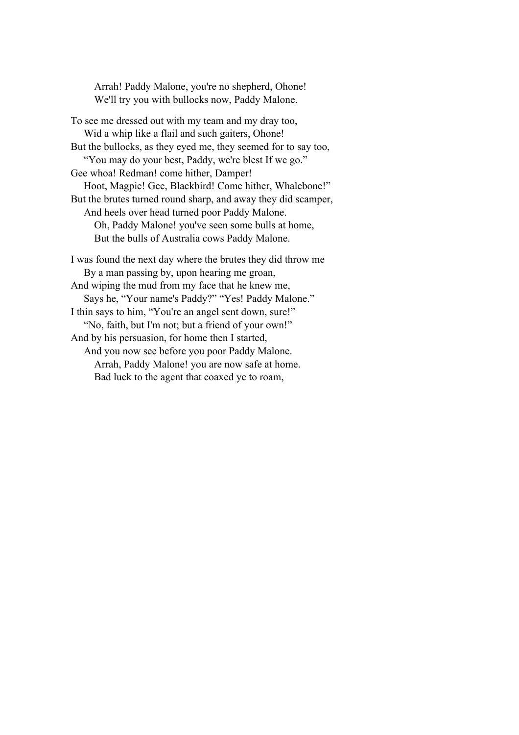Arrah! Paddy Malone, you're no shepherd, Ohone!
We'll try you with bullocks now, Paddy Malone.

To see me dressed out with my team and my dray too,
Wid a whip like a flail and such gaiters, Ohone!
But the bullocks, as they eyed me, they seemed for to say too,
"You may do your best, Paddy, we're blest If we go."
Gee whoa! Redman! come hither, Damper!
Hoot, Magpie! Gee, Blackbird! Come hither, Whalebone!"
But the brutes turned round sharp, and away they did scamper,
And heels over head turned poor Paddy Malone.
Oh, Paddy Malone! you've seen some bulls at home,
But the bulls of Australia cows Paddy Malone.

I was found the next day where the brutes they did throw me
By a man passing by, upon hearing me groan,
And wiping the mud from my face that he knew me,
Says he, "Your name's Paddy?" "Yes! Paddy Malone."
I thin says to him, "You're an angel sent down, sure!"
"No, faith, but I'm not; but a friend of your own!"
And by his persuasion, for home then I started,
And you now see before you poor Paddy Malone.
Arrah, Paddy Malone! you are now safe at home.
Bad luck to the agent that coaxed ye to roam,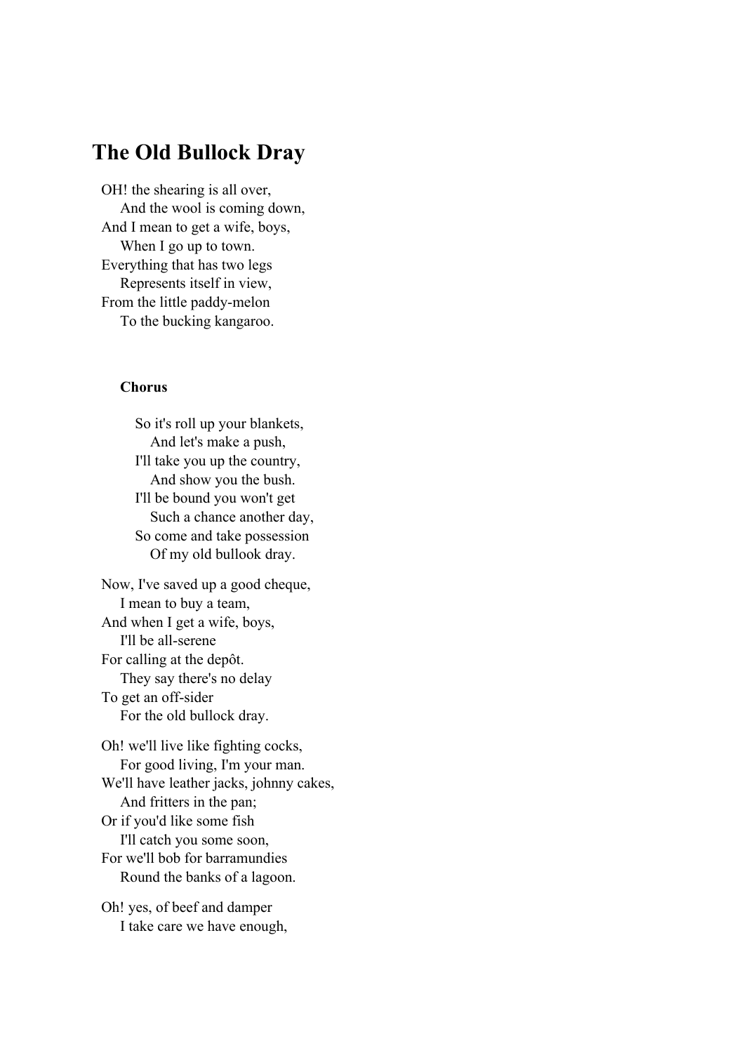# The Old Bullock Dray

OH! the shearing is all over,  
  And the wool is coming down,  
And I mean to get a wife, boys,  
  When I go up to town.  
Everything that has two legs  
  Represents itself in view,  
From the little paddy-melon  
  To the bucking kangaroo.

**Chorus**

So it's roll up your blankets,  
  And let's make a push,  
I'll take you up the country,  
  And show you the bush.  
I'll be bound you won't get  
  Such a chance another day,  
So come and take possession  
  Of my old bullook dray.

Now, I've saved up a good cheque,  
  I mean to buy a team,  
And when I get a wife, boys,  
  I'll be all-serene  
For calling at the depôt.  
  They say there's no delay  
To get an off-sider  
  For the old bullock dray.

Oh! we'll live like fighting cocks,  
  For good living, I'm your man.  
We'll have leather jacks, johnny cakes,  
  And fritters in the pan;  
Or if you'd like some fish  
  I'll catch you some soon,  
For we'll bob for barramundies  
  Round the banks of a lagoon.

Oh! yes, of beef and damper  
  I take care we have enough,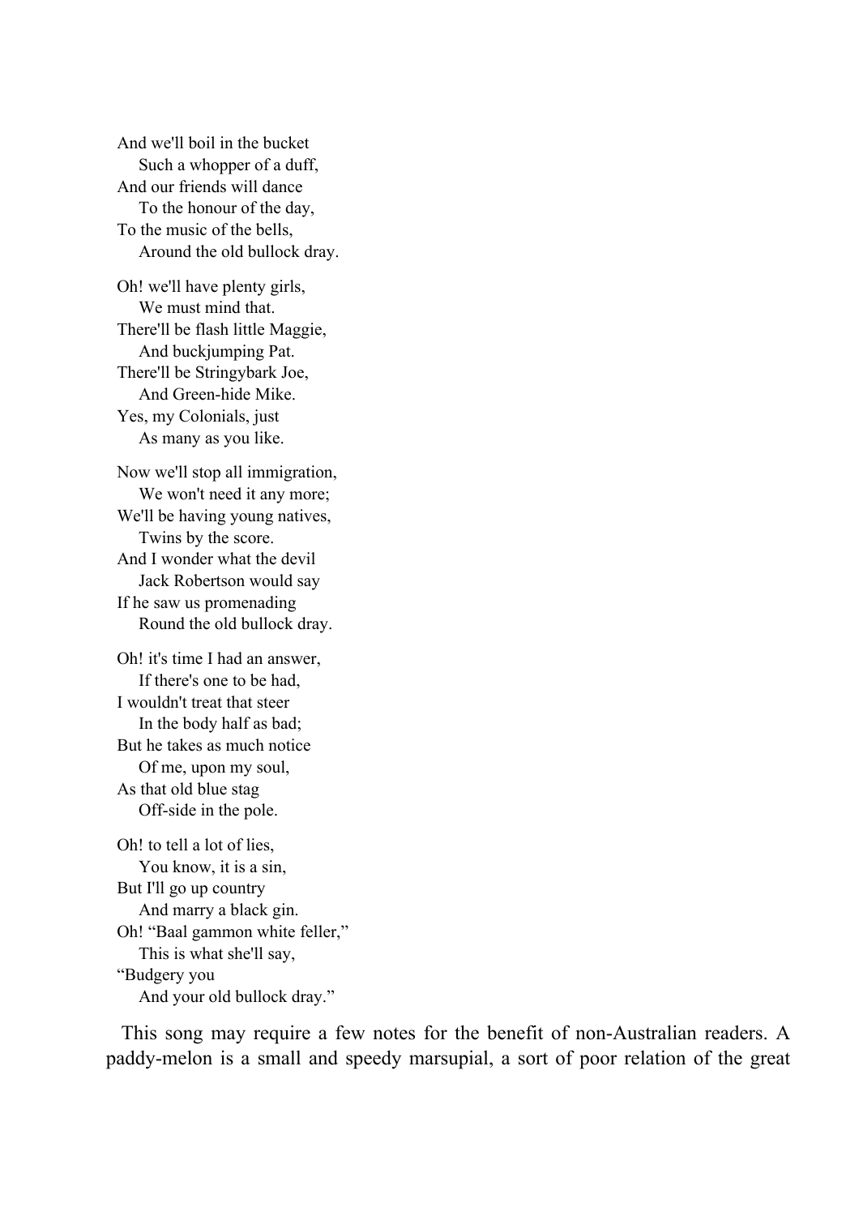And we'll boil in the bucket
    Such a whopper of a duff,
And our friends will dance
    To the honour of the day,
To the music of the bells,
    Around the old bullock dray.

Oh! we'll have plenty girls,
    We must mind that.
There'll be flash little Maggie,
    And buckjumping Pat.
There'll be Stringybark Joe,
    And Green-hide Mike.
Yes, my Colonials, just
    As many as you like.

Now we'll stop all immigration,
    We won't need it any more;
We'll be having young natives,
    Twins by the score.
And I wonder what the devil
    Jack Robertson would say
If he saw us promenading
    Round the old bullock dray.

Oh! it's time I had an answer,
    If there's one to be had,
I wouldn't treat that steer
    In the body half as bad;
But he takes as much notice
    Of me, upon my soul,
As that old blue stag
    Off-side in the pole.

Oh! to tell a lot of lies,
    You know, it is a sin,
But I'll go up country
    And marry a black gin.
Oh! "Baal gammon white feller,"
    This is what she'll say,
"Budgery you
    And your old bullock dray."

This song may require a few notes for the benefit of non-Australian readers. A paddy-melon is a small and speedy marsupial, a sort of poor relation of the great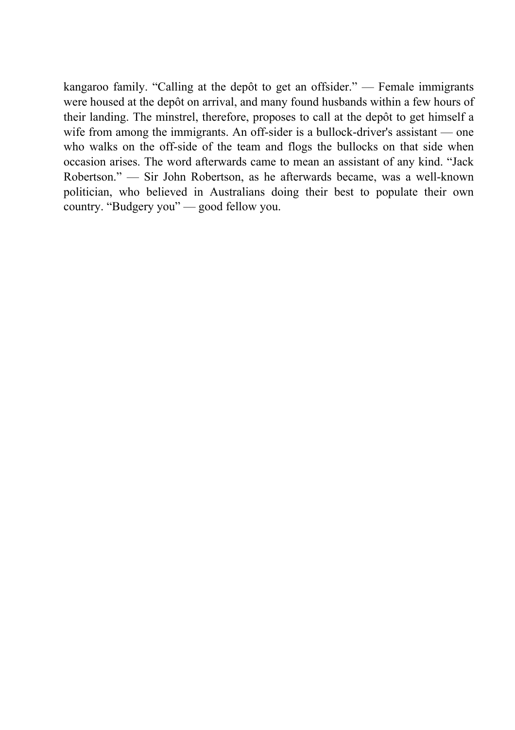kangaroo family. “Calling at the depôt to get an offsider.” — Female immigrants were housed at the depôt on arrival, and many found husbands within a few hours of their landing. The minstrel, therefore, proposes to call at the depôt to get himself a wife from among the immigrants. An off-sider is a bullock-driver's assistant — one who walks on the off-side of the team and flogs the bullocks on that side when occasion arises. The word afterwards came to mean an assistant of any kind. “Jack Robertson.” — Sir John Robertson, as he afterwards became, was a well-known politician, who believed in Australians doing their best to populate their own country. “Budgery you” — good fellow you.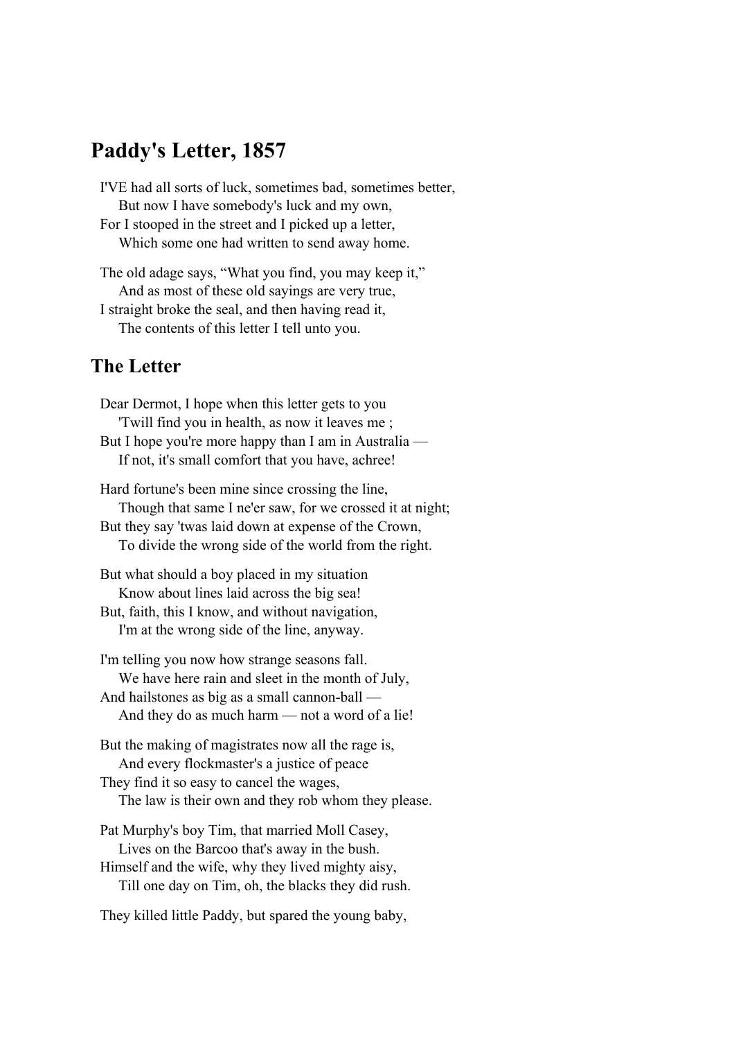## Paddy's Letter, 1857

I'VE had all sorts of luck, sometimes bad, sometimes better,
  But now I have somebody's luck and my own,
For I stooped in the street and I picked up a letter,
  Which some one had written to send away home.

The old adage says, “What you find, you may keep it,”
  And as most of these old sayings are very true,
I straight broke the seal, and then having read it,
  The contents of this letter I tell unto you.

## The Letter

Dear Dermot, I hope when this letter gets to you
  'Twill find you in health, as now it leaves me ;
But I hope you're more happy than I am in Australia —
  If not, it's small comfort that you have, achree!

Hard fortune's been mine since crossing the line,
  Though that same I ne'er saw, for we crossed it at night;
But they say 'twas laid down at expense of the Crown,
  To divide the wrong side of the world from the right.

But what should a boy placed in my situation
  Know about lines laid across the big sea!
But, faith, this I know, and without navigation,
  I'm at the wrong side of the line, anyway.

I'm telling you now how strange seasons fall.
  We have here rain and sleet in the month of July,
And hailstones as big as a small cannon-ball —
  And they do as much harm — not a word of a lie!

But the making of magistrates now all the rage is,
  And every flockmaster's a justice of peace
They find it so easy to cancel the wages,
  The law is their own and they rob whom they please.

Pat Murphy's boy Tim, that married Moll Casey,
  Lives on the Barcoo that's away in the bush.
Himself and the wife, why they lived mighty aisy,
  Till one day on Tim, oh, the blacks they did rush.

They killed little Paddy, but spared the young baby,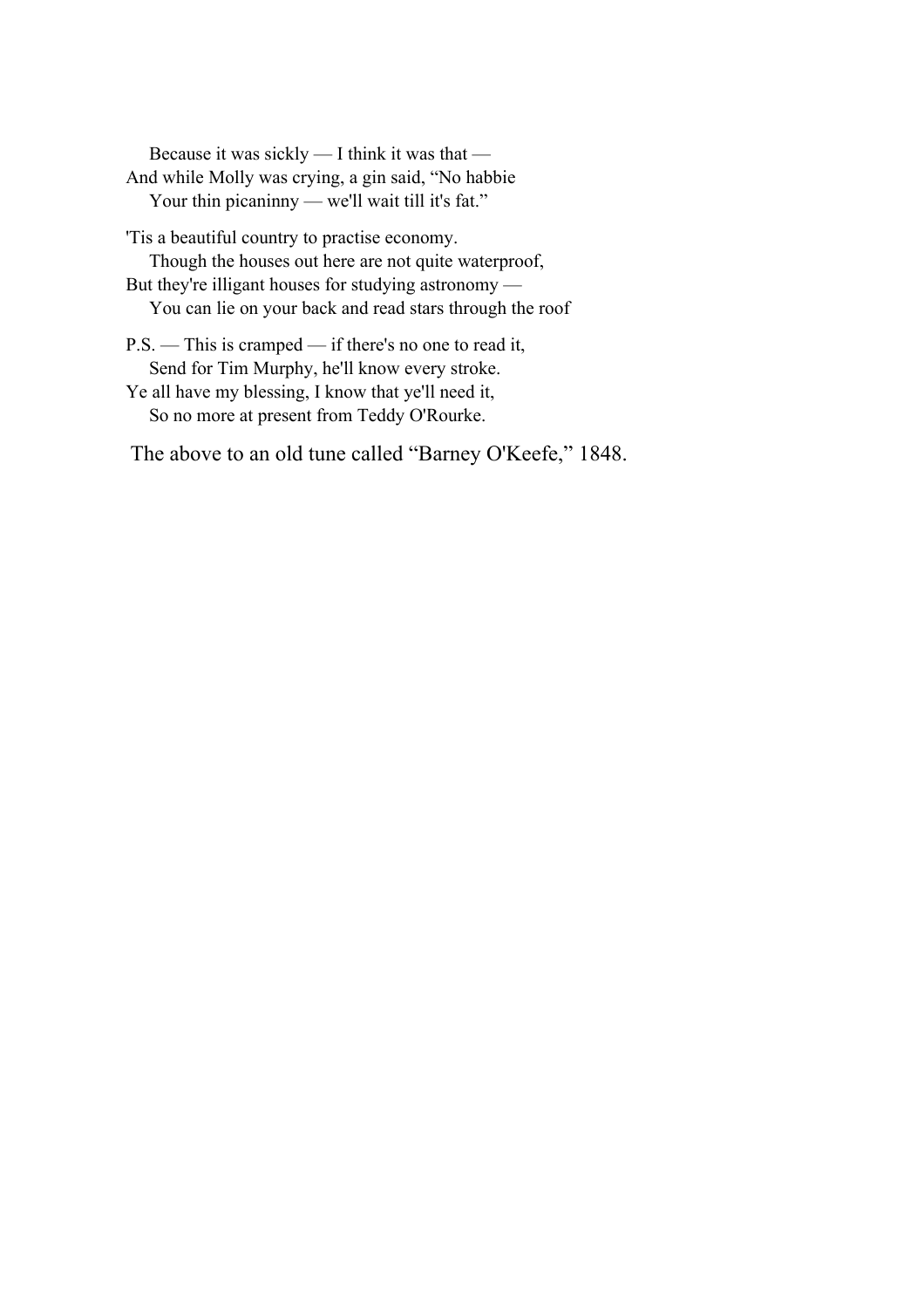Because it was sickly — I think it was that —  
And while Molly was crying, a gin said, "No habbie  
Your thin picaninny — we'll wait till it's fat."

'Tis a beautiful country to practise economy.  
Though the houses out here are not quite waterproof,  
But they're illigant houses for studying astronomy —  
You can lie on your back and read stars through the roof

P.S. — This is cramped — if there's no one to read it,  
Send for Tim Murphy, he'll know every stroke.  
Ye all have my blessing, I know that ye'll need it,  
So no more at present from Teddy O'Rourke.

The above to an old tune called "Barney O'Keefe," 1848.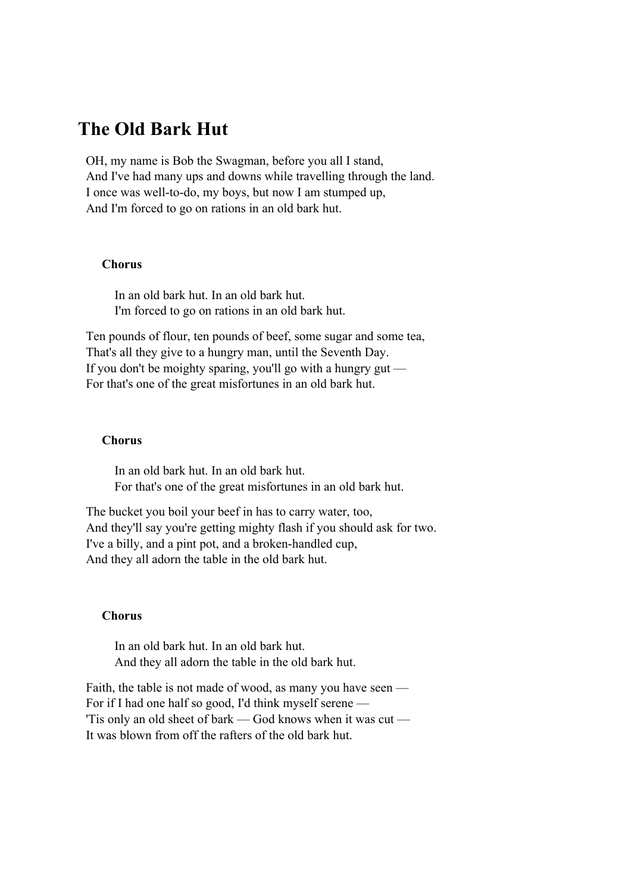# The Old Bark Hut

OH, my name is Bob the Swagman, before you all I stand,
And I've had many ups and downs while travelling through the land.
I once was well-to-do, my boys, but now I am stumped up,
And I'm forced to go on rations in an old bark hut.

**Chorus**

In an old bark hut. In an old bark hut.
I'm forced to go on rations in an old bark hut.

Ten pounds of flour, ten pounds of beef, some sugar and some tea,
That's all they give to a hungry man, until the Seventh Day.
If you don't be moighty sparing, you'll go with a hungry gut —
For that's one of the great misfortunes in an old bark hut.

**Chorus**

In an old bark hut. In an old bark hut.
For that's one of the great misfortunes in an old bark hut.

The bucket you boil your beef in has to carry water, too,
And they'll say you're getting mighty flash if you should ask for two.
I've a billy, and a pint pot, and a broken-handled cup,
And they all adorn the table in the old bark hut.

**Chorus**

In an old bark hut. In an old bark hut.
And they all adorn the table in the old bark hut.

Faith, the table is not made of wood, as many you have seen —
For if I had one half so good, I'd think myself serene —
'Tis only an old sheet of bark — God knows when it was cut —
It was blown from off the rafters of the old bark hut.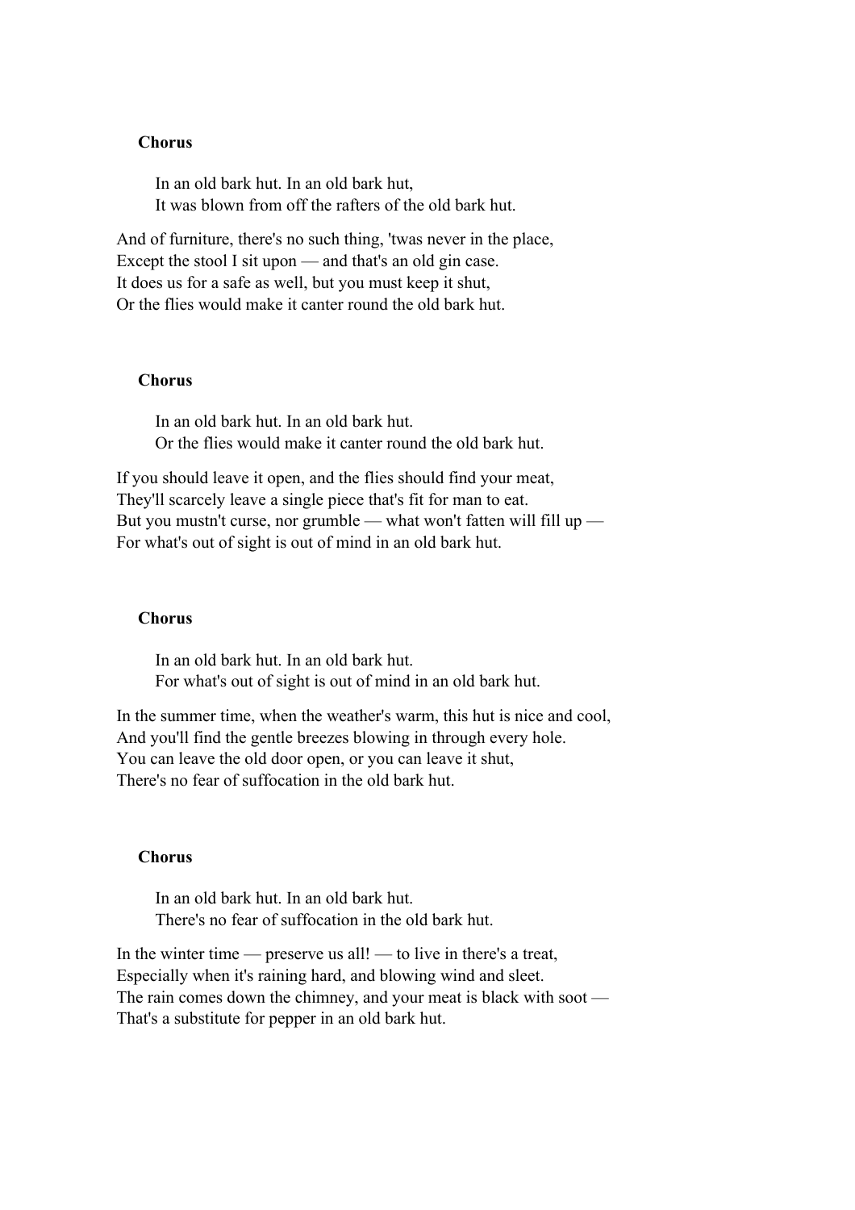**Chorus**

> In an old bark hut. In an old bark hut,  
> It was blown from off the rafters of the old bark hut.

And of furniture, there's no such thing, 'twas never in the place,  
Except the stool I sit upon — and that's an old gin case.  
It does us for a safe as well, but you must keep it shut,  
Or the flies would make it canter round the old bark hut.

**Chorus**

> In an old bark hut. In an old bark hut.  
> Or the flies would make it canter round the old bark hut.

If you should leave it open, and the flies should find your meat,  
They'll scarcely leave a single piece that's fit for man to eat.  
But you mustn't curse, nor grumble — what won't fatten will fill up —  
For what's out of sight is out of mind in an old bark hut.

**Chorus**

> In an old bark hut. In an old bark hut.  
> For what's out of sight is out of mind in an old bark hut.

In the summer time, when the weather's warm, this hut is nice and cool,  
And you'll find the gentle breezes blowing in through every hole.  
You can leave the old door open, or you can leave it shut,  
There's no fear of suffocation in the old bark hut.

**Chorus**

> In an old bark hut. In an old bark hut.  
> There's no fear of suffocation in the old bark hut.

In the winter time — preserve us all! — to live in there's a treat,  
Especially when it's raining hard, and blowing wind and sleet.  
The rain comes down the chimney, and your meat is black with soot —  
That's a substitute for pepper in an old bark hut.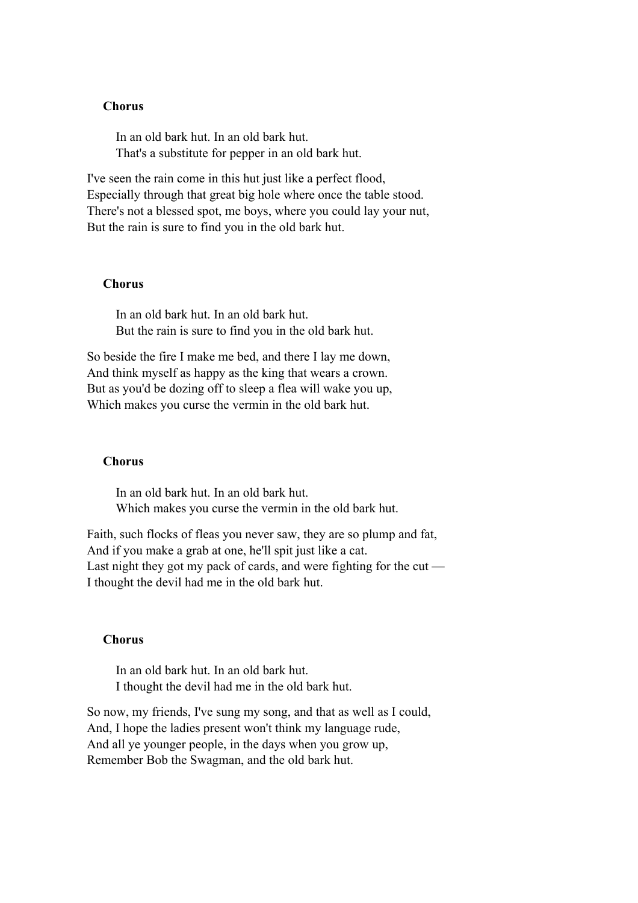**Chorus**

> In an old bark hut. In an old bark hut.
> That's a substitute for pepper in an old bark hut.

I've seen the rain come in this hut just like a perfect flood,
Especially through that great big hole where once the table stood.
There's not a blessed spot, me boys, where you could lay your nut,
But the rain is sure to find you in the old bark hut.

**Chorus**

> In an old bark hut. In an old bark hut.
> But the rain is sure to find you in the old bark hut.

So beside the fire I make me bed, and there I lay me down,
And think myself as happy as the king that wears a crown.
But as you'd be dozing off to sleep a flea will wake you up,
Which makes you curse the vermin in the old bark hut.

**Chorus**

> In an old bark hut. In an old bark hut.
> Which makes you curse the vermin in the old bark hut.

Faith, such flocks of fleas you never saw, they are so plump and fat,
And if you make a grab at one, he'll spit just like a cat.
Last night they got my pack of cards, and were fighting for the cut —
I thought the devil had me in the old bark hut.

**Chorus**

> In an old bark hut. In an old bark hut.
> I thought the devil had me in the old bark hut.

So now, my friends, I've sung my song, and that as well as I could,
And, I hope the ladies present won't think my language rude,
And all ye younger people, in the days when you grow up,
Remember Bob the Swagman, and the old bark hut.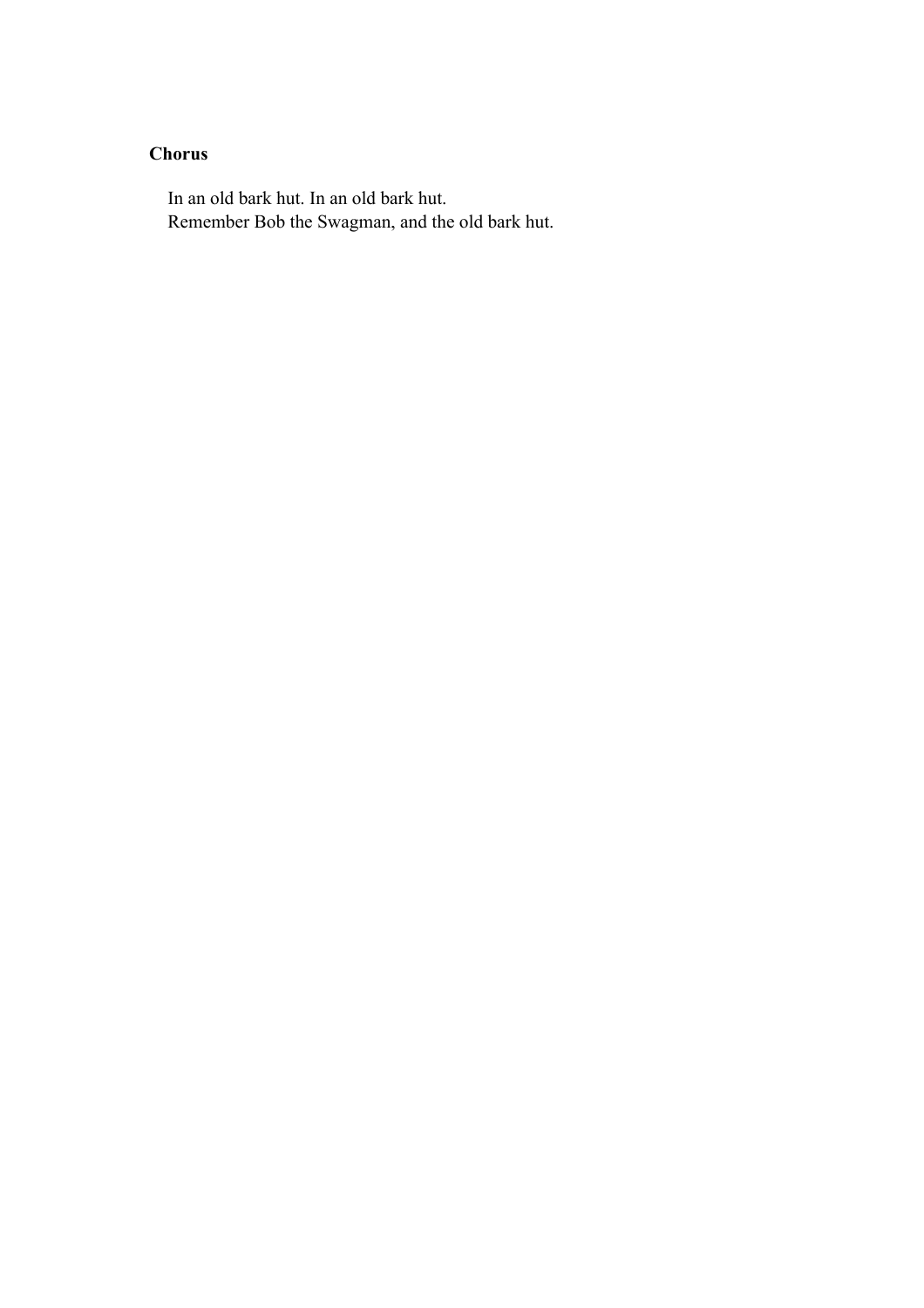**Chorus**

In an old bark hut. In an old bark hut.
Remember Bob the Swagman, and the old bark hut.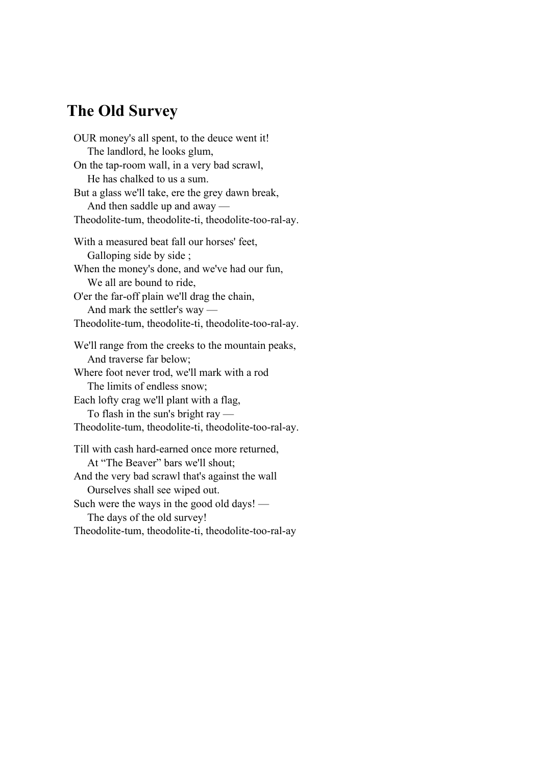## The Old Survey

OUR money's all spent, to the deuce went it!
The landlord, he looks glum,
On the tap-room wall, in a very bad scrawl,
He has chalked to us a sum.
But a glass we'll take, ere the grey dawn break,
And then saddle up and away —
Theodolite-tum, theodolite-ti, theodolite-too-ral-ay.

With a measured beat fall our horses' feet,
Galloping side by side ;
When the money's done, and we've had our fun,
We all are bound to ride,
O'er the far-off plain we'll drag the chain,
And mark the settler's way —
Theodolite-tum, theodolite-ti, theodolite-too-ral-ay.

We'll range from the creeks to the mountain peaks,
And traverse far below;
Where foot never trod, we'll mark with a rod
The limits of endless snow;
Each lofty crag we'll plant with a flag,
To flash in the sun's bright ray —
Theodolite-tum, theodolite-ti, theodolite-too-ral-ay.

Till with cash hard-earned once more returned,
At “The Beaver” bars we'll shout;
And the very bad scrawl that's against the wall
Ourselves shall see wiped out.
Such were the ways in the good old days! —
The days of the old survey!
Theodolite-tum, theodolite-ti, theodolite-too-ral-ay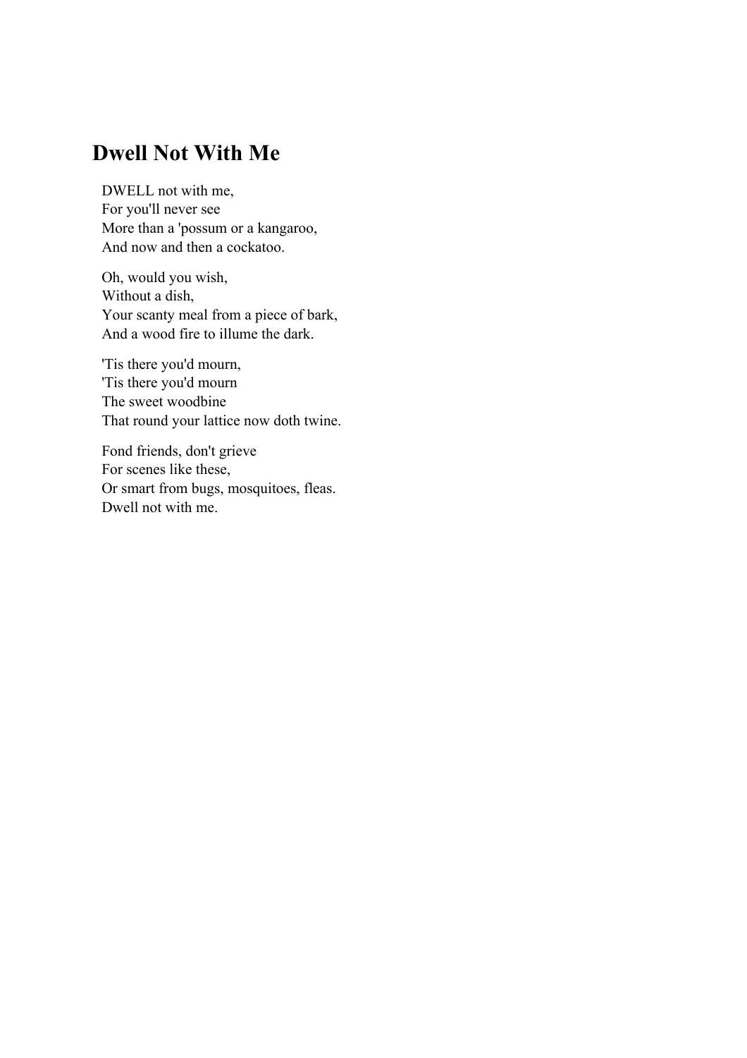## Dwell Not With Me

DWELL not with me,
For you'll never see
More than a 'possum or a kangaroo,
And now and then a cockatoo.

Oh, would you wish,
Without a dish,
Your scanty meal from a piece of bark,
And a wood fire to illume the dark.

'Tis there you'd mourn,
'Tis there you'd mourn
The sweet woodbine
That round your lattice now doth twine.

Fond friends, don't grieve
For scenes like these,
Or smart from bugs, mosquitoes, fleas.
Dwell not with me.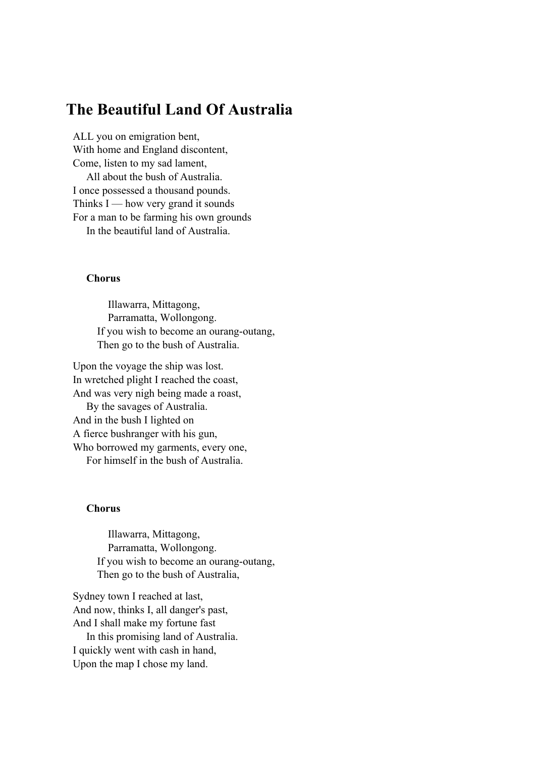# The Beautiful Land Of Australia

ALL you on emigration bent,
With home and England discontent,
Come, listen to my sad lament,
    All about the bush of Australia.
I once possessed a thousand pounds.
Thinks I — how very grand it sounds
For a man to be farming his own grounds
    In the beautiful land of Australia.

**Chorus**

        Illawarra, Mittagong,
        Parramatta, Wollongong.
      If you wish to become an ourang-outang,
      Then go to the bush of Australia.

Upon the voyage the ship was lost.
In wretched plight I reached the coast,
And was very nigh being made a roast,
    By the savages of Australia.
And in the bush I lighted on
A fierce bushranger with his gun,
Who borrowed my garments, every one,
    For himself in the bush of Australia.

**Chorus**

        Illawarra, Mittagong,
        Parramatta, Wollongong.
      If you wish to become an ourang-outang,
      Then go to the bush of Australia,

Sydney town I reached at last,
And now, thinks I, all danger's past,
And I shall make my fortune fast
    In this promising land of Australia.
I quickly went with cash in hand,
Upon the map I chose my land.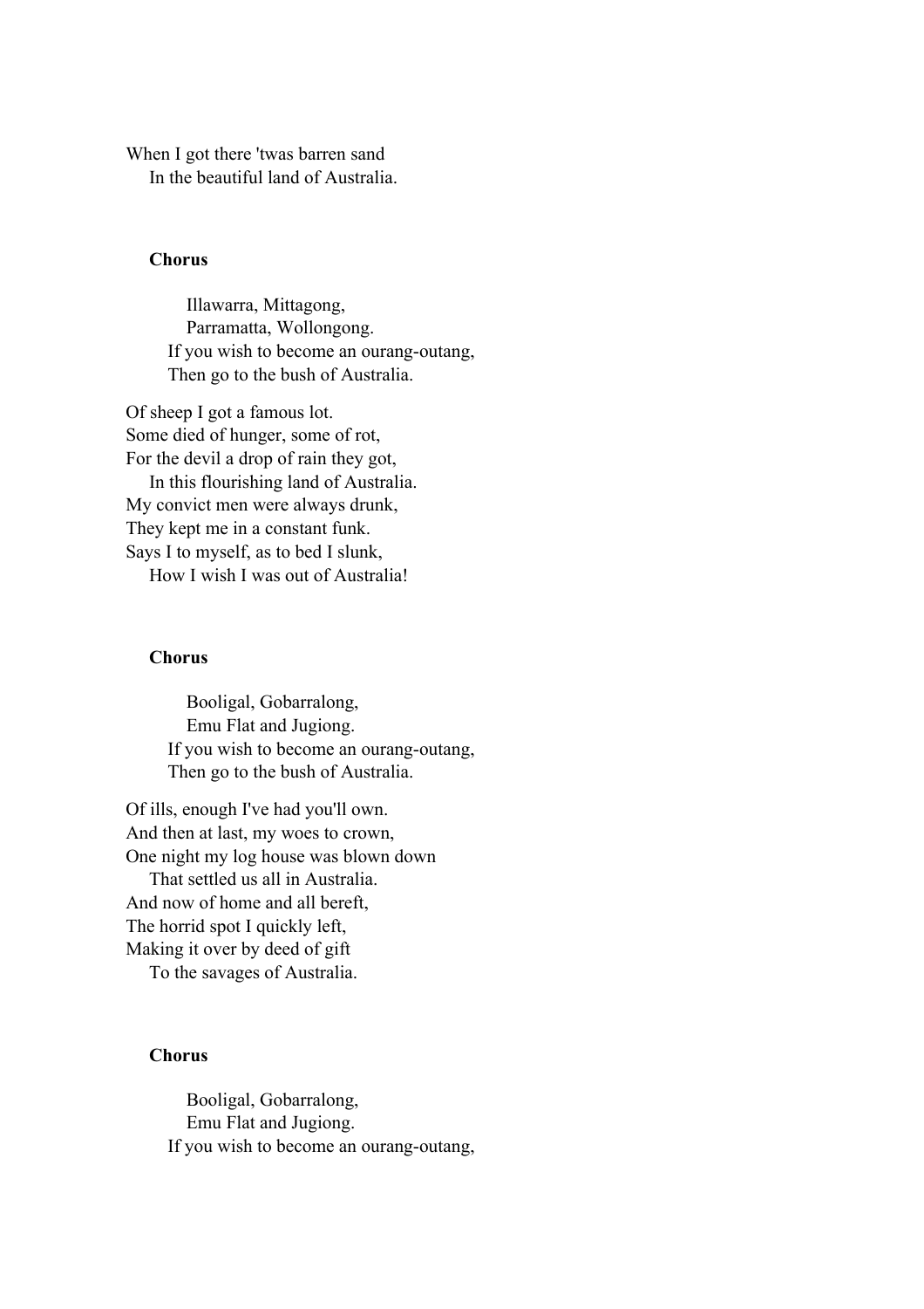When I got there 'twas barren sand
    In the beautiful land of Australia.

**Chorus**

Illawarra, Mittagong,
Parramatta, Wollongong.
If you wish to become an ourang-outang,
Then go to the bush of Australia.

Of sheep I got a famous lot.
Some died of hunger, some of rot,
For the devil a drop of rain they got,
    In this flourishing land of Australia.
My convict men were always drunk,
They kept me in a constant funk.
Says I to myself, as to bed I slunk,
    How I wish I was out of Australia!

**Chorus**

Booligal, Gobarralong,
Emu Flat and Jugiong.
If you wish to become an ourang-outang,
Then go to the bush of Australia.

Of ills, enough I've had you'll own.
And then at last, my woes to crown,
One night my log house was blown down
    That settled us all in Australia.
And now of home and all bereft,
The horrid spot I quickly left,
Making it over by deed of gift
    To the savages of Australia.

**Chorus**

Booligal, Gobarralong,
Emu Flat and Jugiong.
If you wish to become an ourang-outang,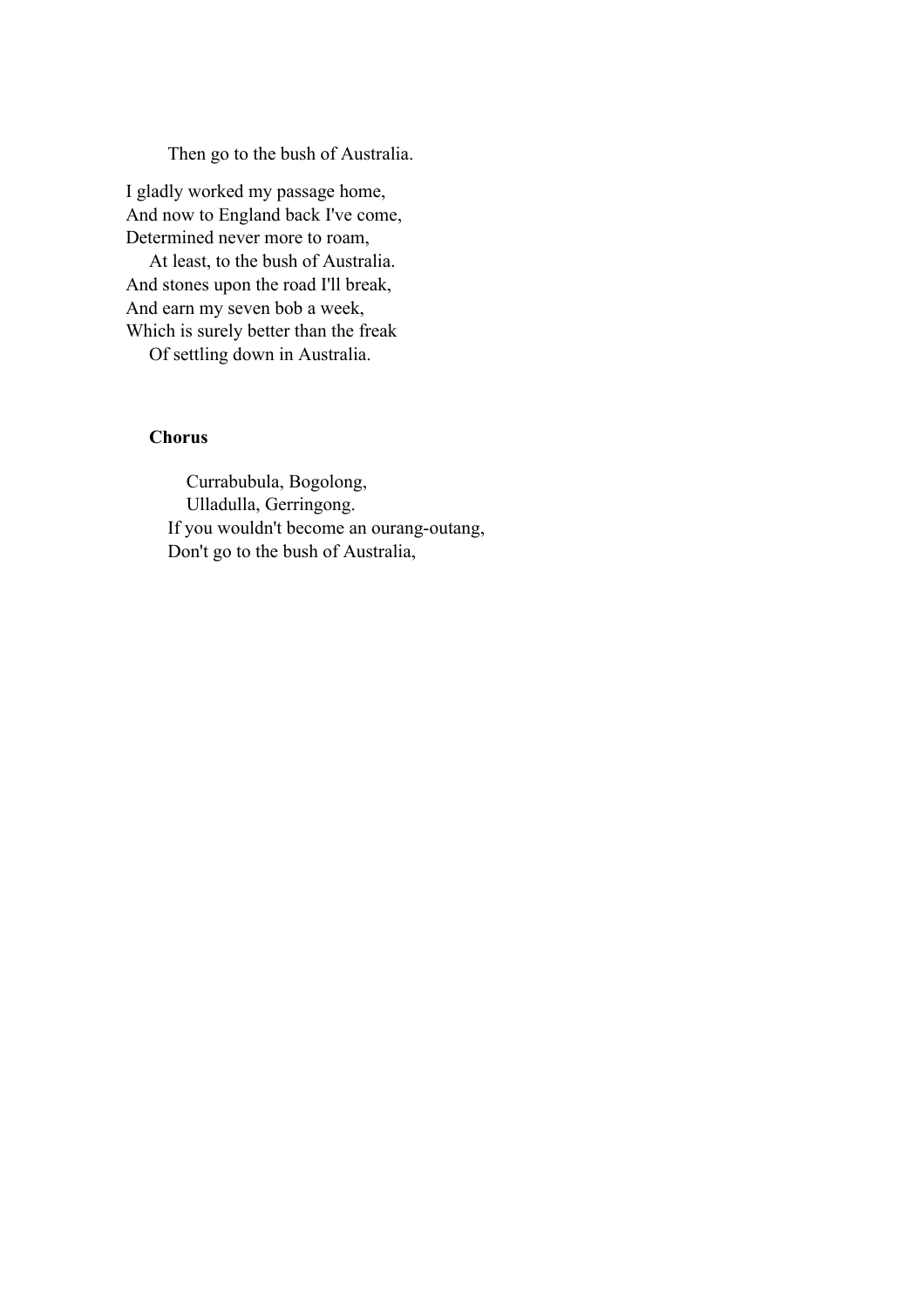Then go to the bush of Australia.

I gladly worked my passage home,  
And now to England back I've come,  
Determined never more to roam,  
At least, to the bush of Australia.  
And stones upon the road I'll break,  
And earn my seven bob a week,  
Which is surely better than the freak  
Of settling down in Australia.

**Chorus**

Currabubula, Bogolong,  
Ulladulla, Gerringong.  
If you wouldn't become an ourang-outang,  
Don't go to the bush of Australia,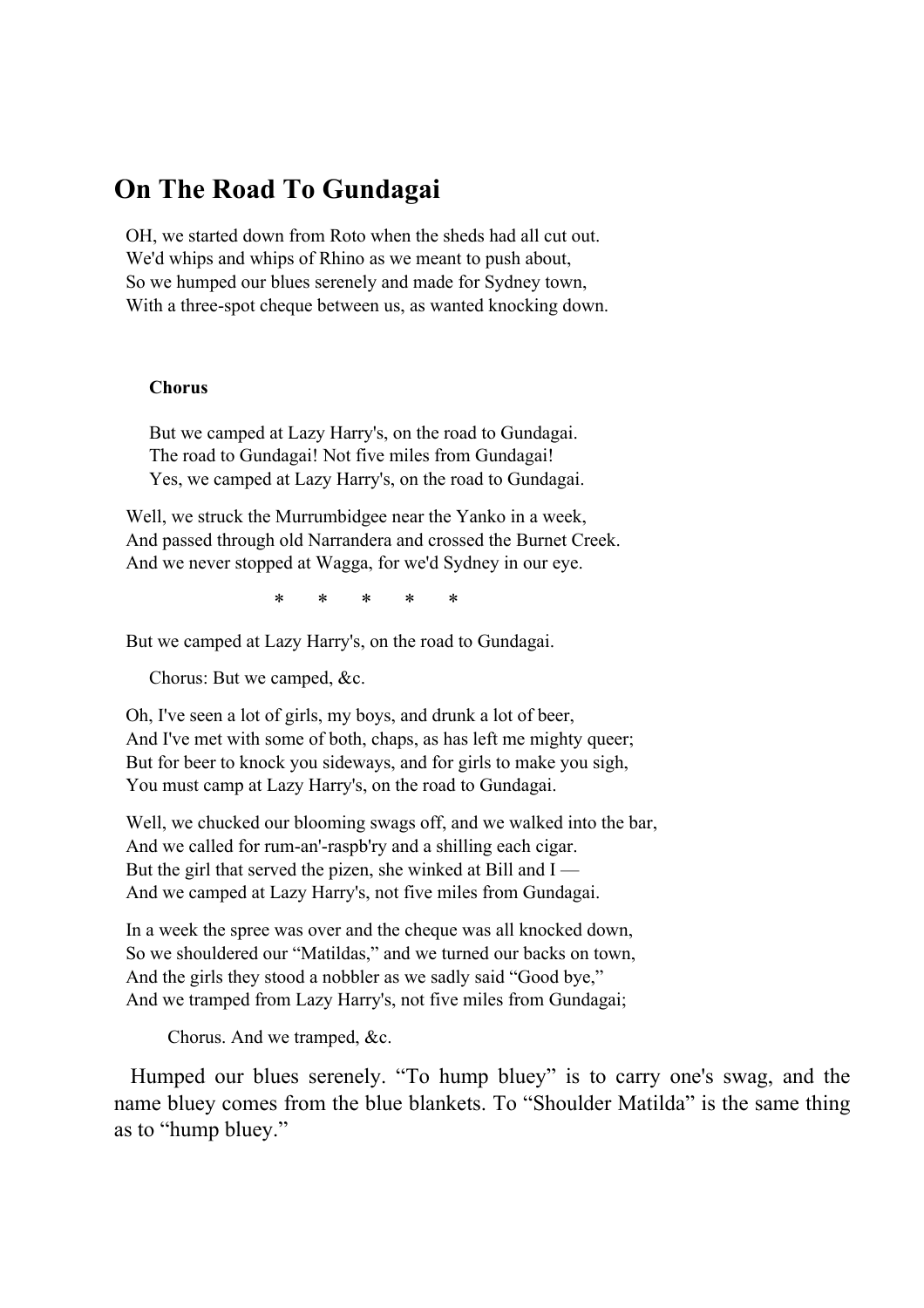## On The Road To Gundagai

OH, we started down from Roto when the sheds had all cut out.
We'd whips and whips of Rhino as we meant to push about,
So we humped our blues serenely and made for Sydney town,
With a three-spot cheque between us, as wanted knocking down.

**Chorus**

But we camped at Lazy Harry's, on the road to Gundagai.
The road to Gundagai! Not five miles from Gundagai!
Yes, we camped at Lazy Harry's, on the road to Gundagai.

Well, we struck the Murrumbidgee near the Yanko in a week,
And passed through old Narrandera and crossed the Burnet Creek.
And we never stopped at Wagga, for we'd Sydney in our eye.

\* \* \* \* \*

But we camped at Lazy Harry's, on the road to Gundagai.

Chorus: But we camped, &c.

Oh, I've seen a lot of girls, my boys, and drunk a lot of beer,
And I've met with some of both, chaps, as has left me mighty queer;
But for beer to knock you sideways, and for girls to make you sigh,
You must camp at Lazy Harry's, on the road to Gundagai.

Well, we chucked our blooming swags off, and we walked into the bar,
And we called for rum-an'-raspb'ry and a shilling each cigar.
But the girl that served the pizen, she winked at Bill and I —
And we camped at Lazy Harry's, not five miles from Gundagai.

In a week the spree was over and the cheque was all knocked down,
So we shouldered our "Matildas," and we turned our backs on town,
And the girls they stood a nobbler as we sadly said "Good bye,"
And we tramped from Lazy Harry's, not five miles from Gundagai;

Chorus. And we tramped, &c.

Humped our blues serenely. "To hump bluey" is to carry one's swag, and the name bluey comes from the blue blankets. To "Shoulder Matilda" is the same thing as to "hump bluey."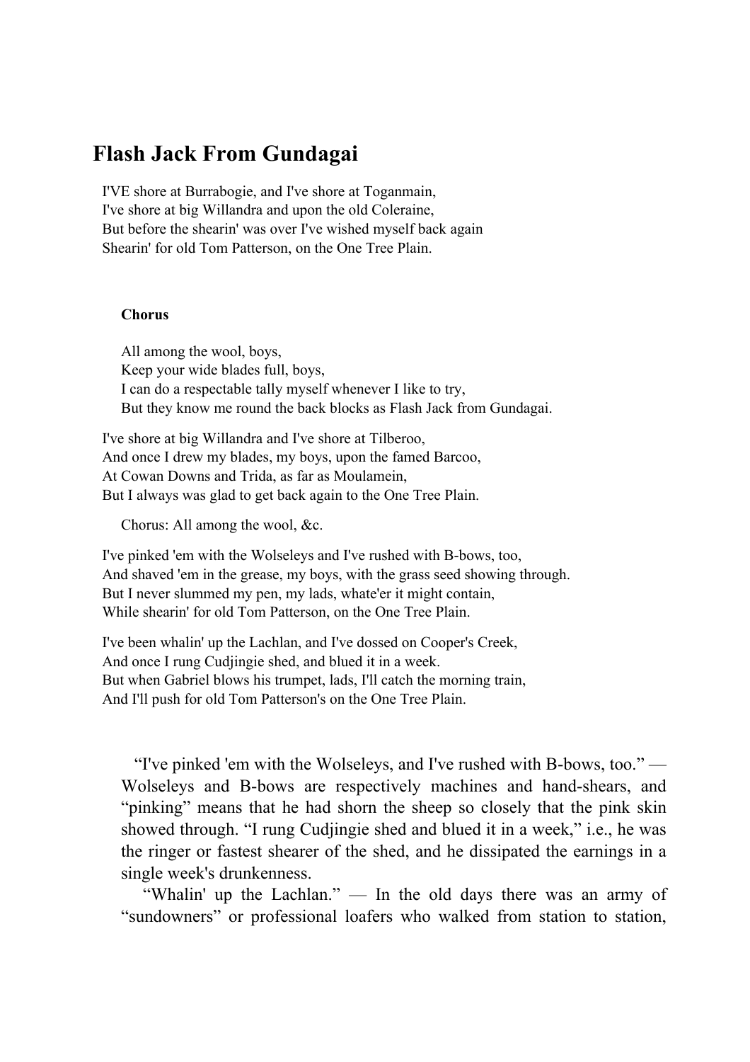# Flash Jack From Gundagai

I'VE shore at Burrabogie, and I've shore at Toganmain,
I've shore at big Willandra and upon the old Coleraine,
But before the shearin' was over I've wished myself back again
Shearin' for old Tom Patterson, on the One Tree Plain.

**Chorus**

All among the wool, boys,
Keep your wide blades full, boys,
I can do a respectable tally myself whenever I like to try,
But they know me round the back blocks as Flash Jack from Gundagai.

I've shore at big Willandra and I've shore at Tilberoo,
And once I drew my blades, my boys, upon the famed Barcoo,
At Cowan Downs and Trida, as far as Moulamein,
But I always was glad to get back again to the One Tree Plain.

Chorus: All among the wool, &c.

I've pinked 'em with the Wolseleys and I've rushed with B-bows, too,
And shaved 'em in the grease, my boys, with the grass seed showing through.
But I never slummed my pen, my lads, whate'er it might contain,
While shearin' for old Tom Patterson, on the One Tree Plain.

I've been whalin' up the Lachlan, and I've dossed on Cooper's Creek,
And once I rung Cudjingie shed, and blued it in a week.
But when Gabriel blows his trumpet, lads, I'll catch the morning train,
And I'll push for old Tom Patterson's on the One Tree Plain.

"I've pinked 'em with the Wolseleys, and I've rushed with B-bows, too." — Wolseleys and B-bows are respectively machines and hand-shears, and "pinking" means that he had shorn the sheep so closely that the pink skin showed through. "I rung Cudjingie shed and blued it in a week," i.e., he was the ringer or fastest shearer of the shed, and he dissipated the earnings in a single week's drunkenness.

"Whalin' up the Lachlan." — In the old days there was an army of "sundowners" or professional loafers who walked from station to station,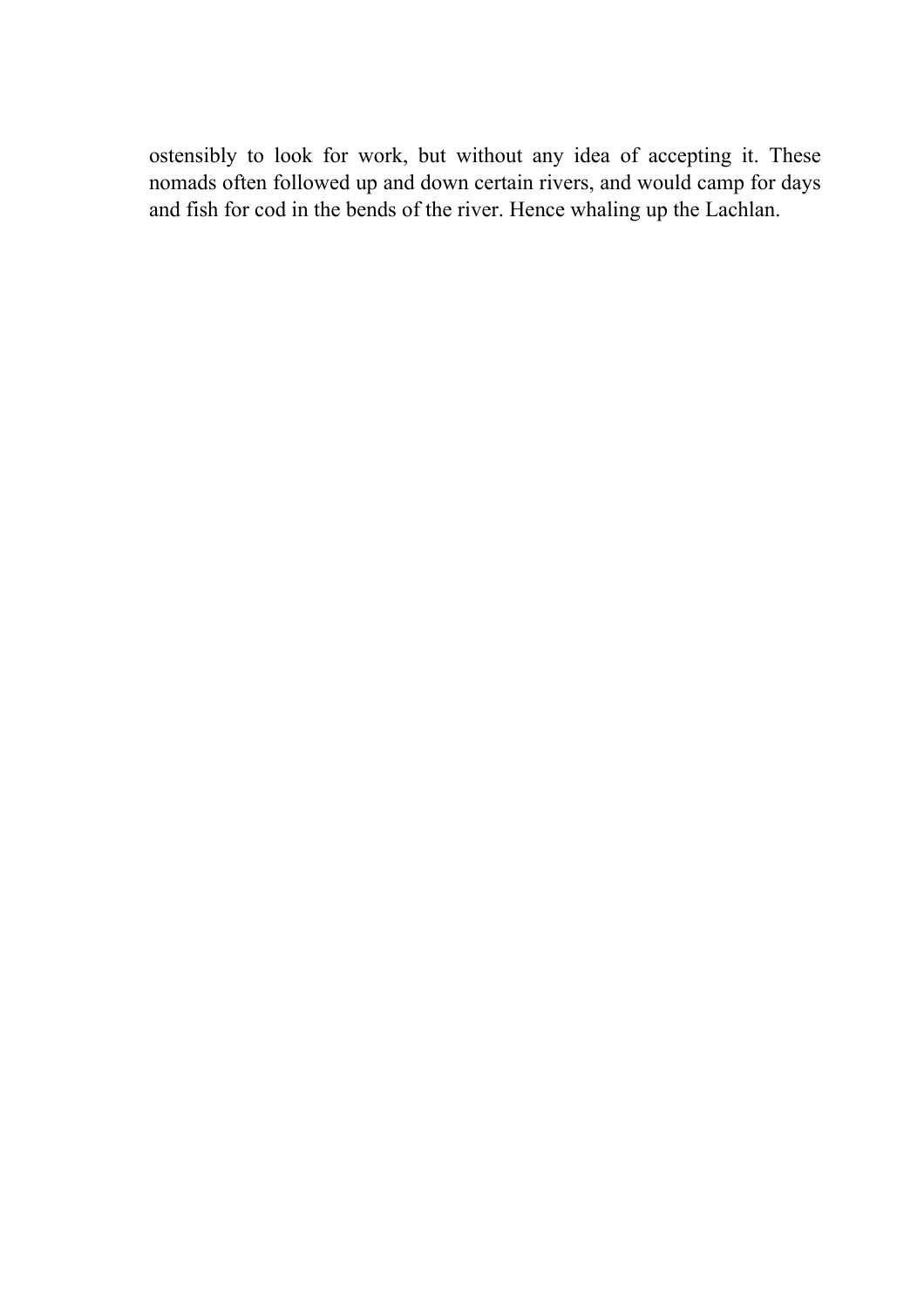ostensibly to look for work, but without any idea of accepting it. These nomads often followed up and down certain rivers, and would camp for days and fish for cod in the bends of the river. Hence whaling up the Lachlan.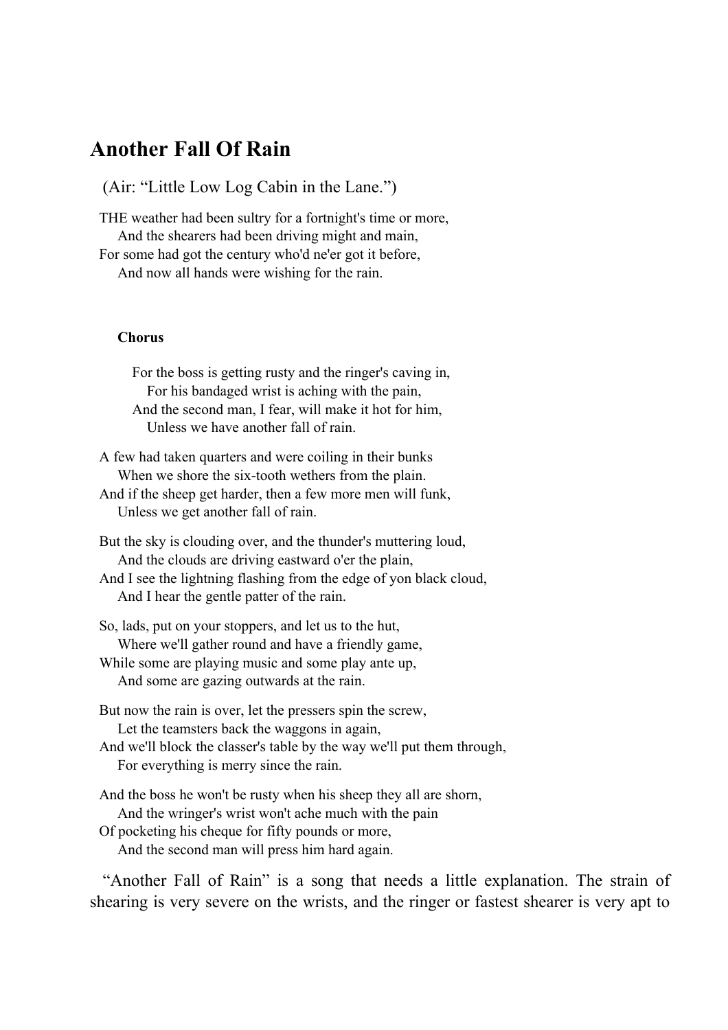## Another Fall Of Rain

(Air: "Little Low Log Cabin in the Lane.")

THE weather had been sultry for a fortnight's time or more,  
And the shearers had been driving might and main,  
For some had got the century who'd ne'er got it before,  
And now all hands were wishing for the rain.

**Chorus**

For the boss is getting rusty and the ringer's caving in,  
For his bandaged wrist is aching with the pain,  
And the second man, I fear, will make it hot for him,  
Unless we have another fall of rain.

A few had taken quarters and were coiling in their bunks  
When we shore the six-tooth wethers from the plain.  
And if the sheep get harder, then a few more men will funk,  
Unless we get another fall of rain.

But the sky is clouding over, and the thunder's muttering loud,  
And the clouds are driving eastward o'er the plain,  
And I see the lightning flashing from the edge of yon black cloud,  
And I hear the gentle patter of the rain.

So, lads, put on your stoppers, and let us to the hut,  
Where we'll gather round and have a friendly game,  
While some are playing music and some play ante up,  
And some are gazing outwards at the rain.

But now the rain is over, let the pressers spin the screw,  
Let the teamsters back the waggons in again,  
And we'll block the classer's table by the way we'll put them through,  
For everything is merry since the rain.

And the boss he won't be rusty when his sheep they all are shorn,  
And the wringer's wrist won't ache much with the pain  
Of pocketing his cheque for fifty pounds or more,  
And the second man will press him hard again.

"Another Fall of Rain" is a song that needs a little explanation. The strain of shearing is very severe on the wrists, and the ringer or fastest shearer is very apt to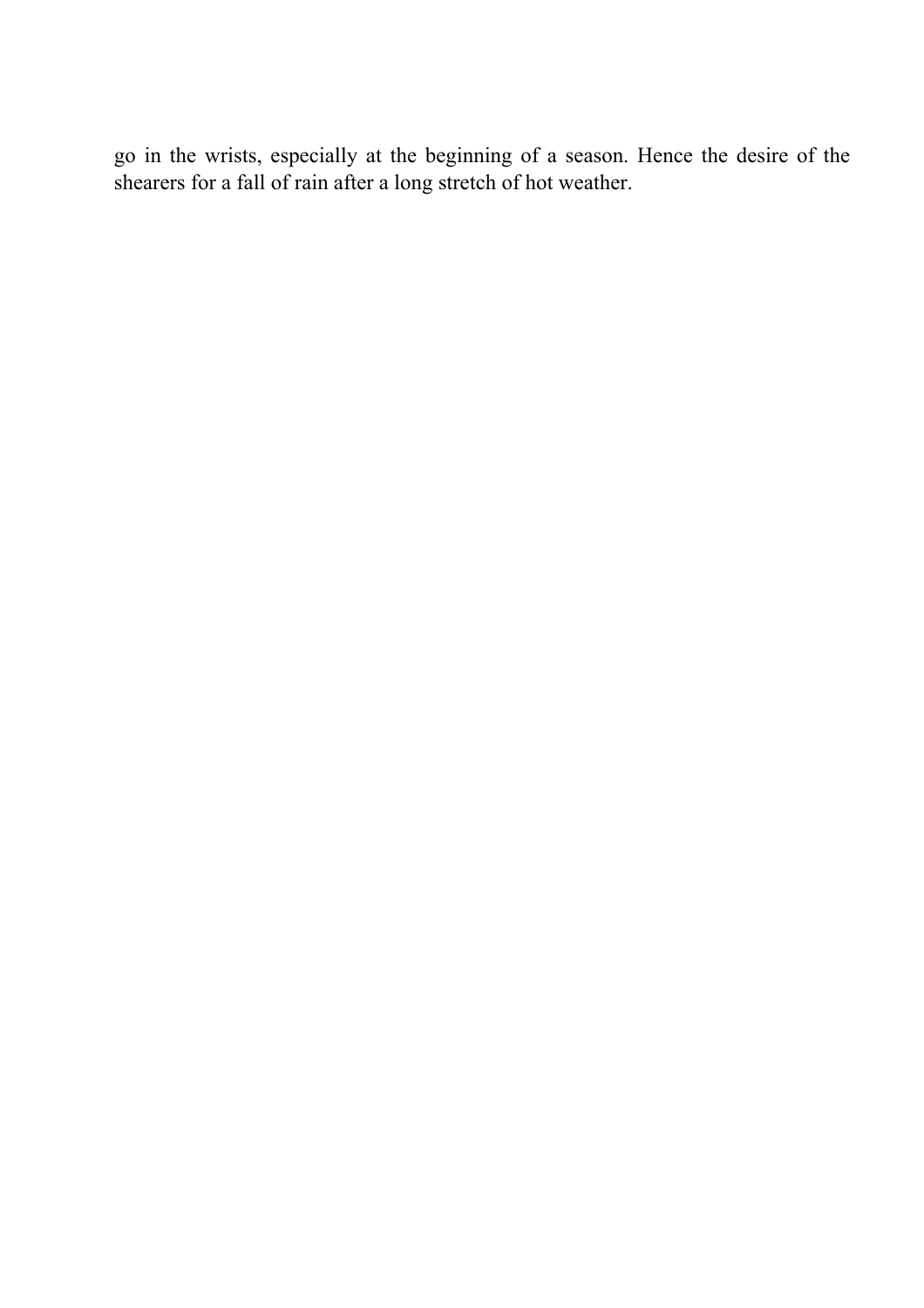go in the wrists, especially at the beginning of a season. Hence the desire of the shearers for a fall of rain after a long stretch of hot weather.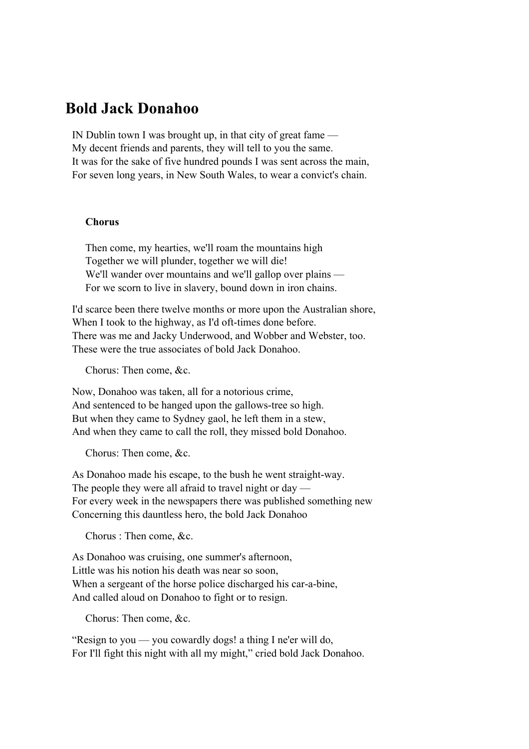# Bold Jack Donahoo

IN Dublin town I was brought up, in that city of great fame —
My decent friends and parents, they will tell to you the same.
It was for the sake of five hundred pounds I was sent across the main,
For seven long years, in New South Wales, to wear a convict's chain.

**Chorus**

Then come, my hearties, we'll roam the mountains high
Together we will plunder, together we will die!
We'll wander over mountains and we'll gallop over plains —
For we scorn to live in slavery, bound down in iron chains.

I'd scarce been there twelve months or more upon the Australian shore,
When I took to the highway, as I'd oft-times done before.
There was me and Jacky Underwood, and Wobber and Webster, too.
These were the true associates of bold Jack Donahoo.

Chorus: Then come, &c.

Now, Donahoo was taken, all for a notorious crime,
And sentenced to be hanged upon the gallows-tree so high.
But when they came to Sydney gaol, he left them in a stew,
And when they came to call the roll, they missed bold Donahoo.

Chorus: Then come, &c.

As Donahoo made his escape, to the bush he went straight-way.
The people they were all afraid to travel night or day —
For every week in the newspapers there was published something new
Concerning this dauntless hero, the bold Jack Donahoo

Chorus : Then come, &c.

As Donahoo was cruising, one summer's afternoon,
Little was his notion his death was near so soon,
When a sergeant of the horse police discharged his car-a-bine,
And called aloud on Donahoo to fight or to resign.

Chorus: Then come, &c.

"Resign to you — you cowardly dogs! a thing I ne'er will do,
For I'll fight this night with all my might," cried bold Jack Donahoo.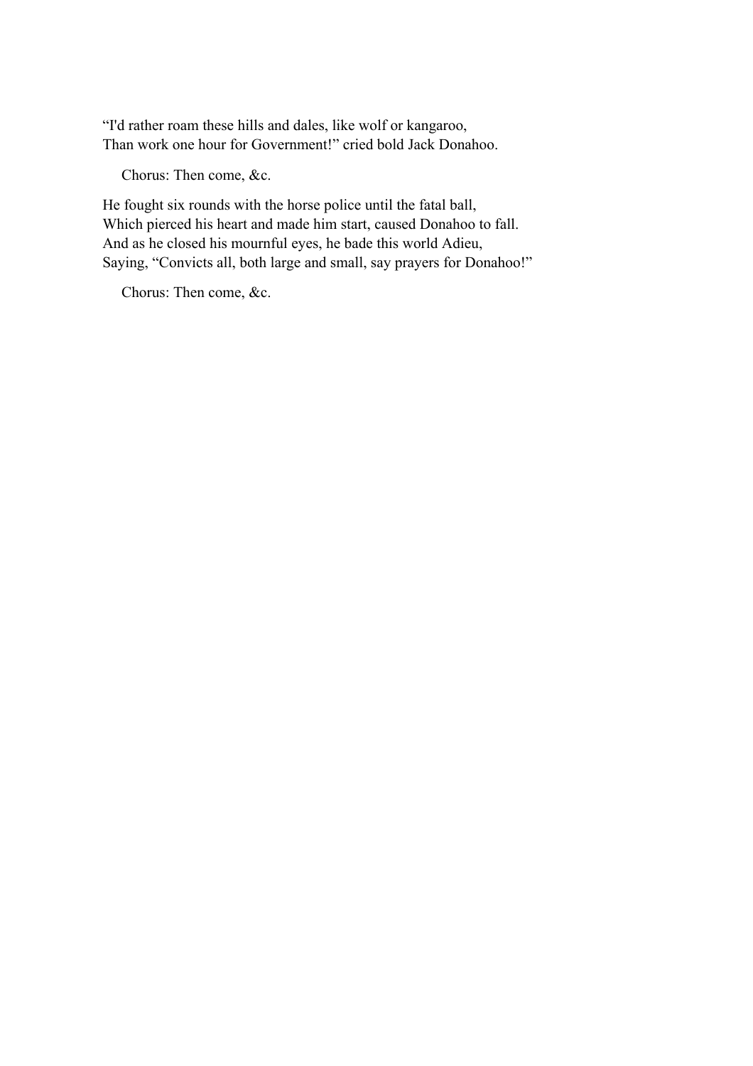“I'd rather roam these hills and dales, like wolf or kangaroo,  
Than work one hour for Government!” cried bold Jack Donahoo.

Chorus: Then come, &c.

He fought six rounds with the horse police until the fatal ball,  
Which pierced his heart and made him start, caused Donahoo to fall.  
And as he closed his mournful eyes, he bade this world Adieu,  
Saying, “Convicts all, both large and small, say prayers for Donahoo!”

Chorus: Then come, &c.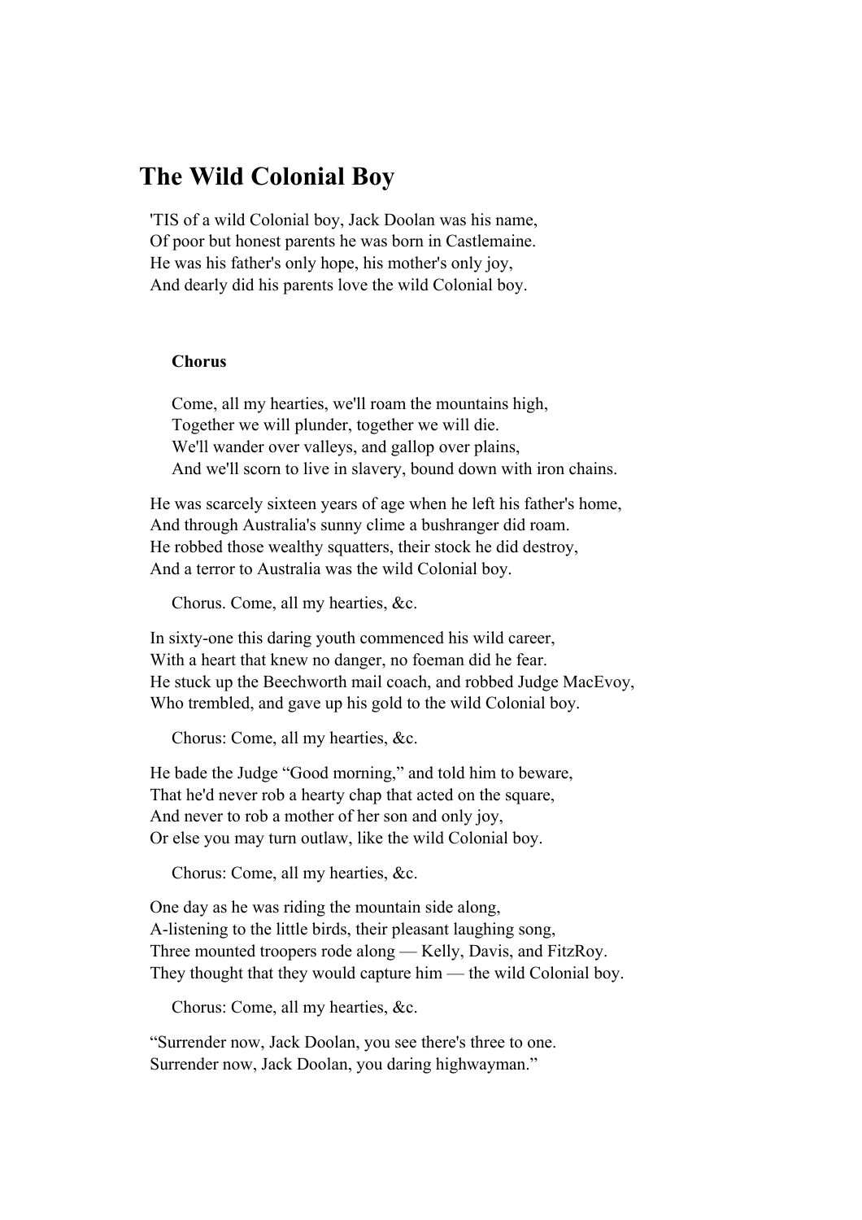## The Wild Colonial Boy

'TIS of a wild Colonial boy, Jack Doolan was his name,
Of poor but honest parents he was born in Castlemaine.
He was his father's only hope, his mother's only joy,
And dearly did his parents love the wild Colonial boy.

**Chorus**

Come, all my hearties, we'll roam the mountains high,
Together we will plunder, together we will die.
We'll wander over valleys, and gallop over plains,
And we'll scorn to live in slavery, bound down with iron chains.

He was scarcely sixteen years of age when he left his father's home,
And through Australia's sunny clime a bushranger did roam.
He robbed those wealthy squatters, their stock he did destroy,
And a terror to Australia was the wild Colonial boy.

Chorus. Come, all my hearties, &c.

In sixty-one this daring youth commenced his wild career,
With a heart that knew no danger, no foeman did he fear.
He stuck up the Beechworth mail coach, and robbed Judge MacEvoy,
Who trembled, and gave up his gold to the wild Colonial boy.

Chorus: Come, all my hearties, &c.

He bade the Judge "Good morning," and told him to beware,
That he'd never rob a hearty chap that acted on the square,
And never to rob a mother of her son and only joy,
Or else you may turn outlaw, like the wild Colonial boy.

Chorus: Come, all my hearties, &c.

One day as he was riding the mountain side along,
A-listening to the little birds, their pleasant laughing song,
Three mounted troopers rode along — Kelly, Davis, and FitzRoy.
They thought that they would capture him — the wild Colonial boy.

Chorus: Come, all my hearties, &c.

"Surrender now, Jack Doolan, you see there's three to one.
Surrender now, Jack Doolan, you daring highwayman."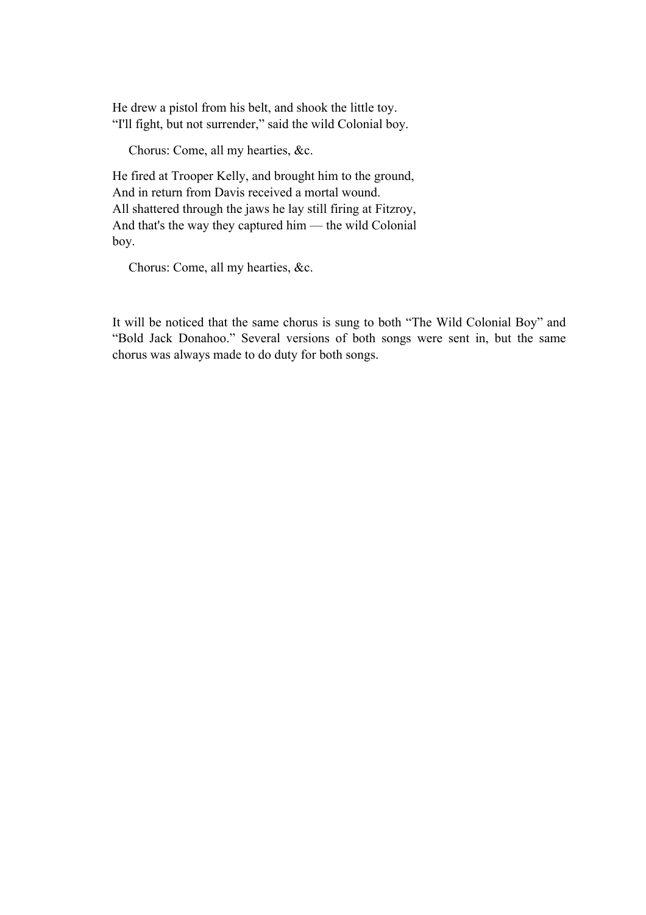He drew a pistol from his belt, and shook the little toy.
“I'll fight, but not surrender,” said the wild Colonial boy.

Chorus: Come, all my hearties, &c.

He fired at Trooper Kelly, and brought him to the ground,
And in return from Davis received a mortal wound.
All shattered through the jaws he lay still firing at Fitzroy,
And that's the way they captured him — the wild Colonial boy.

Chorus: Come, all my hearties, &c.

It will be noticed that the same chorus is sung to both “The Wild Colonial Boy” and “Bold Jack Donahoo.” Several versions of both songs were sent in, but the same chorus was always made to do duty for both songs.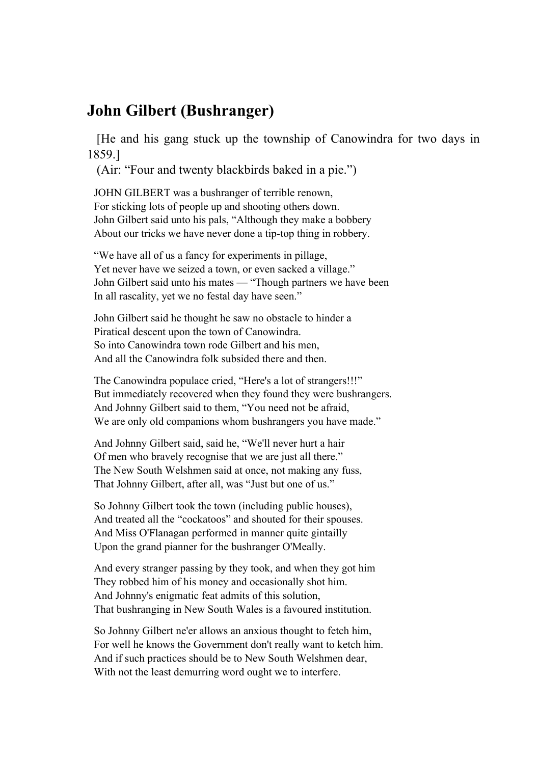# John Gilbert (Bushranger)

[He and his gang stuck up the township of Canowindra for two days in 1859.]

(Air: "Four and twenty blackbirds baked in a pie.")

JOHN GILBERT was a bushranger of terrible renown,  
For sticking lots of people up and shooting others down.  
John Gilbert said unto his pals, "Although they make a bobbery  
About our tricks we have never done a tip-top thing in robbery.

"We have all of us a fancy for experiments in pillage,  
Yet never have we seized a town, or even sacked a village."  
John Gilbert said unto his mates — "Though partners we have been  
In all rascality, yet we no festal day have seen."

John Gilbert said he thought he saw no obstacle to hinder a  
Piratical descent upon the town of Canowindra.  
So into Canowindra town rode Gilbert and his men,  
And all the Canowindra folk subsided there and then.

The Canowindra populace cried, "Here's a lot of strangers!!!"  
But immediately recovered when they found they were bushrangers.  
And Johnny Gilbert said to them, "You need not be afraid,  
We are only old companions whom bushrangers you have made."

And Johnny Gilbert said, said he, "We'll never hurt a hair  
Of men who bravely recognise that we are just all there."  
The New South Welshmen said at once, not making any fuss,  
That Johnny Gilbert, after all, was "Just but one of us."

So Johnny Gilbert took the town (including public houses),  
And treated all the "cockatoos" and shouted for their spouses.  
And Miss O'Flanagan performed in manner quite gintailly  
Upon the grand pianner for the bushranger O'Meally.

And every stranger passing by they took, and when they got him  
They robbed him of his money and occasionally shot him.  
And Johnny's enigmatic feat admits of this solution,  
That bushranging in New South Wales is a favoured institution.

So Johnny Gilbert ne'er allows an anxious thought to fetch him,  
For well he knows the Government don't really want to ketch him.  
And if such practices should be to New South Welshmen dear,  
With not the least demurring word ought we to interfere.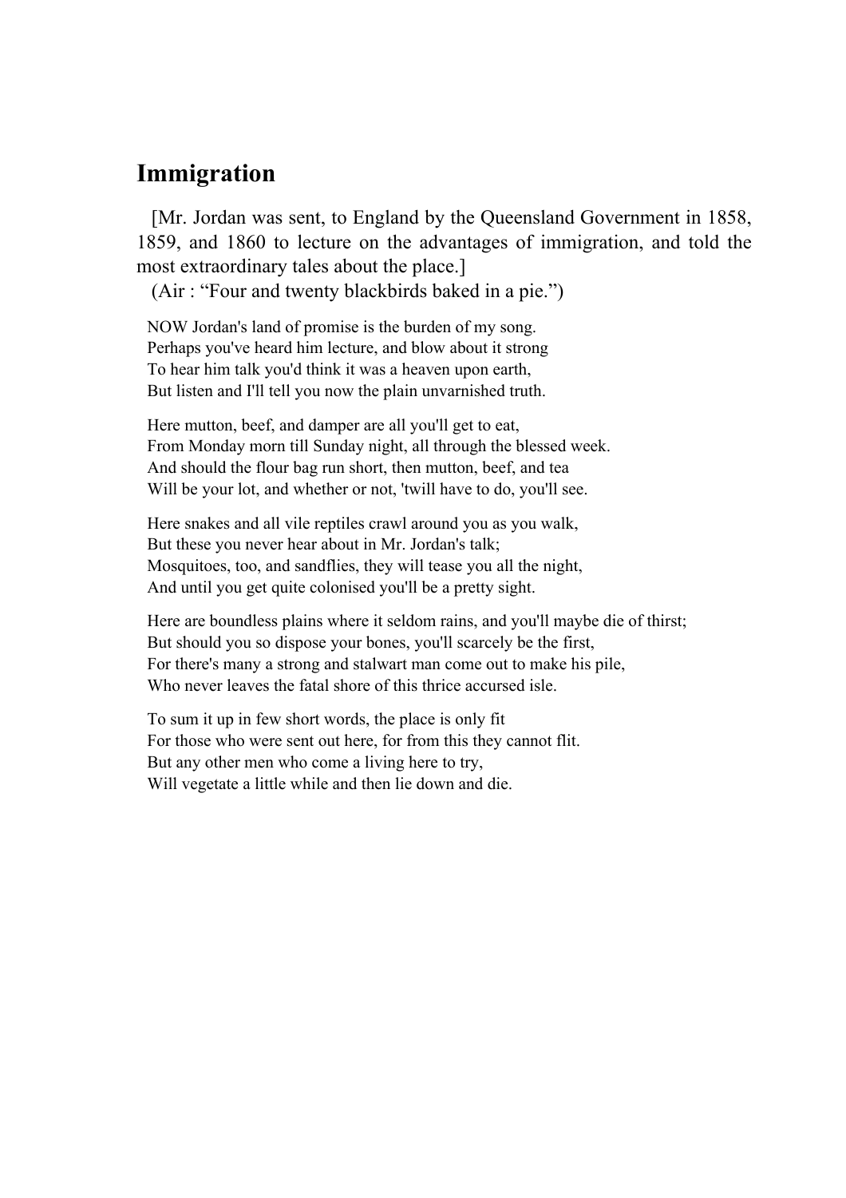## Immigration

[Mr. Jordan was sent, to England by the Queensland Government in 1858, 1859, and 1860 to lecture on the advantages of immigration, and told the most extraordinary tales about the place.]

(Air : “Four and twenty blackbirds baked in a pie.”)

NOW Jordan's land of promise is the burden of my song.
Perhaps you've heard him lecture, and blow about it strong
To hear him talk you'd think it was a heaven upon earth,
But listen and I'll tell you now the plain unvarnished truth.

Here mutton, beef, and damper are all you'll get to eat,
From Monday morn till Sunday night, all through the blessed week.
And should the flour bag run short, then mutton, beef, and tea
Will be your lot, and whether or not, 'twill have to do, you'll see.

Here snakes and all vile reptiles crawl around you as you walk,
But these you never hear about in Mr. Jordan's talk;
Mosquitoes, too, and sandflies, they will tease you all the night,
And until you get quite colonised you'll be a pretty sight.

Here are boundless plains where it seldom rains, and you'll maybe die of thirst;
But should you so dispose your bones, you'll scarcely be the first,
For there's many a strong and stalwart man come out to make his pile,
Who never leaves the fatal shore of this thrice accursed isle.

To sum it up in few short words, the place is only fit
For those who were sent out here, for from this they cannot flit.
But any other men who come a living here to try,
Will vegetate a little while and then lie down and die.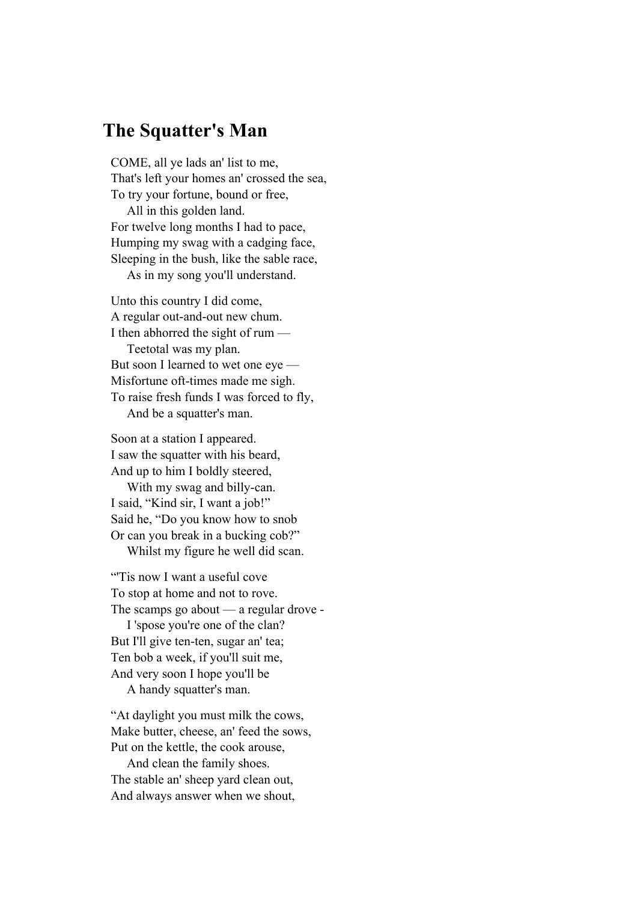## The Squatter's Man

COME, all ye lads an' list to me,
That's left your homes an' crossed the sea,
To try your fortune, bound or free,
    All in this golden land.
For twelve long months I had to pace,
Humping my swag with a cadging face,
Sleeping in the bush, like the sable race,
    As in my song you'll understand.

Unto this country I did come,
A regular out-and-out new chum.
I then abhorred the sight of rum —
    Teetotal was my plan.
But soon I learned to wet one eye —
Misfortune oft-times made me sigh.
To raise fresh funds I was forced to fly,
    And be a squatter's man.

Soon at a station I appeared.
I saw the squatter with his beard,
And up to him I boldly steered,
    With my swag and billy-can.
I said, "Kind sir, I want a job!"
Said he, "Do you know how to snob
Or can you break in a bucking cob?"
    Whilst my figure he well did scan.

"'Tis now I want a useful cove
To stop at home and not to rove.
The scamps go about — a regular drove -
    I 'spose you're one of the clan?
But I'll give ten-ten, sugar an' tea;
Ten bob a week, if you'll suit me,
And very soon I hope you'll be
    A handy squatter's man.

"At daylight you must milk the cows,
Make butter, cheese, an' feed the sows,
Put on the kettle, the cook arouse,
    And clean the family shoes.
The stable an' sheep yard clean out,
And always answer when we shout,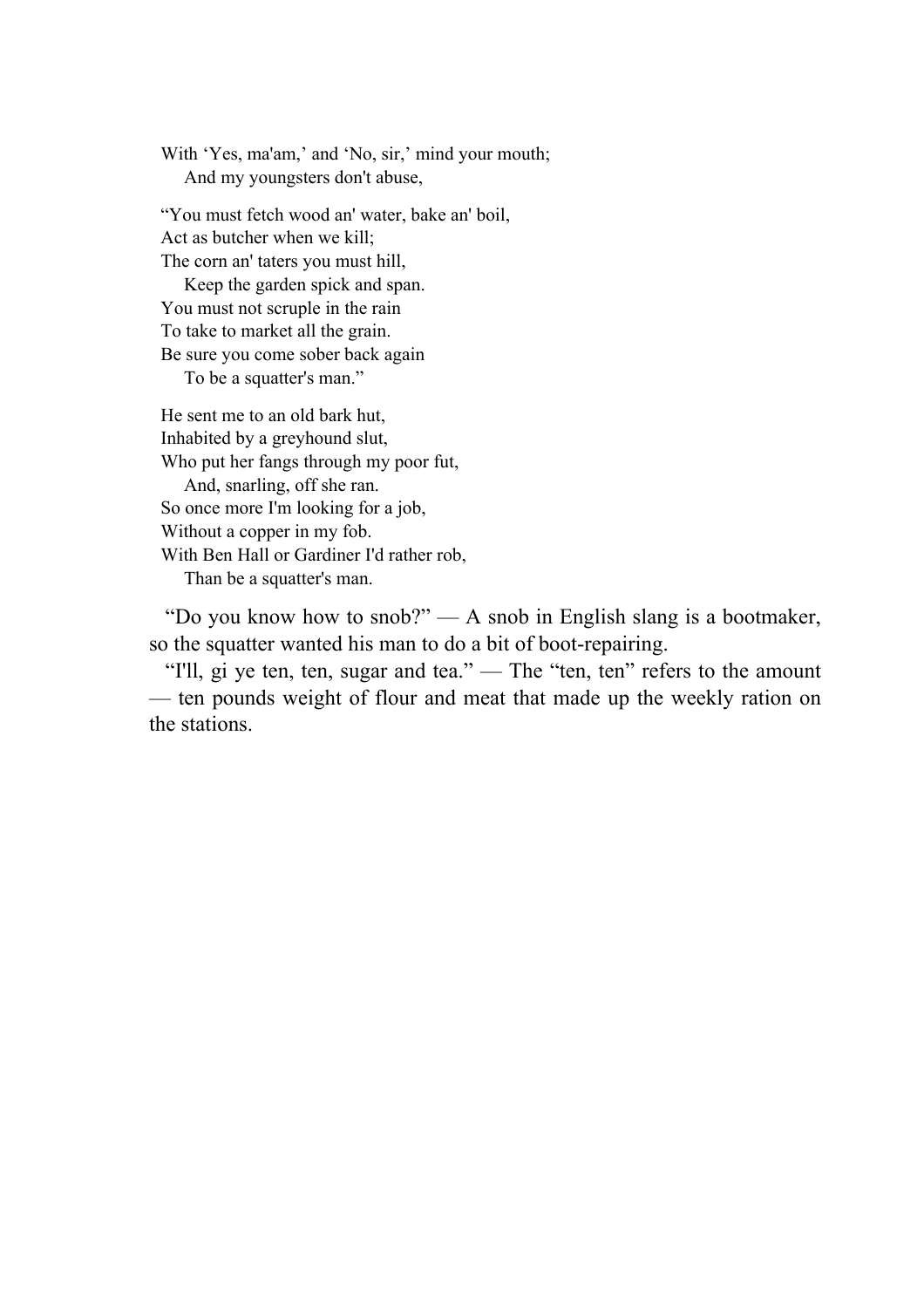With ‘Yes, ma'am,’ and ‘No, sir,’ mind your mouth;
    And my youngsters don't abuse,

“You must fetch wood an' water, bake an' boil,
Act as butcher when we kill;
The corn an' taters you must hill,
    Keep the garden spick and span.
You must not scruple in the rain
To take to market all the grain.
Be sure you come sober back again
    To be a squatter's man.”

He sent me to an old bark hut,
Inhabited by a greyhound slut,
Who put her fangs through my poor fut,
    And, snarling, off she ran.
So once more I'm looking for a job,
Without a copper in my fob.
With Ben Hall or Gardiner I'd rather rob,
    Than be a squatter's man.

“Do you know how to snob?” — A snob in English slang is a bootmaker, so the squatter wanted his man to do a bit of boot-repairing.

“I'll, gi ye ten, ten, sugar and tea.” — The “ten, ten” refers to the amount — ten pounds weight of flour and meat that made up the weekly ration on the stations.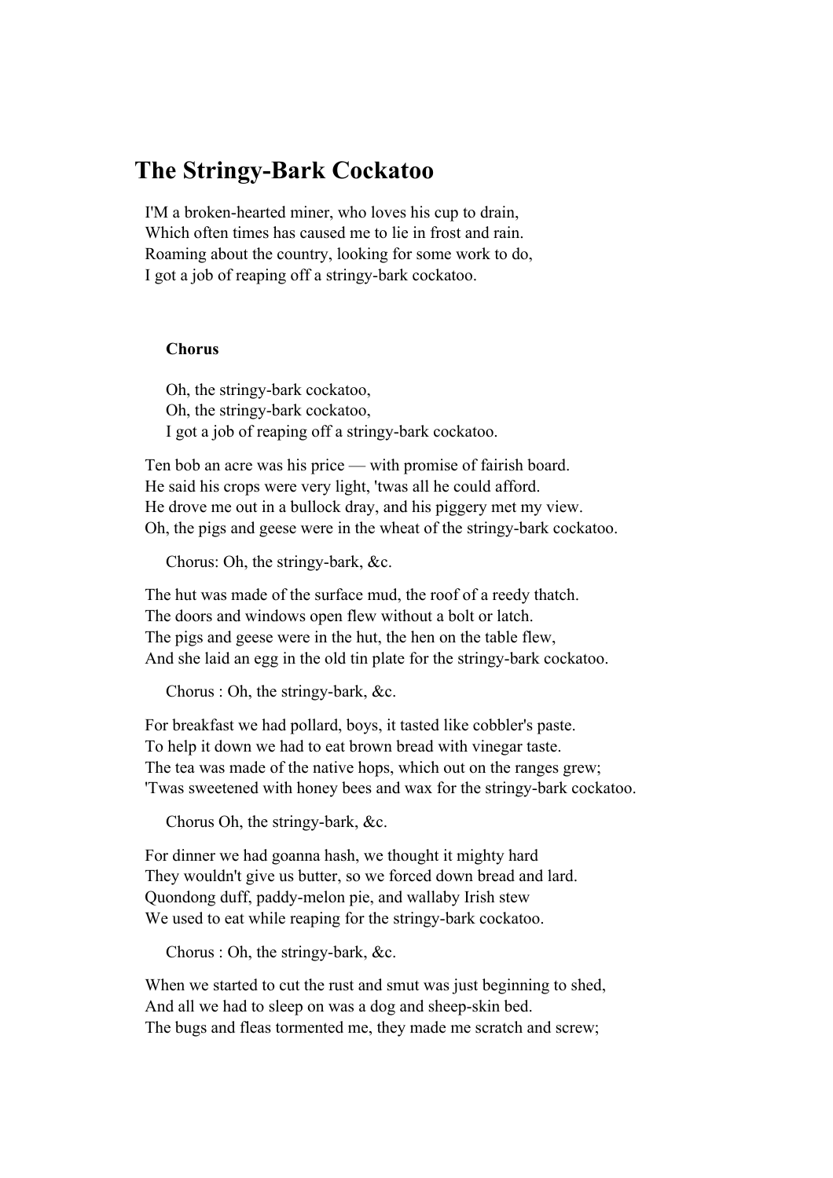# The Stringy-Bark Cockatoo

I'M a broken-hearted miner, who loves his cup to drain,
Which often times has caused me to lie in frost and rain.
Roaming about the country, looking for some work to do,
I got a job of reaping off a stringy-bark cockatoo.

**Chorus**

Oh, the stringy-bark cockatoo,
Oh, the stringy-bark cockatoo,
I got a job of reaping off a stringy-bark cockatoo.

Ten bob an acre was his price — with promise of fairish board.
He said his crops were very light, 'twas all he could afford.
He drove me out in a bullock dray, and his piggery met my view.
Oh, the pigs and geese were in the wheat of the stringy-bark cockatoo.

Chorus: Oh, the stringy-bark, &c.

The hut was made of the surface mud, the roof of a reedy thatch.
The doors and windows open flew without a bolt or latch.
The pigs and geese were in the hut, the hen on the table flew,
And she laid an egg in the old tin plate for the stringy-bark cockatoo.

Chorus : Oh, the stringy-bark, &c.

For breakfast we had pollard, boys, it tasted like cobbler's paste.
To help it down we had to eat brown bread with vinegar taste.
The tea was made of the native hops, which out on the ranges grew;
'Twas sweetened with honey bees and wax for the stringy-bark cockatoo.

Chorus Oh, the stringy-bark, &c.

For dinner we had goanna hash, we thought it mighty hard
They wouldn't give us butter, so we forced down bread and lard.
Quondong duff, paddy-melon pie, and wallaby Irish stew
We used to eat while reaping for the stringy-bark cockatoo.

Chorus : Oh, the stringy-bark, &c.

When we started to cut the rust and smut was just beginning to shed,
And all we had to sleep on was a dog and sheep-skin bed.
The bugs and fleas tormented me, they made me scratch and screw;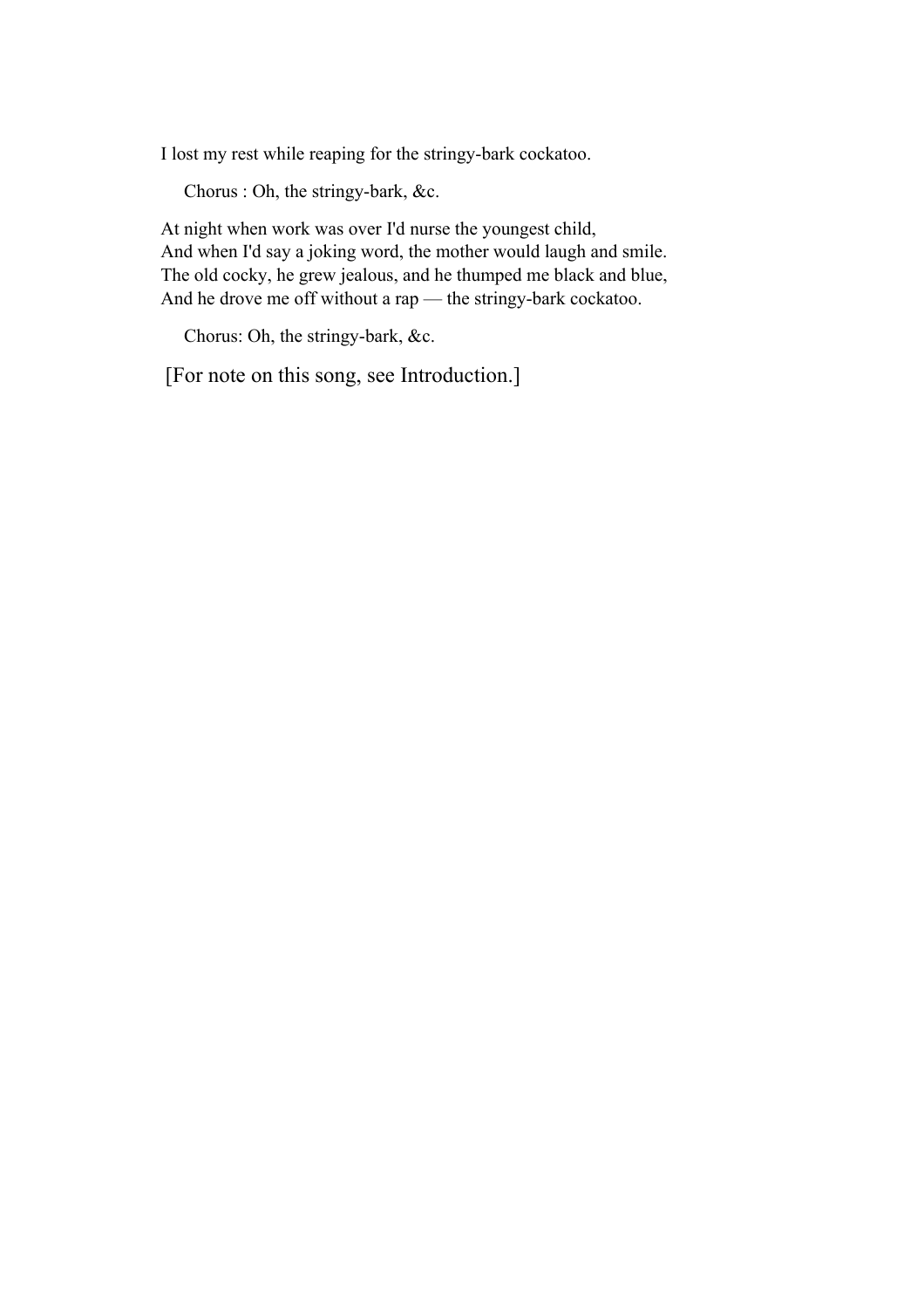I lost my rest while reaping for the stringy-bark cockatoo.

Chorus : Oh, the stringy-bark, &c.

At night when work was over I'd nurse the youngest child,  
And when I'd say a joking word, the mother would laugh and smile.  
The old cocky, he grew jealous, and he thumped me black and blue,  
And he drove me off without a rap — the stringy-bark cockatoo.

Chorus: Oh, the stringy-bark, &c.

[For note on this song, see Introduction.]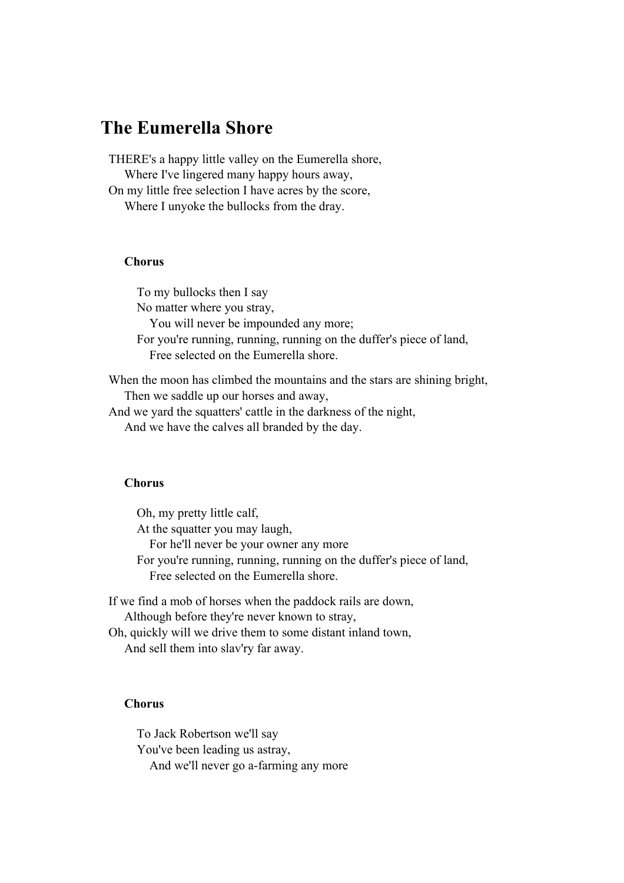## The Eumerella Shore

THERE's a happy little valley on the Eumerella shore,
Where I've lingered many happy hours away,
On my little free selection I have acres by the score,
Where I unyoke the bullocks from the dray.

**Chorus**

To my bullocks then I say
No matter where you stray,
You will never be impounded any more;
For you're running, running, running on the duffer's piece of land,
Free selected on the Eumerella shore.

When the moon has climbed the mountains and the stars are shining bright,
Then we saddle up our horses and away,
And we yard the squatters' cattle in the darkness of the night,
And we have the calves all branded by the day.

**Chorus**

Oh, my pretty little calf,
At the squatter you may laugh,
For he'll never be your owner any more
For you're running, running, running on the duffer's piece of land,
Free selected on the Eumerella shore.

If we find a mob of horses when the paddock rails are down,
Although before they're never known to stray,
Oh, quickly will we drive them to some distant inland town,
And sell them into slav'ry far away.

**Chorus**

To Jack Robertson we'll say
You've been leading us astray,
And we'll never go a-farming any more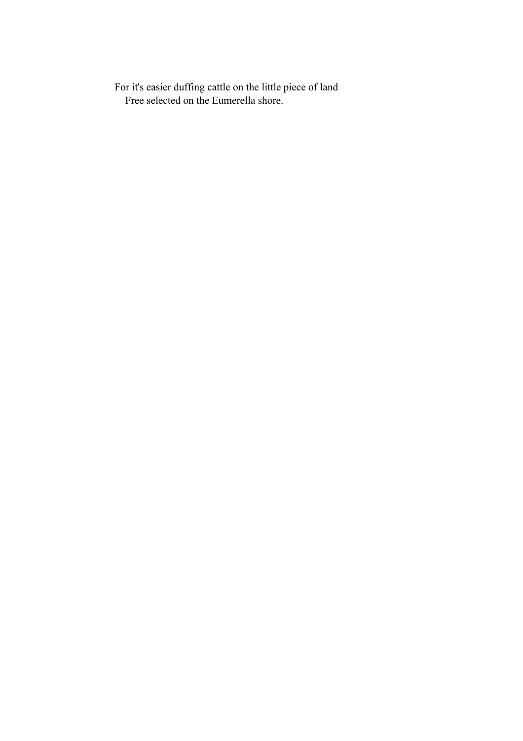For it's easier duffing cattle on the little piece of land
    Free selected on the Eumerella shore.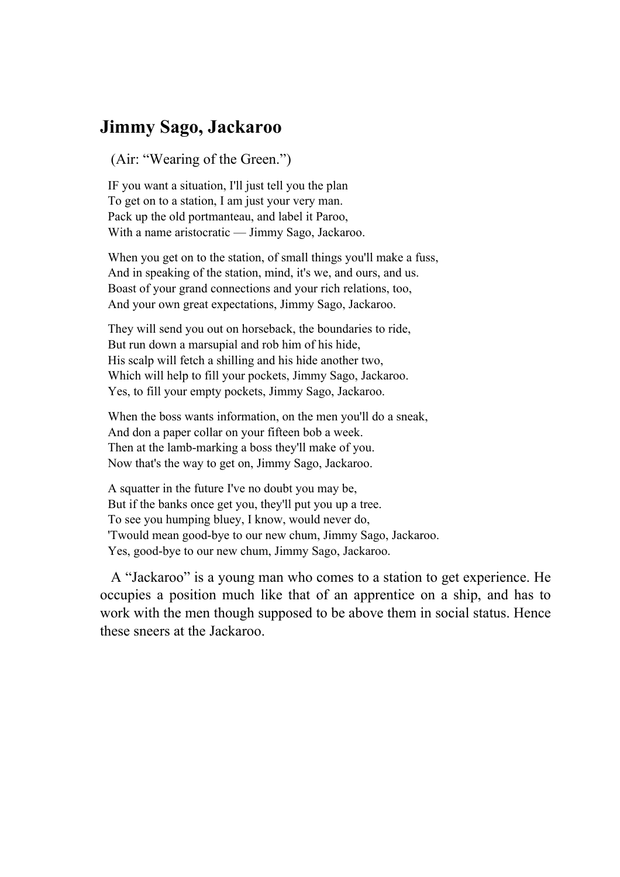## Jimmy Sago, Jackaroo

(Air: "Wearing of the Green.")

IF you want a situation, I'll just tell you the plan  
To get on to a station, I am just your very man.  
Pack up the old portmanteau, and label it Paroo,  
With a name aristocratic — Jimmy Sago, Jackaroo.

When you get on to the station, of small things you'll make a fuss,  
And in speaking of the station, mind, it's we, and ours, and us.  
Boast of your grand connections and your rich relations, too,  
And your own great expectations, Jimmy Sago, Jackaroo.

They will send you out on horseback, the boundaries to ride,  
But run down a marsupial and rob him of his hide,  
His scalp will fetch a shilling and his hide another two,  
Which will help to fill your pockets, Jimmy Sago, Jackaroo.  
Yes, to fill your empty pockets, Jimmy Sago, Jackaroo.

When the boss wants information, on the men you'll do a sneak,  
And don a paper collar on your fifteen bob a week.  
Then at the lamb-marking a boss they'll make of you.  
Now that's the way to get on, Jimmy Sago, Jackaroo.

A squatter in the future I've no doubt you may be,  
But if the banks once get you, they'll put you up a tree.  
To see you humping bluey, I know, would never do,  
'Twould mean good-bye to our new chum, Jimmy Sago, Jackaroo.  
Yes, good-bye to our new chum, Jimmy Sago, Jackaroo.

A "Jackaroo" is a young man who comes to a station to get experience. He occupies a position much like that of an apprentice on a ship, and has to work with the men though supposed to be above them in social status. Hence these sneers at the Jackaroo.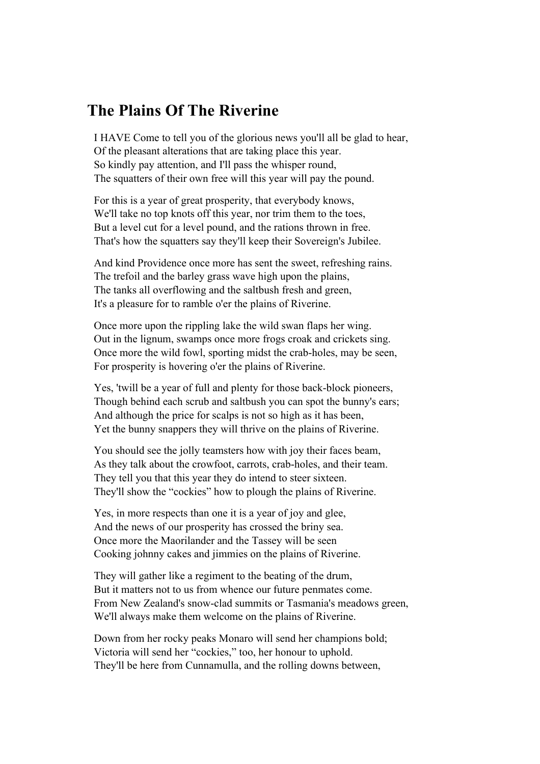# The Plains Of The Riverine

I HAVE Come to tell you of the glorious news you'll all be glad to hear,
Of the pleasant alterations that are taking place this year.
So kindly pay attention, and I'll pass the whisper round,
The squatters of their own free will this year will pay the pound.

For this is a year of great prosperity, that everybody knows,
We'll take no top knots off this year, nor trim them to the toes,
But a level cut for a level pound, and the rations thrown in free.
That's how the squatters say they'll keep their Sovereign's Jubilee.

And kind Providence once more has sent the sweet, refreshing rains.
The trefoil and the barley grass wave high upon the plains,
The tanks all overflowing and the saltbush fresh and green,
It's a pleasure for to ramble o'er the plains of Riverine.

Once more upon the rippling lake the wild swan flaps her wing.
Out in the lignum, swamps once more frogs croak and crickets sing.
Once more the wild fowl, sporting midst the crab-holes, may be seen,
For prosperity is hovering o'er the plains of Riverine.

Yes, 'twill be a year of full and plenty for those back-block pioneers,
Though behind each scrub and saltbush you can spot the bunny's ears;
And although the price for scalps is not so high as it has been,
Yet the bunny snappers they will thrive on the plains of Riverine.

You should see the jolly teamsters how with joy their faces beam,
As they talk about the crowfoot, carrots, crab-holes, and their team.
They tell you that this year they do intend to steer sixteen.
They'll show the "cockies" how to plough the plains of Riverine.

Yes, in more respects than one it is a year of joy and glee,
And the news of our prosperity has crossed the briny sea.
Once more the Maorilander and the Tassey will be seen
Cooking johnny cakes and jimmies on the plains of Riverine.

They will gather like a regiment to the beating of the drum,
But it matters not to us from whence our future penmates come.
From New Zealand's snow-clad summits or Tasmania's meadows green,
We'll always make them welcome on the plains of Riverine.

Down from her rocky peaks Monaro will send her champions bold;
Victoria will send her "cockies," too, her honour to uphold.
They'll be here from Cunnamulla, and the rolling downs between,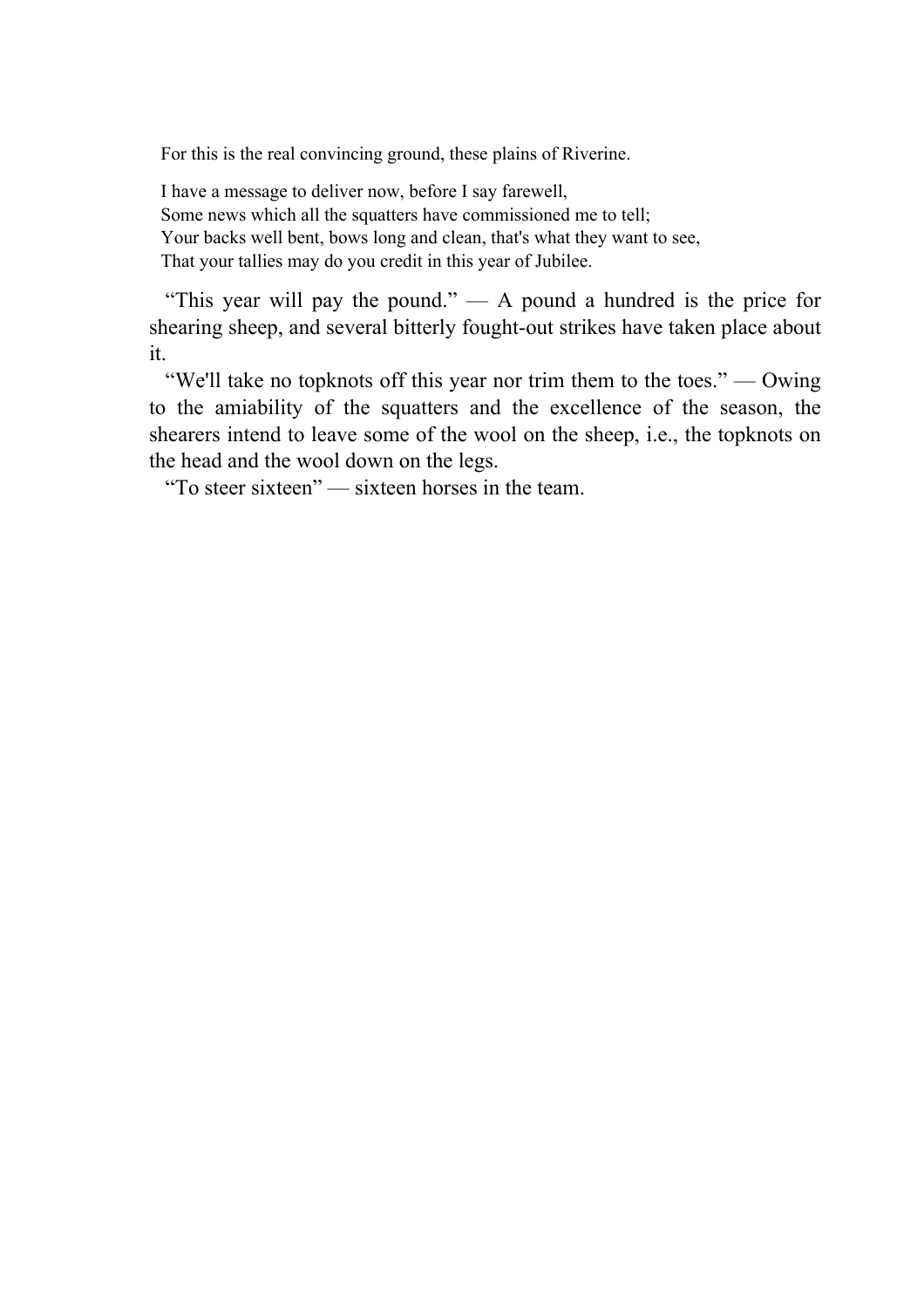For this is the real convincing ground, these plains of Riverine.

I have a message to deliver now, before I say farewell,  
Some news which all the squatters have commissioned me to tell;  
Your backs well bent, bows long and clean, that's what they want to see,  
That your tallies may do you credit in this year of Jubilee.

"This year will pay the pound." — A pound a hundred is the price for shearing sheep, and several bitterly fought-out strikes have taken place about it.

"We'll take no topknots off this year nor trim them to the toes." — Owing to the amiability of the squatters and the excellence of the season, the shearers intend to leave some of the wool on the sheep, i.e., the topknots on the head and the wool down on the legs.

"To steer sixteen" — sixteen horses in the team.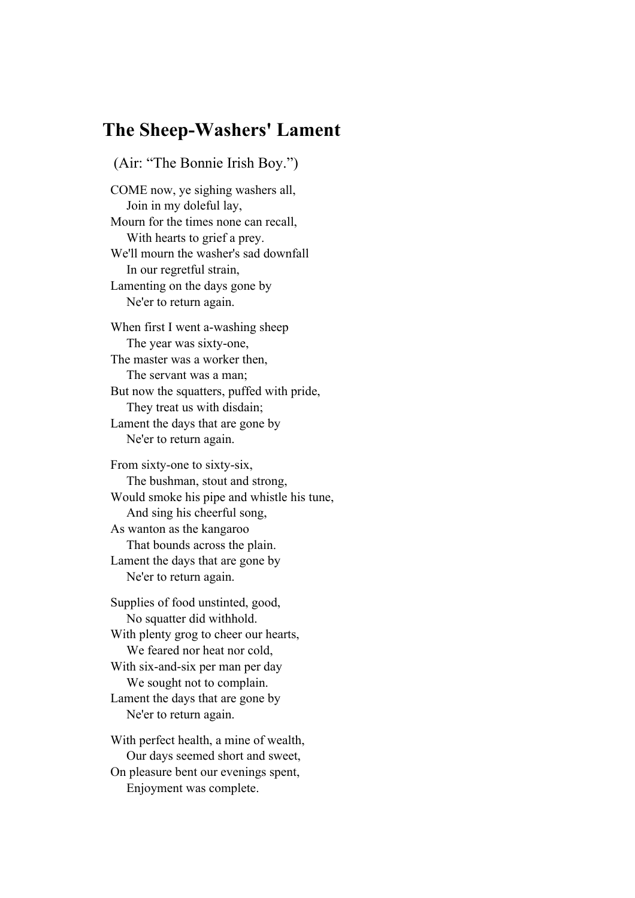## The Sheep-Washers' Lament

(Air: "The Bonnie Irish Boy.")

COME now, ye sighing washers all,
  Join in my doleful lay,
Mourn for the times none can recall,
  With hearts to grief a prey.
We'll mourn the washer's sad downfall
  In our regretful strain,
Lamenting on the days gone by
  Ne'er to return again.

When first I went a-washing sheep
  The year was sixty-one,
The master was a worker then,
  The servant was a man;
But now the squatters, puffed with pride,
  They treat us with disdain;
Lament the days that are gone by
  Ne'er to return again.

From sixty-one to sixty-six,
  The bushman, stout and strong,
Would smoke his pipe and whistle his tune,
  And sing his cheerful song,
As wanton as the kangaroo
  That bounds across the plain.
Lament the days that are gone by
  Ne'er to return again.

Supplies of food unstinted, good,
  No squatter did withhold.
With plenty grog to cheer our hearts,
  We feared nor heat nor cold,
With six-and-six per man per day
  We sought not to complain.
Lament the days that are gone by
  Ne'er to return again.

With perfect health, a mine of wealth,
  Our days seemed short and sweet,
On pleasure bent our evenings spent,
  Enjoyment was complete.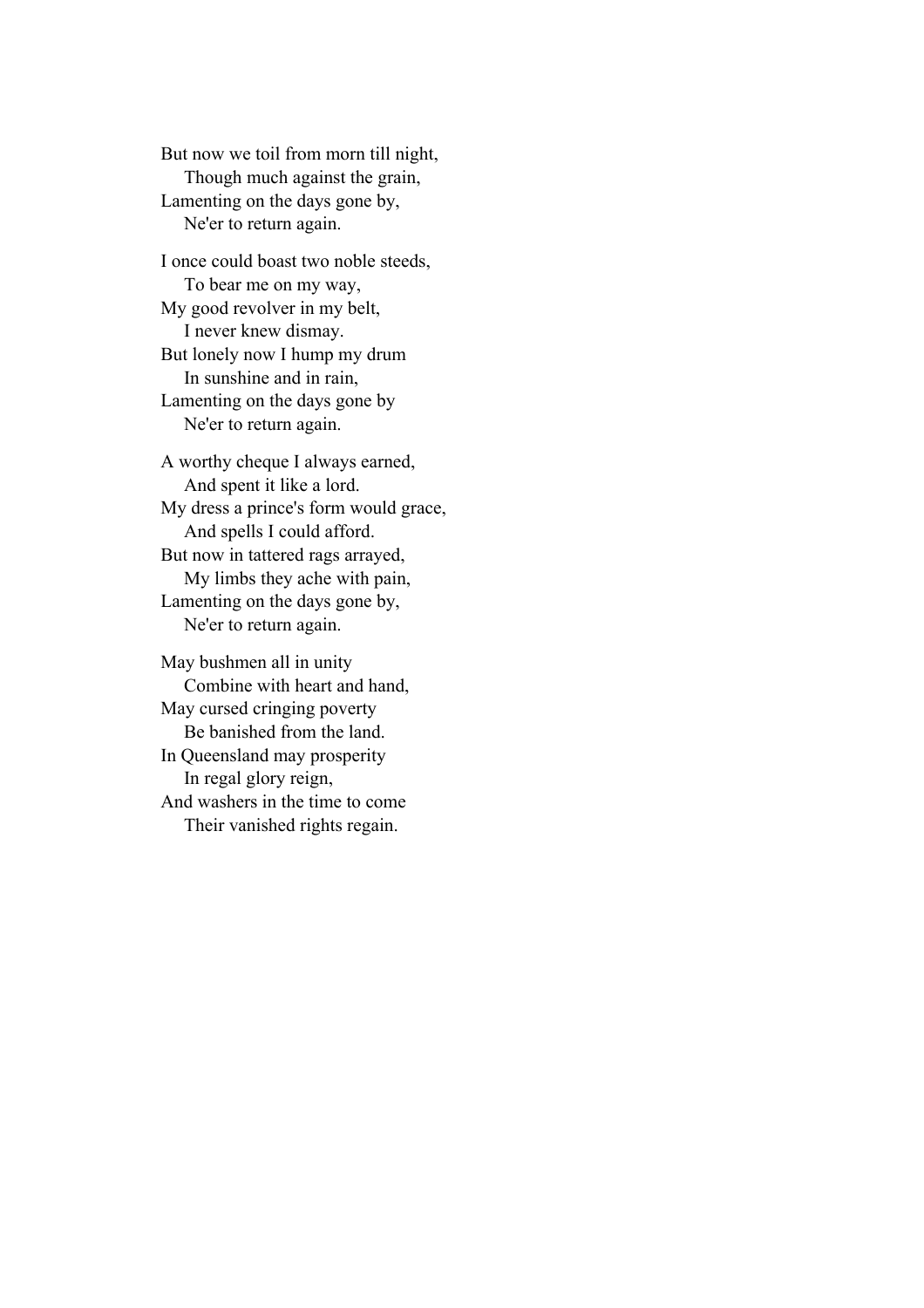But now we toil from morn till night,  
    Though much against the grain,  
Lamenting on the days gone by,  
    Ne'er to return again.

I once could boast two noble steeds,  
    To bear me on my way,  
My good revolver in my belt,  
    I never knew dismay.  
But lonely now I hump my drum  
    In sunshine and in rain,  
Lamenting on the days gone by  
    Ne'er to return again.

A worthy cheque I always earned,  
    And spent it like a lord.  
My dress a prince's form would grace,  
    And spells I could afford.  
But now in tattered rags arrayed,  
    My limbs they ache with pain,  
Lamenting on the days gone by,  
    Ne'er to return again.

May bushmen all in unity  
    Combine with heart and hand,  
May cursed cringing poverty  
    Be banished from the land.  
In Queensland may prosperity  
    In regal glory reign,  
And washers in the time to come  
    Their vanished rights regain.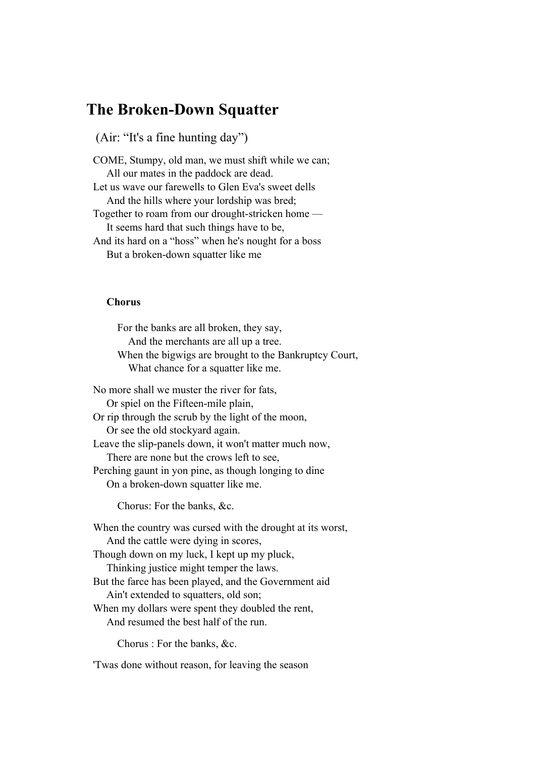# The Broken-Down Squatter

(Air: "It's a fine hunting day")

COME, Stumpy, old man, we must shift while we can;
All our mates in the paddock are dead.
Let us wave our farewells to Glen Eva's sweet dells
And the hills where your lordship was bred;
Together to roam from our drought-stricken home —
It seems hard that such things have to be,
And its hard on a "hoss" when he's nought for a boss
But a broken-down squatter like me

**Chorus**

For the banks are all broken, they say,
And the merchants are all up a tree.
When the bigwigs are brought to the Bankruptcy Court,
What chance for a squatter like me.

No more shall we muster the river for fats,
Or spiel on the Fifteen-mile plain,
Or rip through the scrub by the light of the moon,
Or see the old stockyard again.
Leave the slip-panels down, it won't matter much now,
There are none but the crows left to see,
Perching gaunt in yon pine, as though longing to dine
On a broken-down squatter like me.

Chorus: For the banks, &c.

When the country was cursed with the drought at its worst,
And the cattle were dying in scores,
Though down on my luck, I kept up my pluck,
Thinking justice might temper the laws.
But the farce has been played, and the Government aid
Ain't extended to squatters, old son;
When my dollars were spent they doubled the rent,
And resumed the best half of the run.

Chorus : For the banks, &c.

'Twas done without reason, for leaving the season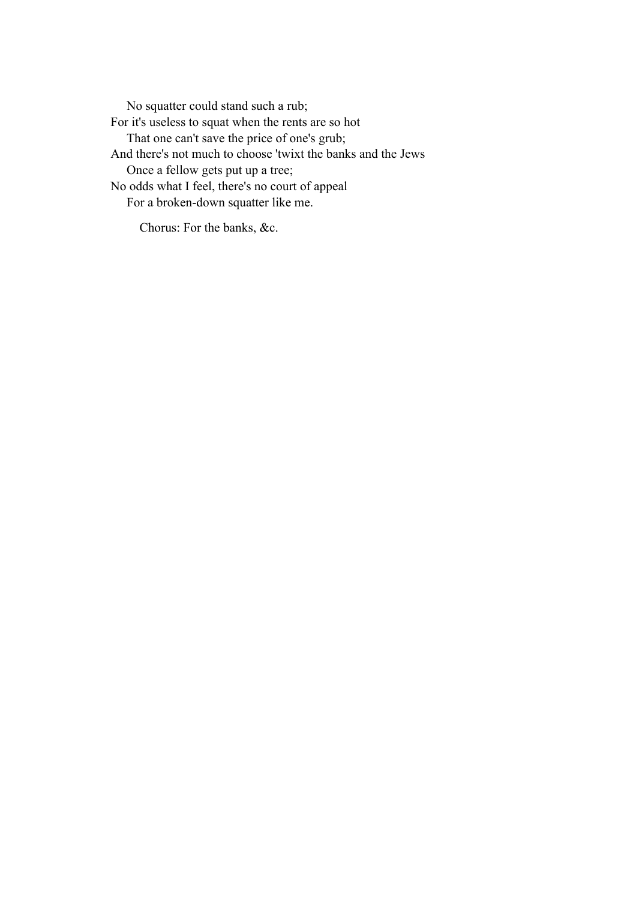No squatter could stand such a rub;
For it's useless to squat when the rents are so hot
That one can't save the price of one's grub;
And there's not much to choose 'twixt the banks and the Jews
Once a fellow gets put up a tree;
No odds what I feel, there's no court of appeal
For a broken-down squatter like me.

Chorus: For the banks, &c.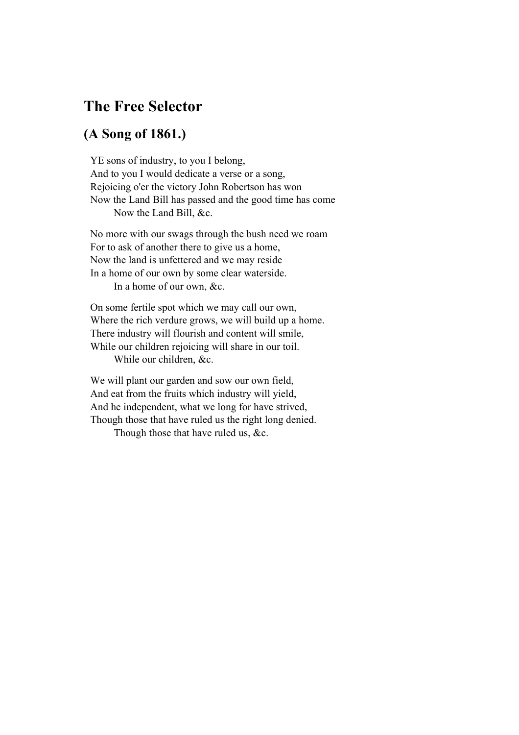## The Free Selector

### (A Song of 1861.)

YE sons of industry, to you I belong,
And to you I would dedicate a verse or a song,
Rejoicing o'er the victory John Robertson has won
Now the Land Bill has passed and the good time has come
    Now the Land Bill, &c.

No more with our swags through the bush need we roam
For to ask of another there to give us a home,
Now the land is unfettered and we may reside
In a home of our own by some clear waterside.
    In a home of our own, &c.

On some fertile spot which we may call our own,
Where the rich verdure grows, we will build up a home.
There industry will flourish and content will smile,
While our children rejoicing will share in our toil.
    While our children, &c.

We will plant our garden and sow our own field,
And eat from the fruits which industry will yield,
And he independent, what we long for have strived,
Though those that have ruled us the right long denied.
    Though those that have ruled us, &c.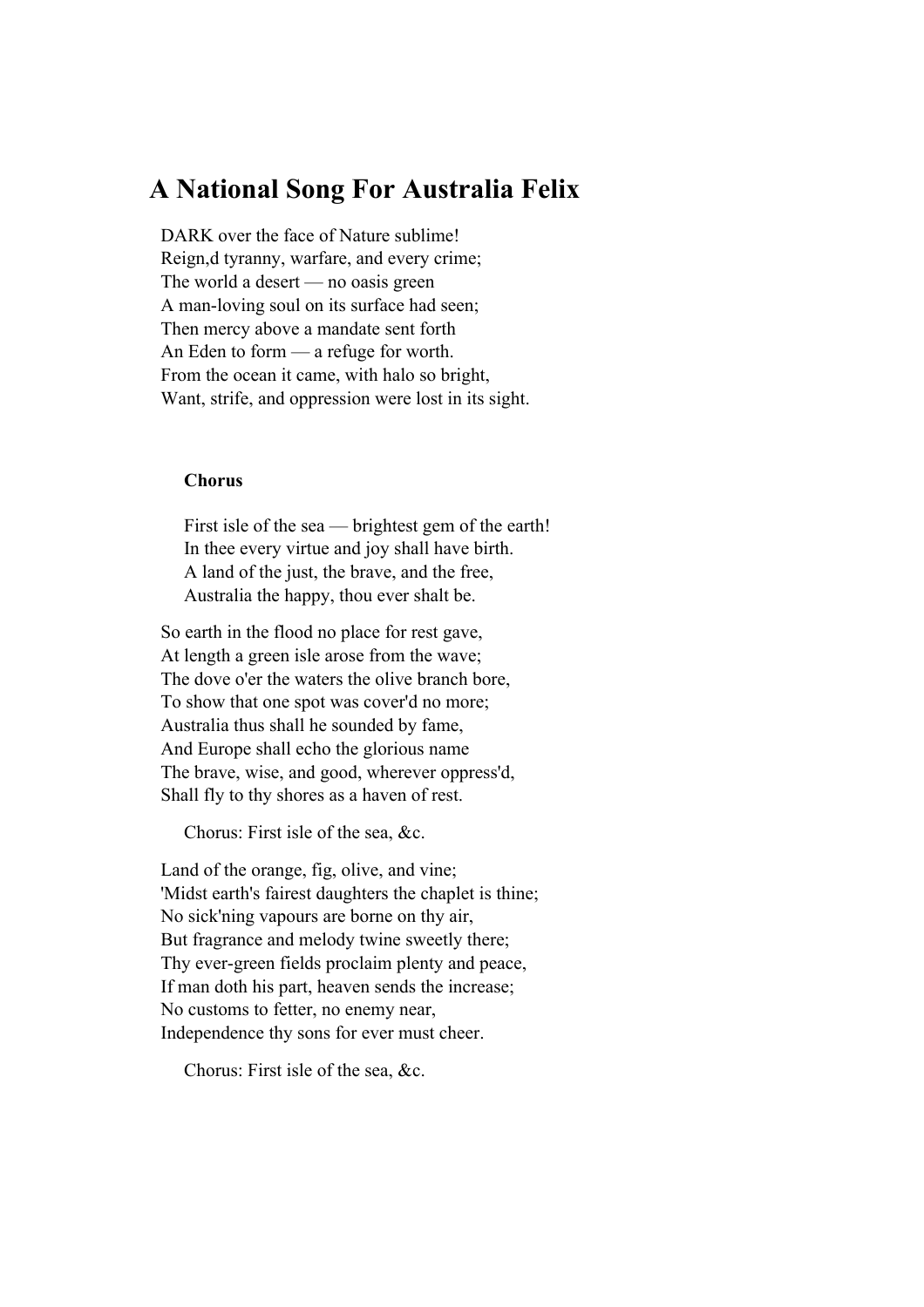# A National Song For Australia Felix

DARK over the face of Nature sublime!
Reign,d tyranny, warfare, and every crime;
The world a desert — no oasis green
A man-loving soul on its surface had seen;
Then mercy above a mandate sent forth
An Eden to form — a refuge for worth.
From the ocean it came, with halo so bright,
Want, strife, and oppression were lost in its sight.

**Chorus**

First isle of the sea — brightest gem of the earth!
In thee every virtue and joy shall have birth.
A land of the just, the brave, and the free,
Australia the happy, thou ever shalt be.

So earth in the flood no place for rest gave,
At length a green isle arose from the wave;
The dove o'er the waters the olive branch bore,
To show that one spot was cover'd no more;
Australia thus shall he sounded by fame,
And Europe shall echo the glorious name
The brave, wise, and good, wherever oppress'd,
Shall fly to thy shores as a haven of rest.

Chorus: First isle of the sea, &c.

Land of the orange, fig, olive, and vine;
'Midst earth's fairest daughters the chaplet is thine;
No sick'ning vapours are borne on thy air,
But fragrance and melody twine sweetly there;
Thy ever-green fields proclaim plenty and peace,
If man doth his part, heaven sends the increase;
No customs to fetter, no enemy near,
Independence thy sons for ever must cheer.

Chorus: First isle of the sea, &c.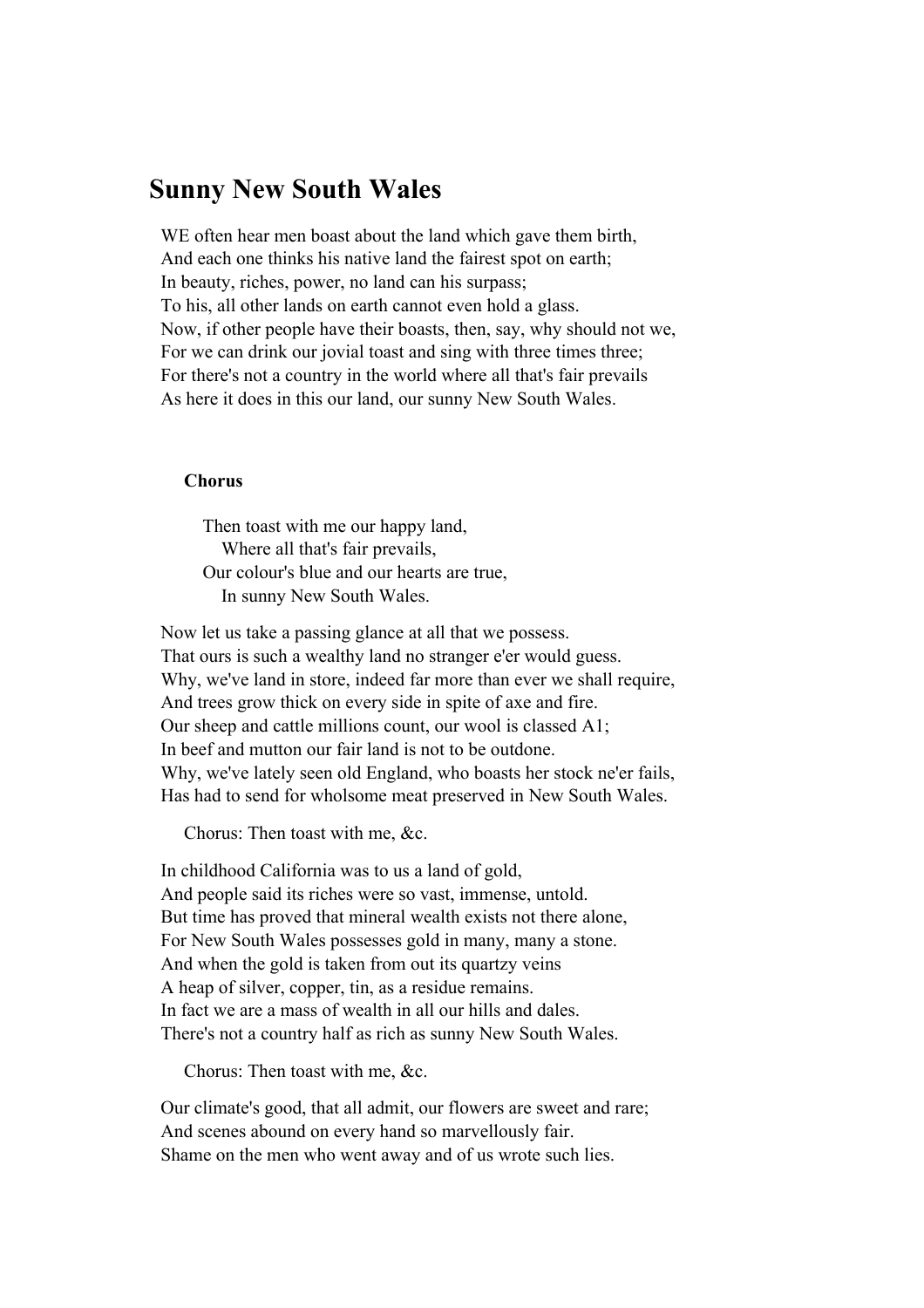# Sunny New South Wales

WE often hear men boast about the land which gave them birth,  
And each one thinks his native land the fairest spot on earth;  
In beauty, riches, power, no land can his surpass;  
To his, all other lands on earth cannot even hold a glass.  
Now, if other people have their boasts, then, say, why should not we,  
For we can drink our jovial toast and sing with three times three;  
For there's not a country in the world where all that's fair prevails  
As here it does in this our land, our sunny New South Wales.

**Chorus**

Then toast with me our happy land,  
Where all that's fair prevails,  
Our colour's blue and our hearts are true,  
In sunny New South Wales.

Now let us take a passing glance at all that we possess.  
That ours is such a wealthy land no stranger e'er would guess.  
Why, we've land in store, indeed far more than ever we shall require,  
And trees grow thick on every side in spite of axe and fire.  
Our sheep and cattle millions count, our wool is classed A1;  
In beef and mutton our fair land is not to be outdone.  
Why, we've lately seen old England, who boasts her stock ne'er fails,  
Has had to send for wholsome meat preserved in New South Wales.

Chorus: Then toast with me, &c.

In childhood California was to us a land of gold,  
And people said its riches were so vast, immense, untold.  
But time has proved that mineral wealth exists not there alone,  
For New South Wales possesses gold in many, many a stone.  
And when the gold is taken from out its quartzy veins  
A heap of silver, copper, tin, as a residue remains.  
In fact we are a mass of wealth in all our hills and dales.  
There's not a country half as rich as sunny New South Wales.

Chorus: Then toast with me, &c.

Our climate's good, that all admit, our flowers are sweet and rare;  
And scenes abound on every hand so marvellously fair.  
Shame on the men who went away and of us wrote such lies.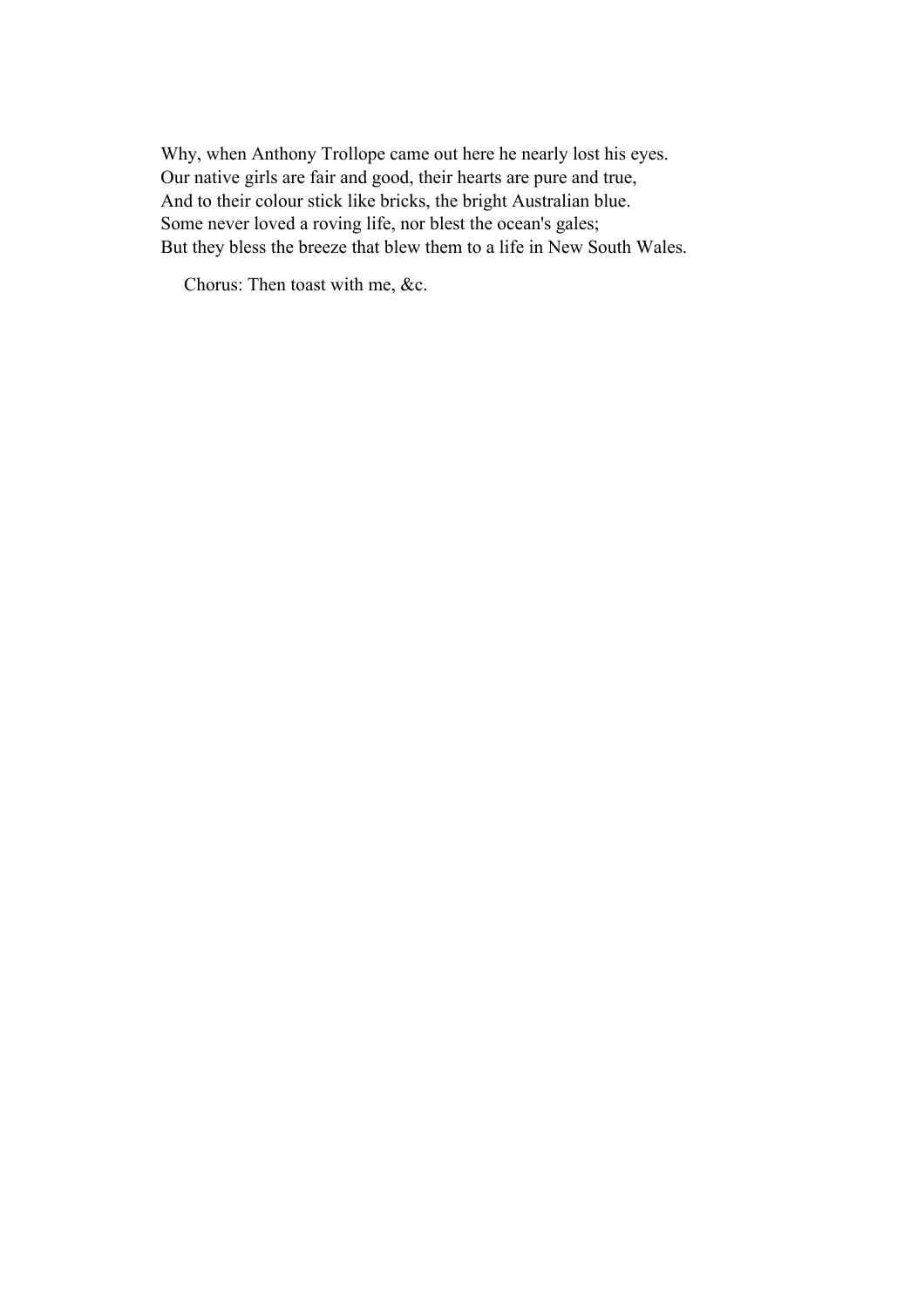Why, when Anthony Trollope came out here he nearly lost his eyes.  
Our native girls are fair and good, their hearts are pure and true,  
And to their colour stick like bricks, the bright Australian blue.  
Some never loved a roving life, nor blest the ocean's gales;  
But they bless the breeze that blew them to a life in New South Wales.

Chorus: Then toast with me, &c.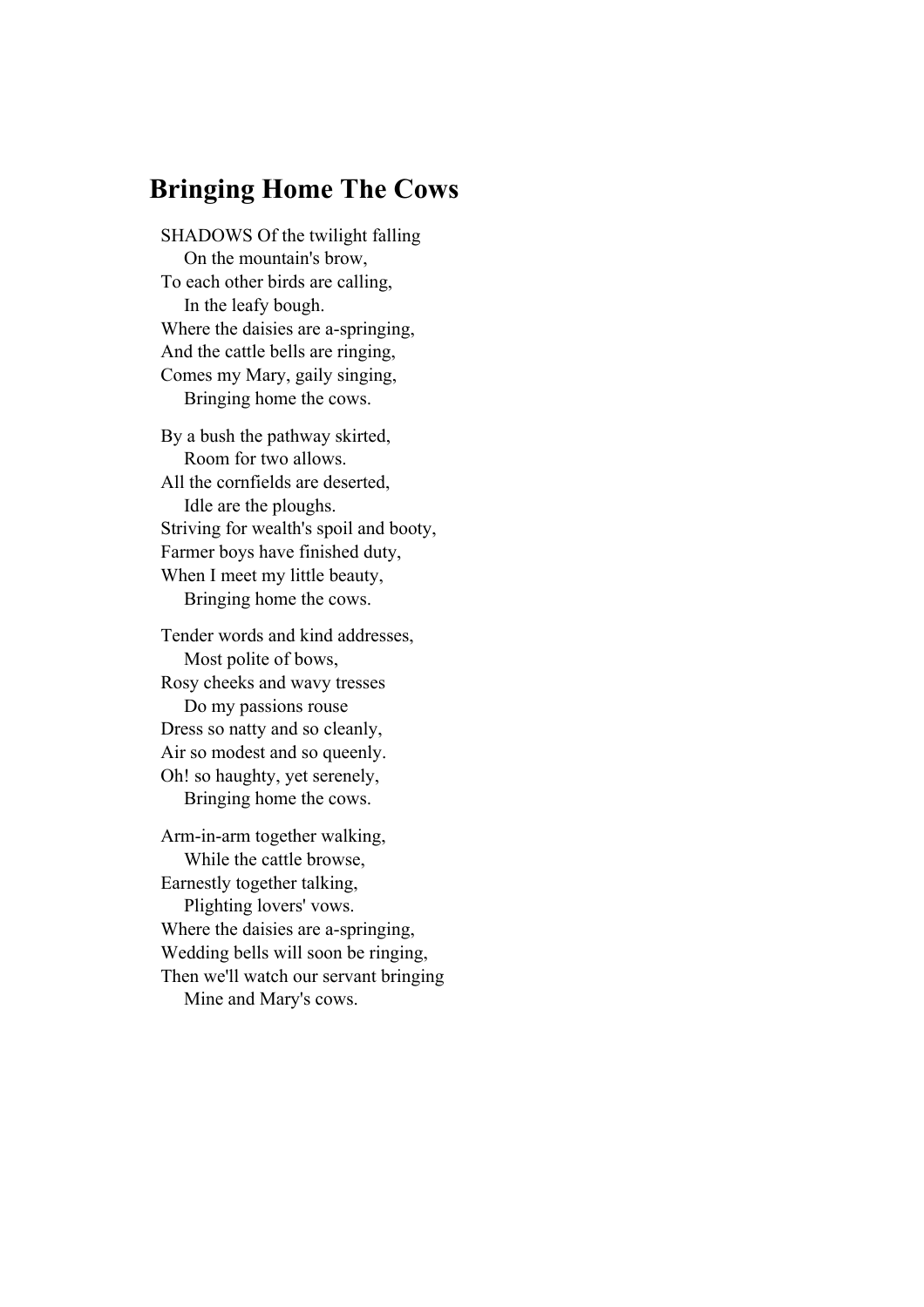## Bringing Home The Cows

SHADOWS Of the twilight falling  
    On the mountain's brow,  
To each other birds are calling,  
    In the leafy bough.  
Where the daisies are a-springing,  
And the cattle bells are ringing,  
Comes my Mary, gaily singing,  
    Bringing home the cows.

By a bush the pathway skirted,  
    Room for two allows.  
All the cornfields are deserted,  
    Idle are the ploughs.  
Striving for wealth's spoil and booty,  
Farmer boys have finished duty,  
When I meet my little beauty,  
    Bringing home the cows.

Tender words and kind addresses,  
    Most polite of bows,  
Rosy cheeks and wavy tresses  
    Do my passions rouse  
Dress so natty and so cleanly,  
Air so modest and so queenly.  
Oh! so haughty, yet serenely,  
    Bringing home the cows.

Arm-in-arm together walking,  
    While the cattle browse,  
Earnestly together talking,  
    Plighting lovers' vows.  
Where the daisies are a-springing,  
Wedding bells will soon be ringing,  
Then we'll watch our servant bringing  
    Mine and Mary's cows.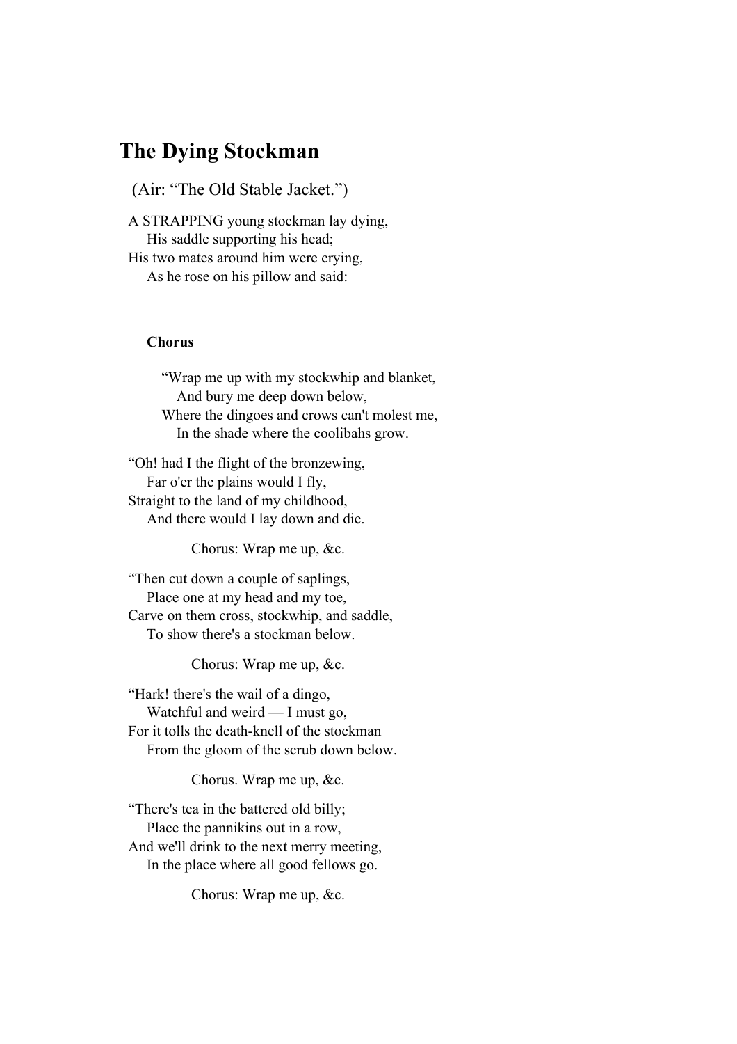## The Dying Stockman

(Air: “The Old Stable Jacket.”)

A STRAPPING young stockman lay dying,
His saddle supporting his head;
His two mates around him were crying,
As he rose on his pillow and said:

**Chorus**

“Wrap me up with my stockwhip and blanket,
And bury me deep down below,
Where the dingoes and crows can't molest me,
In the shade where the coolibahs grow.

“Oh! had I the flight of the bronzewing,
Far o'er the plains would I fly,
Straight to the land of my childhood,
And there would I lay down and die.

Chorus: Wrap me up, &c.

“Then cut down a couple of saplings,
Place one at my head and my toe,
Carve on them cross, stockwhip, and saddle,
To show there's a stockman below.

Chorus: Wrap me up, &c.

“Hark! there's the wail of a dingo,
Watchful and weird — I must go,
For it tolls the death-knell of the stockman
From the gloom of the scrub down below.

Chorus. Wrap me up, &c.

“There's tea in the battered old billy;
Place the pannikins out in a row,
And we'll drink to the next merry meeting,
In the place where all good fellows go.

Chorus: Wrap me up, &c.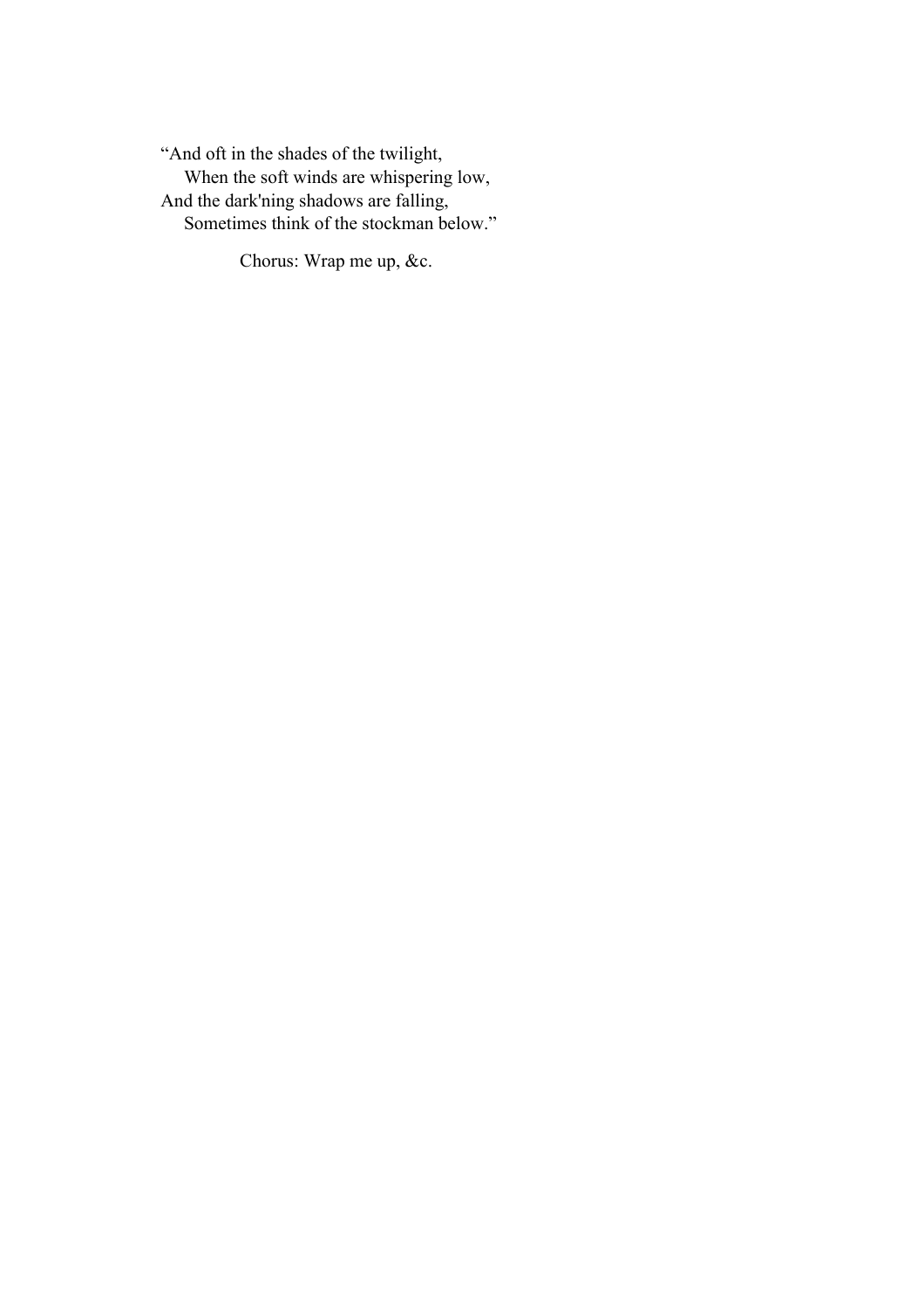"And oft in the shades of the twilight,
  When the soft winds are whispering low,
And the dark'ning shadows are falling,
  Sometimes think of the stockman below."

Chorus: Wrap me up, &c.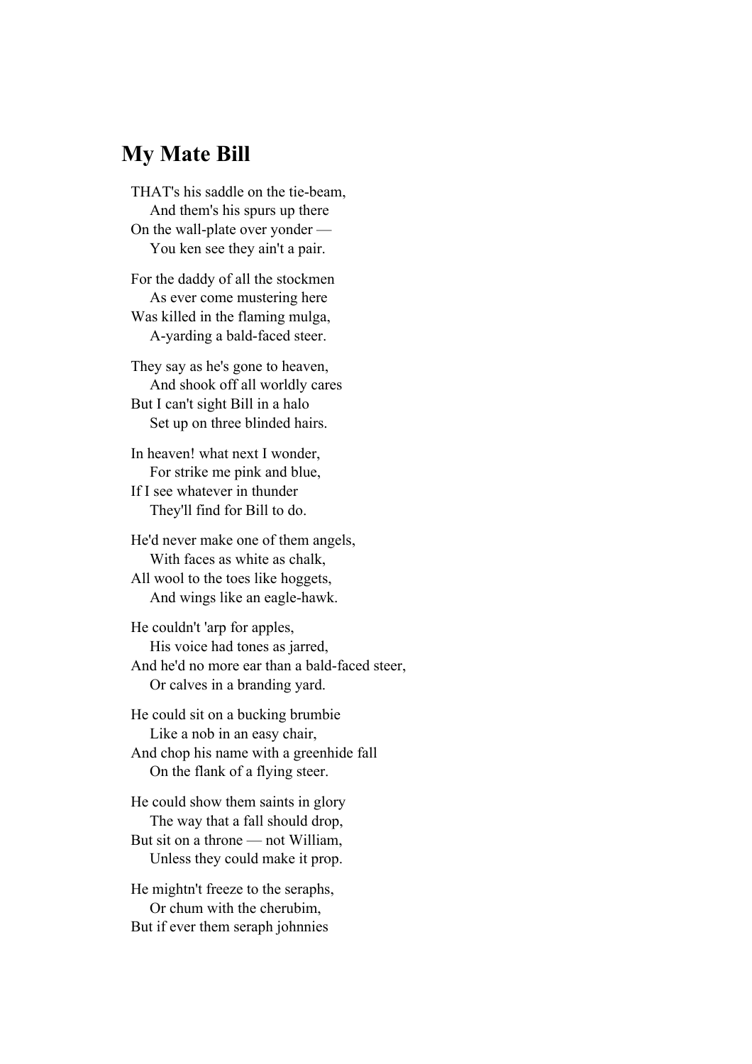## My Mate Bill

THAT's his saddle on the tie-beam,
    And them's his spurs up there
On the wall-plate over yonder —
    You ken see they ain't a pair.

For the daddy of all the stockmen
    As ever come mustering here
Was killed in the flaming mulga,
    A-yarding a bald-faced steer.

They say as he's gone to heaven,
    And shook off all worldly cares
But I can't sight Bill in a halo
    Set up on three blinded hairs.

In heaven! what next I wonder,
    For strike me pink and blue,
If I see whatever in thunder
    They'll find for Bill to do.

He'd never make one of them angels,
    With faces as white as chalk,
All wool to the toes like hoggets,
    And wings like an eagle-hawk.

He couldn't 'arp for apples,
    His voice had tones as jarred,
And he'd no more ear than a bald-faced steer,
    Or calves in a branding yard.

He could sit on a bucking brumbie
    Like a nob in an easy chair,
And chop his name with a greenhide fall
    On the flank of a flying steer.

He could show them saints in glory
    The way that a fall should drop,
But sit on a throne — not William,
    Unless they could make it prop.

He mightn't freeze to the seraphs,
    Or chum with the cherubim,
But if ever them seraph johnnies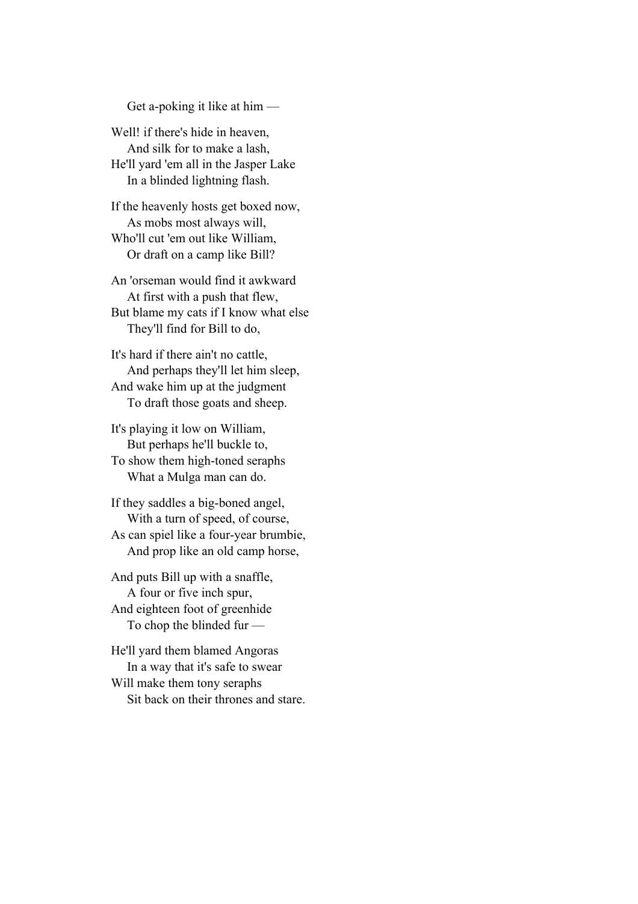Get a-poking it like at him —

Well! if there's hide in heaven,
And silk for to make a lash,
He'll yard 'em all in the Jasper Lake
In a blinded lightning flash.

If the heavenly hosts get boxed now,
As mobs most always will,
Who'll cut 'em out like William,
Or draft on a camp like Bill?

An 'orseman would find it awkward
At first with a push that flew,
But blame my cats if I know what else
They'll find for Bill to do,

It's hard if there ain't no cattle,
And perhaps they'll let him sleep,
And wake him up at the judgment
To draft those goats and sheep.

It's playing it low on William,
But perhaps he'll buckle to,
To show them high-toned seraphs
What a Mulga man can do.

If they saddles a big-boned angel,
With a turn of speed, of course,
As can spiel like a four-year brumbie,
And prop like an old camp horse,

And puts Bill up with a snaffle,
A four or five inch spur,
And eighteen foot of greenhide
To chop the blinded fur —

He'll yard them blamed Angoras
In a way that it's safe to swear
Will make them tony seraphs
Sit back on their thrones and stare.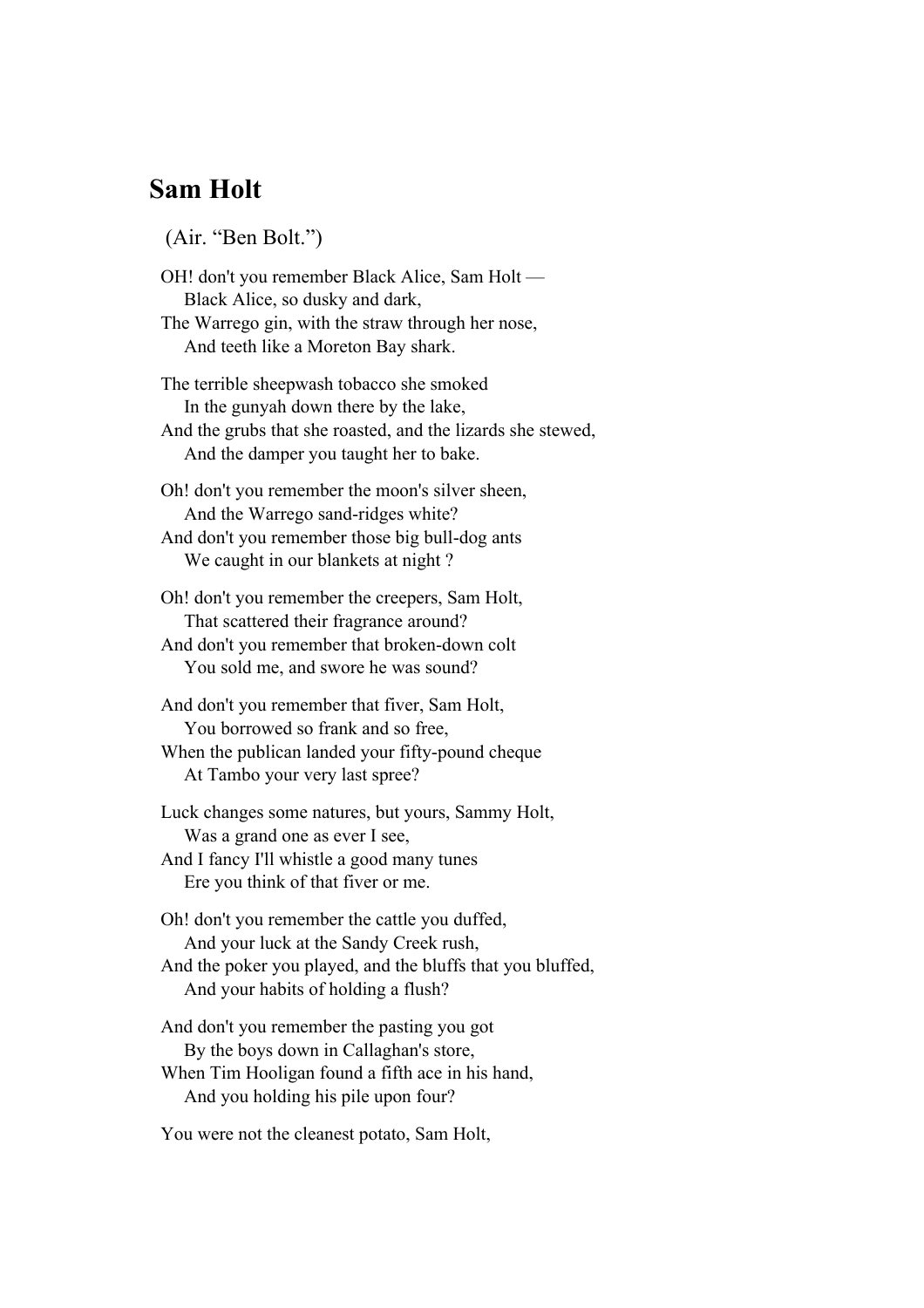## Sam Holt

(Air. "Ben Bolt.")

OH! don't you remember Black Alice, Sam Holt —  
    Black Alice, so dusky and dark,  
The Warrego gin, with the straw through her nose,  
    And teeth like a Moreton Bay shark.

The terrible sheepwash tobacco she smoked  
    In the gunyah down there by the lake,  
And the grubs that she roasted, and the lizards she stewed,  
    And the damper you taught her to bake.

Oh! don't you remember the moon's silver sheen,  
    And the Warrego sand-ridges white?  
And don't you remember those big bull-dog ants  
    We caught in our blankets at night ?

Oh! don't you remember the creepers, Sam Holt,  
    That scattered their fragrance around?  
And don't you remember that broken-down colt  
    You sold me, and swore he was sound?

And don't you remember that fiver, Sam Holt,  
    You borrowed so frank and so free,  
When the publican landed your fifty-pound cheque  
    At Tambo your very last spree?

Luck changes some natures, but yours, Sammy Holt,  
    Was a grand one as ever I see,  
And I fancy I'll whistle a good many tunes  
    Ere you think of that fiver or me.

Oh! don't you remember the cattle you duffed,  
    And your luck at the Sandy Creek rush,  
And the poker you played, and the bluffs that you bluffed,  
    And your habits of holding a flush?

And don't you remember the pasting you got  
    By the boys down in Callaghan's store,  
When Tim Hooligan found a fifth ace in his hand,  
    And you holding his pile upon four?

You were not the cleanest potato, Sam Holt,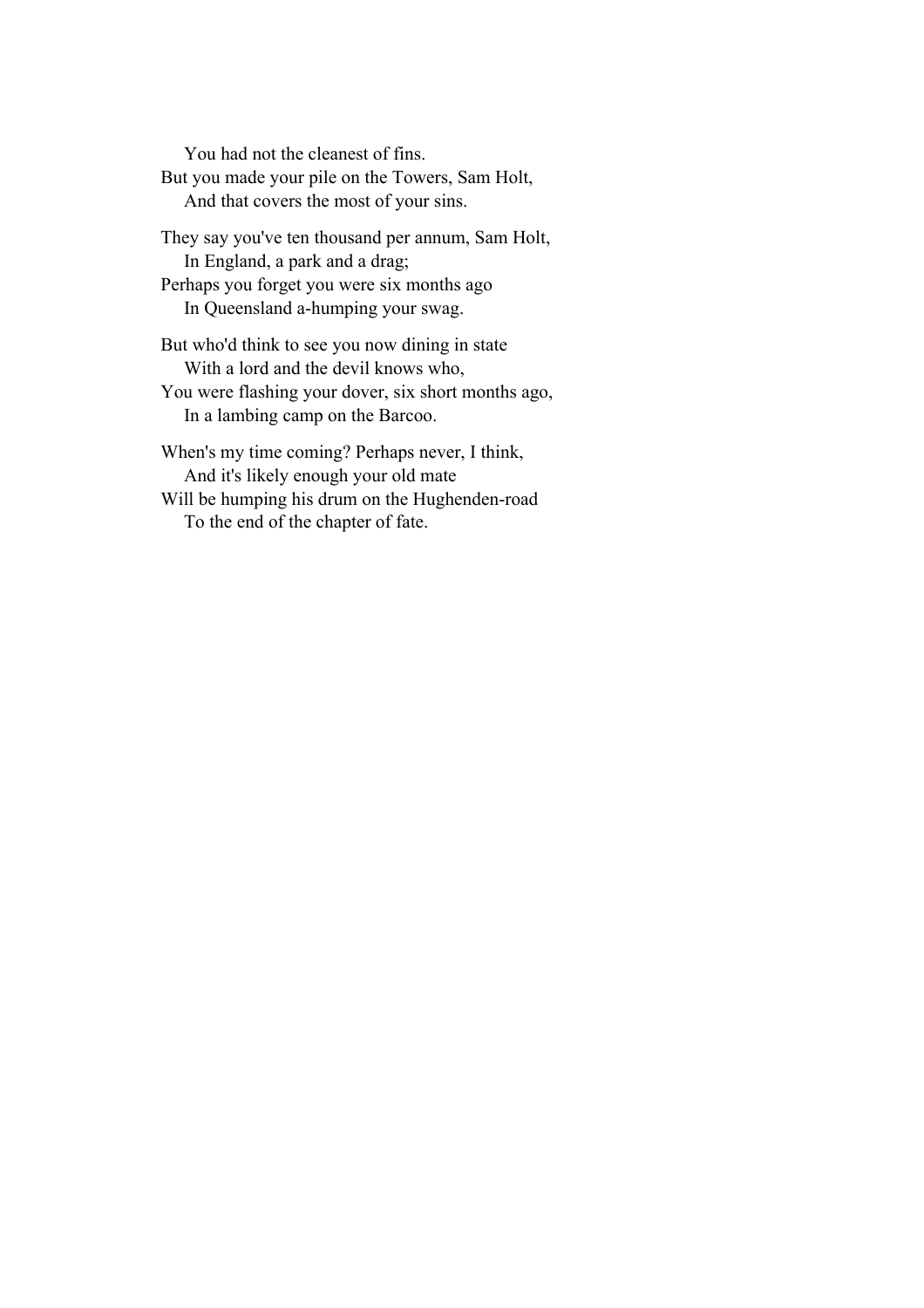You had not the cleanest of fins.  
But you made your pile on the Towers, Sam Holt,  
And that covers the most of your sins.

They say you've ten thousand per annum, Sam Holt,  
In England, a park and a drag;  
Perhaps you forget you were six months ago  
In Queensland a-humping your swag.

But who'd think to see you now dining in state  
With a lord and the devil knows who,  
You were flashing your dover, six short months ago,  
In a lambing camp on the Barcoo.

When's my time coming? Perhaps never, I think,  
And it's likely enough your old mate  
Will be humping his drum on the Hughenden-road  
To the end of the chapter of fate.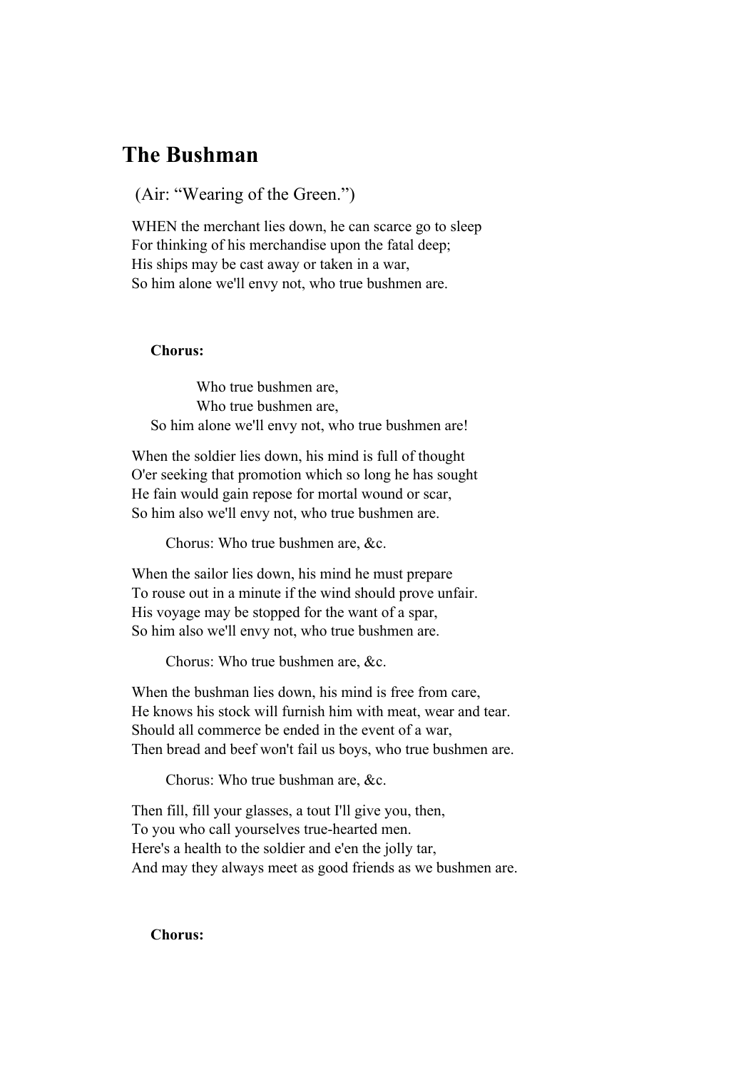## The Bushman

(Air: “Wearing of the Green.”)

WHEN the merchant lies down, he can scarce go to sleep  
For thinking of his merchandise upon the fatal deep;  
His ships may be cast away or taken in a war,  
So him alone we'll envy not, who true bushmen are.

**Chorus:**

Who true bushmen are,  
Who true bushmen are,  
So him alone we'll envy not, who true bushmen are!

When the soldier lies down, his mind is full of thought  
O'er seeking that promotion which so long he has sought  
He fain would gain repose for mortal wound or scar,  
So him also we'll envy not, who true bushmen are.

Chorus: Who true bushmen are, &c.

When the sailor lies down, his mind he must prepare  
To rouse out in a minute if the wind should prove unfair.  
His voyage may be stopped for the want of a spar,  
So him also we'll envy not, who true bushmen are.

Chorus: Who true bushmen are, &c.

When the bushman lies down, his mind is free from care,  
He knows his stock will furnish him with meat, wear and tear.  
Should all commerce be ended in the event of a war,  
Then bread and beef won't fail us boys, who true bushmen are.

Chorus: Who true bushman are, &c.

Then fill, fill your glasses, a tout I'll give you, then,  
To you who call yourselves true-hearted men.  
Here's a health to the soldier and e'en the jolly tar,  
And may they always meet as good friends as we bushmen are.

**Chorus:**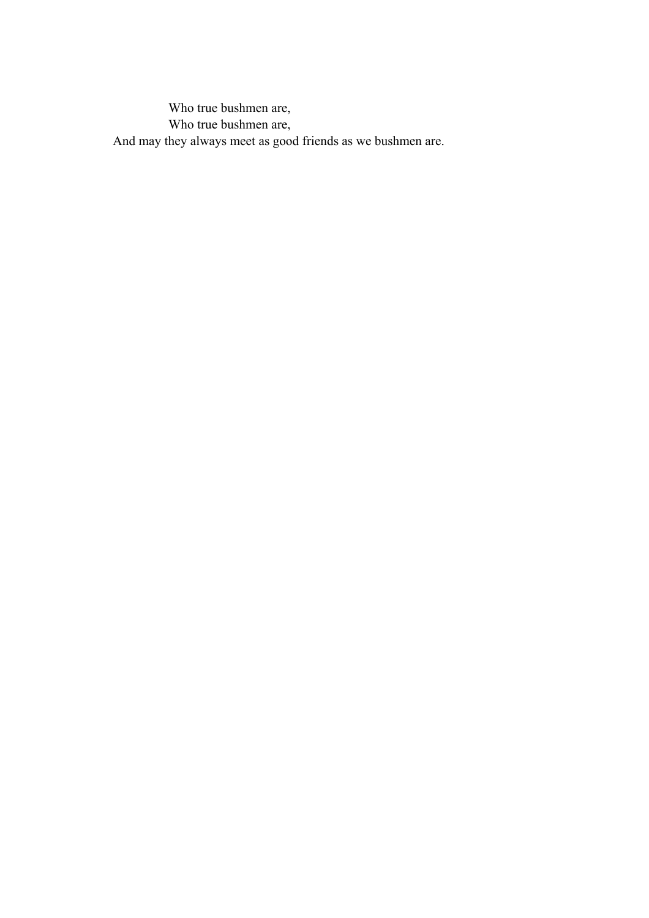Who true bushmen are,
Who true bushmen are,
And may they always meet as good friends as we bushmen are.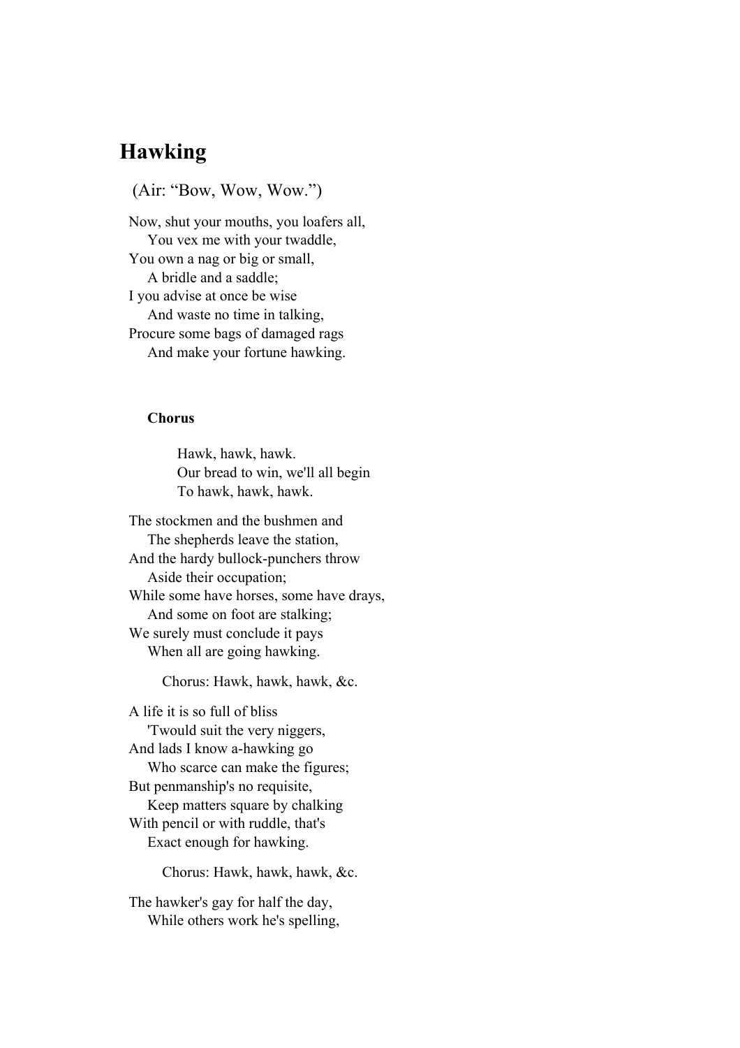## Hawking

(Air: "Bow, Wow, Wow.")

Now, shut your mouths, you loafers all,
    You vex me with your twaddle,
You own a nag or big or small,
    A bridle and a saddle;
I you advise at once be wise
    And waste no time in talking,
Procure some bags of damaged rags
    And make your fortune hawking.

**Chorus**

> Hawk, hawk, hawk.
> Our bread to win, we'll all begin
> To hawk, hawk, hawk.

The stockmen and the bushmen and
    The shepherds leave the station,
And the hardy bullock-punchers throw
    Aside their occupation;
While some have horses, some have drays,
    And some on foot are stalking;
We surely must conclude it pays
    When all are going hawking.

Chorus: Hawk, hawk, hawk, &c.

A life it is so full of bliss
    'Twould suit the very niggers,
And lads I know a-hawking go
    Who scarce can make the figures;
But penmanship's no requisite,
    Keep matters square by chalking
With pencil or with ruddle, that's
    Exact enough for hawking.

Chorus: Hawk, hawk, hawk, &c.

The hawker's gay for half the day,
    While others work he's spelling,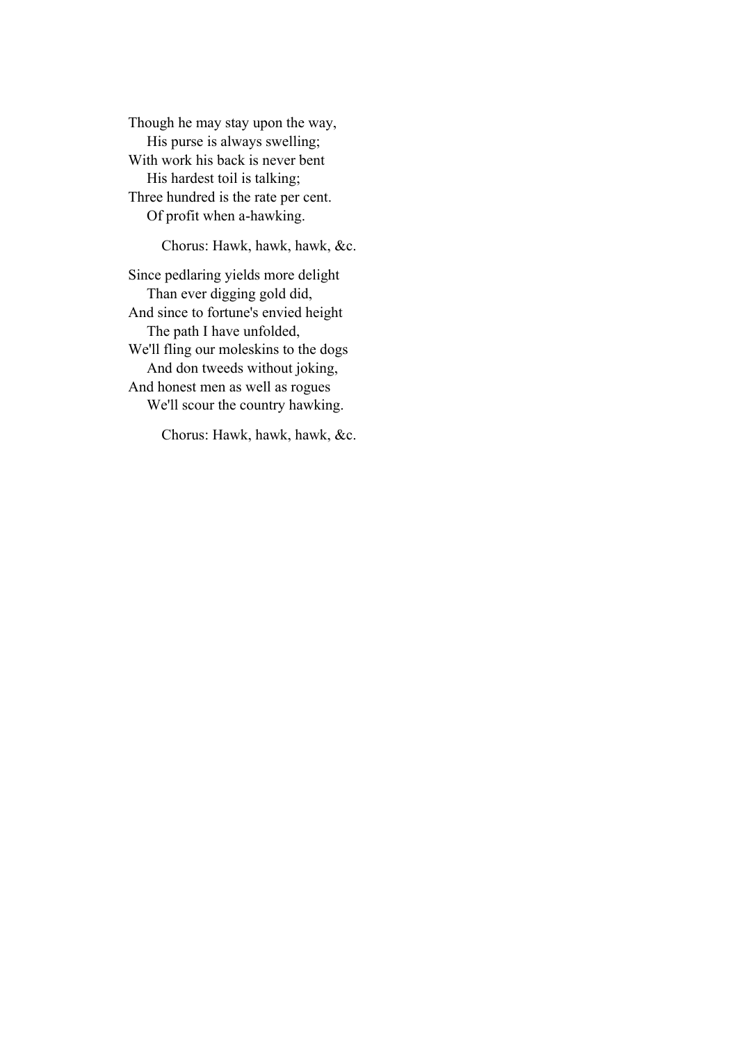Though he may stay upon the way,
    His purse is always swelling;
With work his back is never bent
    His hardest toil is talking;
Three hundred is the rate per cent.
    Of profit when a-hawking.

        Chorus: Hawk, hawk, hawk, &c.

Since pedlaring yields more delight
    Than ever digging gold did,
And since to fortune's envied height
    The path I have unfolded,
We'll fling our moleskins to the dogs
    And don tweeds without joking,
And honest men as well as rogues
    We'll scour the country hawking.

        Chorus: Hawk, hawk, hawk, &c.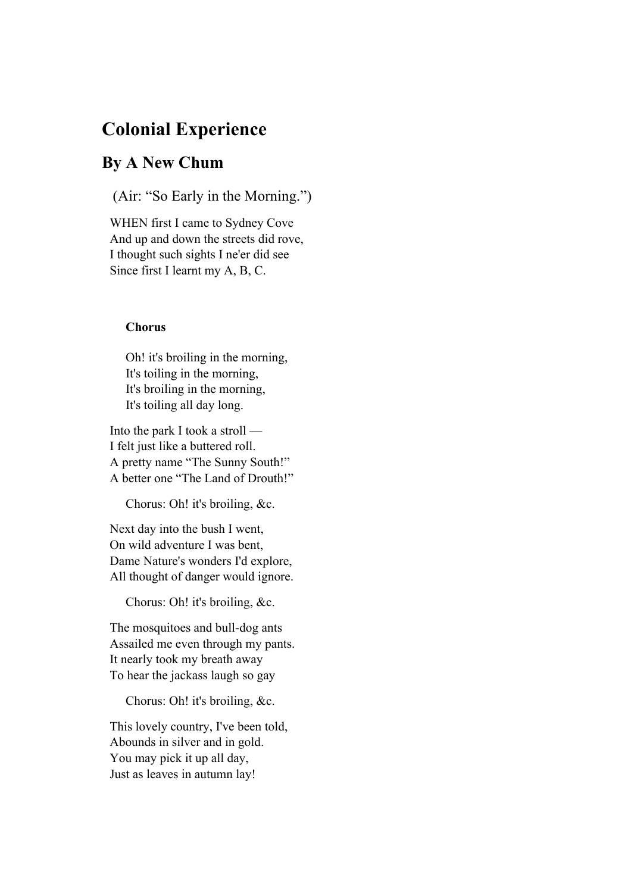# Colonial Experience

## By A New Chum

(Air: “So Early in the Morning.”)

WHEN first I came to Sydney Cove  
And up and down the streets did rove,  
I thought such sights I ne'er did see  
Since first I learnt my A, B, C.

**Chorus**

Oh! it's broiling in the morning,  
It's toiling in the morning,  
It's broiling in the morning,  
It's toiling all day long.

Into the park I took a stroll —  
I felt just like a buttered roll.  
A pretty name “The Sunny South!”  
A better one “The Land of Drouth!”

Chorus: Oh! it's broiling, &c.

Next day into the bush I went,  
On wild adventure I was bent,  
Dame Nature's wonders I'd explore,  
All thought of danger would ignore.

Chorus: Oh! it's broiling, &c.

The mosquitoes and bull-dog ants  
Assailed me even through my pants.  
It nearly took my breath away  
To hear the jackass laugh so gay

Chorus: Oh! it's broiling, &c.

This lovely country, I've been told,  
Abounds in silver and in gold.  
You may pick it up all day,  
Just as leaves in autumn lay!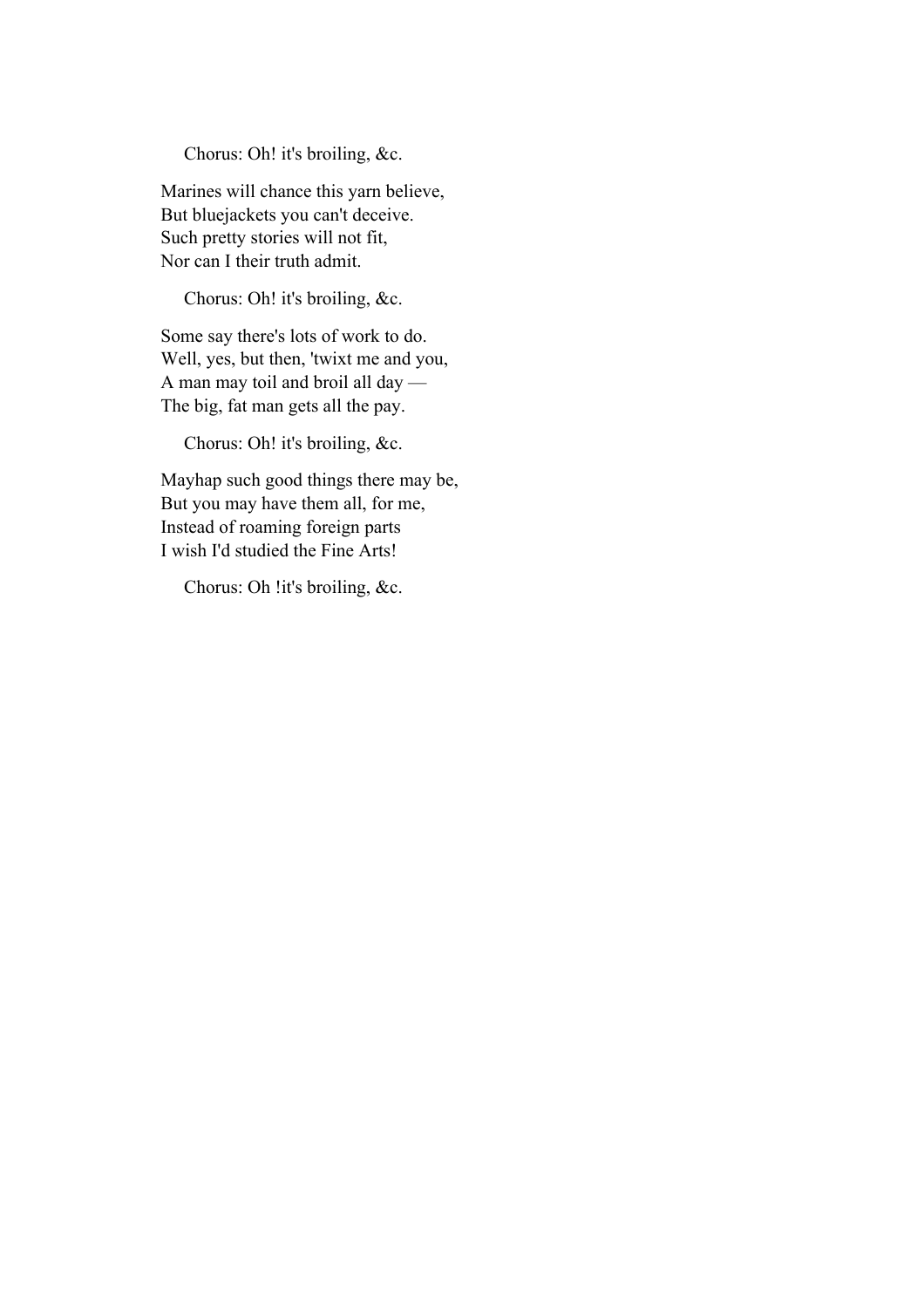Chorus: Oh! it's broiling, &c.

Marines will chance this yarn believe,
But bluejackets you can't deceive.
Such pretty stories will not fit,
Nor can I their truth admit.

Chorus: Oh! it's broiling, &c.

Some say there's lots of work to do.
Well, yes, but then, 'twixt me and you,
A man may toil and broil all day —
The big, fat man gets all the pay.

Chorus: Oh! it's broiling, &c.

Mayhap such good things there may be,
But you may have them all, for me,
Instead of roaming foreign parts
I wish I'd studied the Fine Arts!

Chorus: Oh !it's broiling, &c.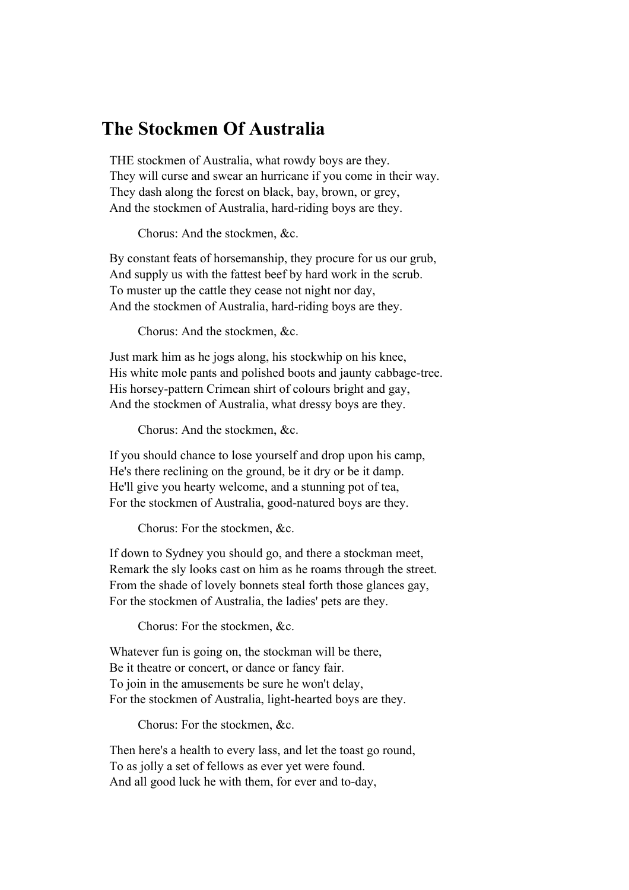## The Stockmen Of Australia

THE stockmen of Australia, what rowdy boys are they.
They will curse and swear an hurricane if you come in their way.
They dash along the forest on black, bay, brown, or grey,
And the stockmen of Australia, hard-riding boys are they.

Chorus: And the stockmen, &c.

By constant feats of horsemanship, they procure for us our grub,
And supply us with the fattest beef by hard work in the scrub.
To muster up the cattle they cease not night nor day,
And the stockmen of Australia, hard-riding boys are they.

Chorus: And the stockmen, &c.

Just mark him as he jogs along, his stockwhip on his knee,
His white mole pants and polished boots and jaunty cabbage-tree.
His horsey-pattern Crimean shirt of colours bright and gay,
And the stockmen of Australia, what dressy boys are they.

Chorus: And the stockmen, &c.

If you should chance to lose yourself and drop upon his camp,
He's there reclining on the ground, be it dry or be it damp.
He'll give you hearty welcome, and a stunning pot of tea,
For the stockmen of Australia, good-natured boys are they.

Chorus: For the stockmen, &c.

If down to Sydney you should go, and there a stockman meet,
Remark the sly looks cast on him as he roams through the street.
From the shade of lovely bonnets steal forth those glances gay,
For the stockmen of Australia, the ladies' pets are they.

Chorus: For the stockmen, &c.

Whatever fun is going on, the stockman will be there,
Be it theatre or concert, or dance or fancy fair.
To join in the amusements be sure he won't delay,
For the stockmen of Australia, light-hearted boys are they.

Chorus: For the stockmen, &c.

Then here's a health to every lass, and let the toast go round,
To as jolly a set of fellows as ever yet were found.
And all good luck be with them, for ever and to-day,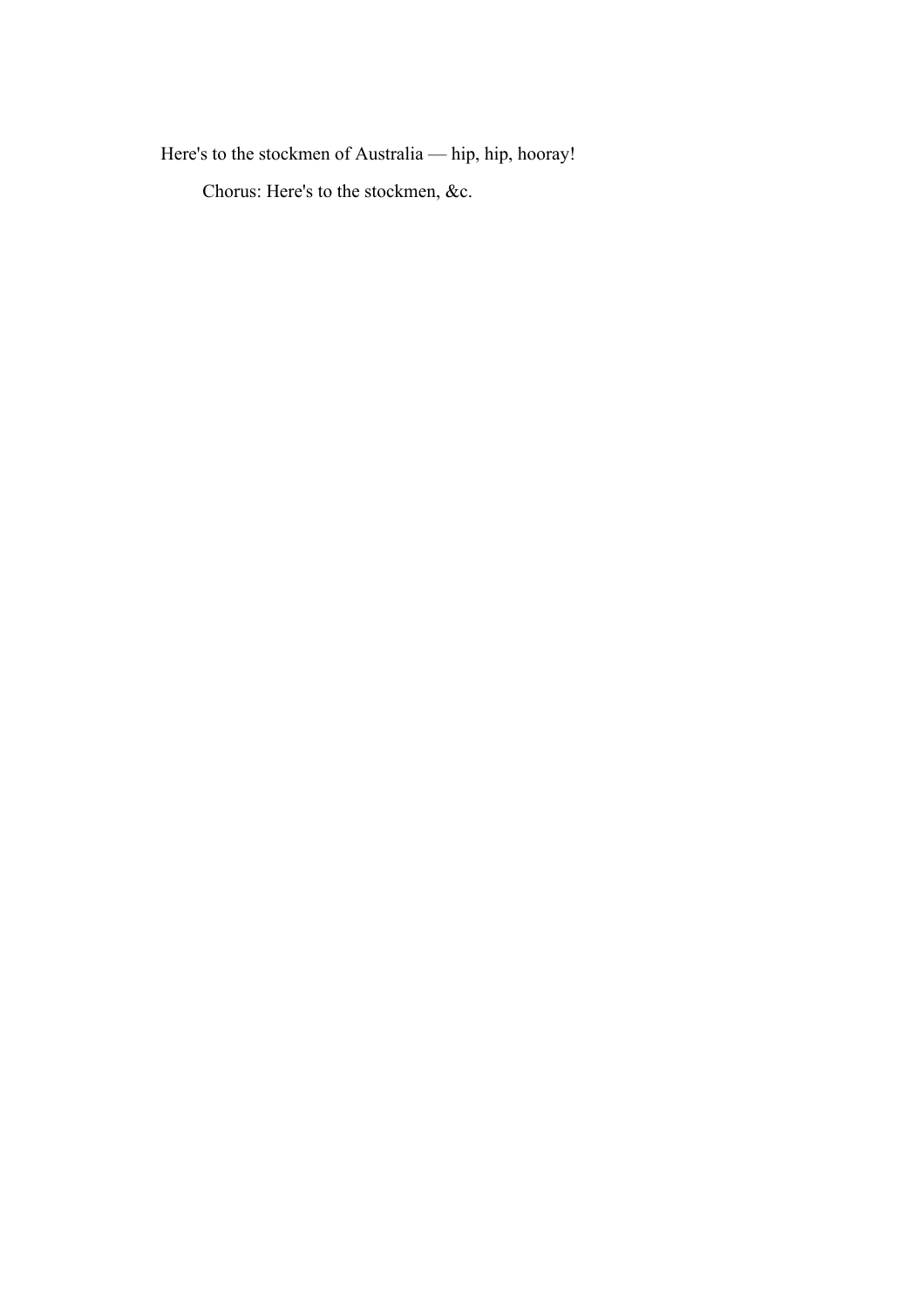Here's to the stockmen of Australia — hip, hip, hooray!

Chorus: Here's to the stockmen, &c.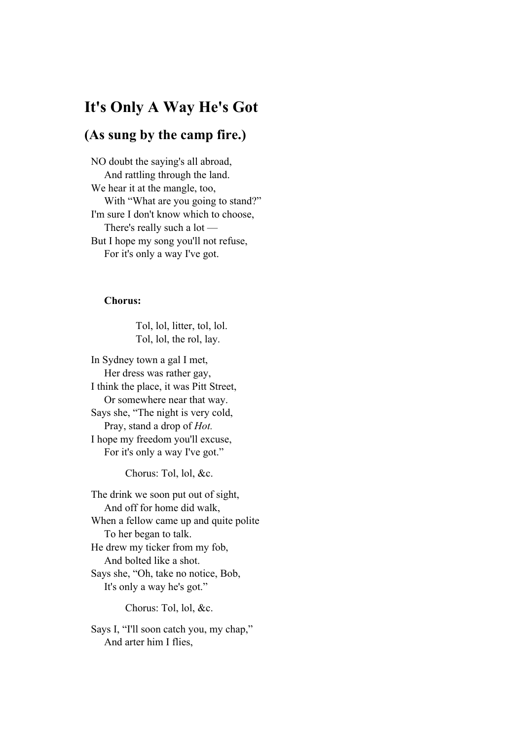## It's Only A Way He's Got

### (As sung by the camp fire.)

NO doubt the saying's all abroad,
  And rattling through the land.
We hear it at the mangle, too,
  With “What are you going to stand?”
I'm sure I don't know which to choose,
  There's really such a lot —
But I hope my song you'll not refuse,
  For it's only a way I've got.

**Chorus:**

Tol, lol, litter, tol, lol.
Tol, lol, the rol, lay.

In Sydney town a gal I met,
  Her dress was rather gay,
I think the place, it was Pitt Street,
  Or somewhere near that way.
Says she, “The night is very cold,
  Pray, stand a drop of *Hot.*
I hope my freedom you'll excuse,
  For it's only a way I've got.”

Chorus: Tol, lol, &c.

The drink we soon put out of sight,
  And off for home did walk,
When a fellow came up and quite polite
  To her began to talk.
He drew my ticker from my fob,
  And bolted like a shot.
Says she, “Oh, take no notice, Bob,
  It's only a way he's got.”

Chorus: Tol, lol, &c.

Says I, “I'll soon catch you, my chap,”
  And arter him I flies,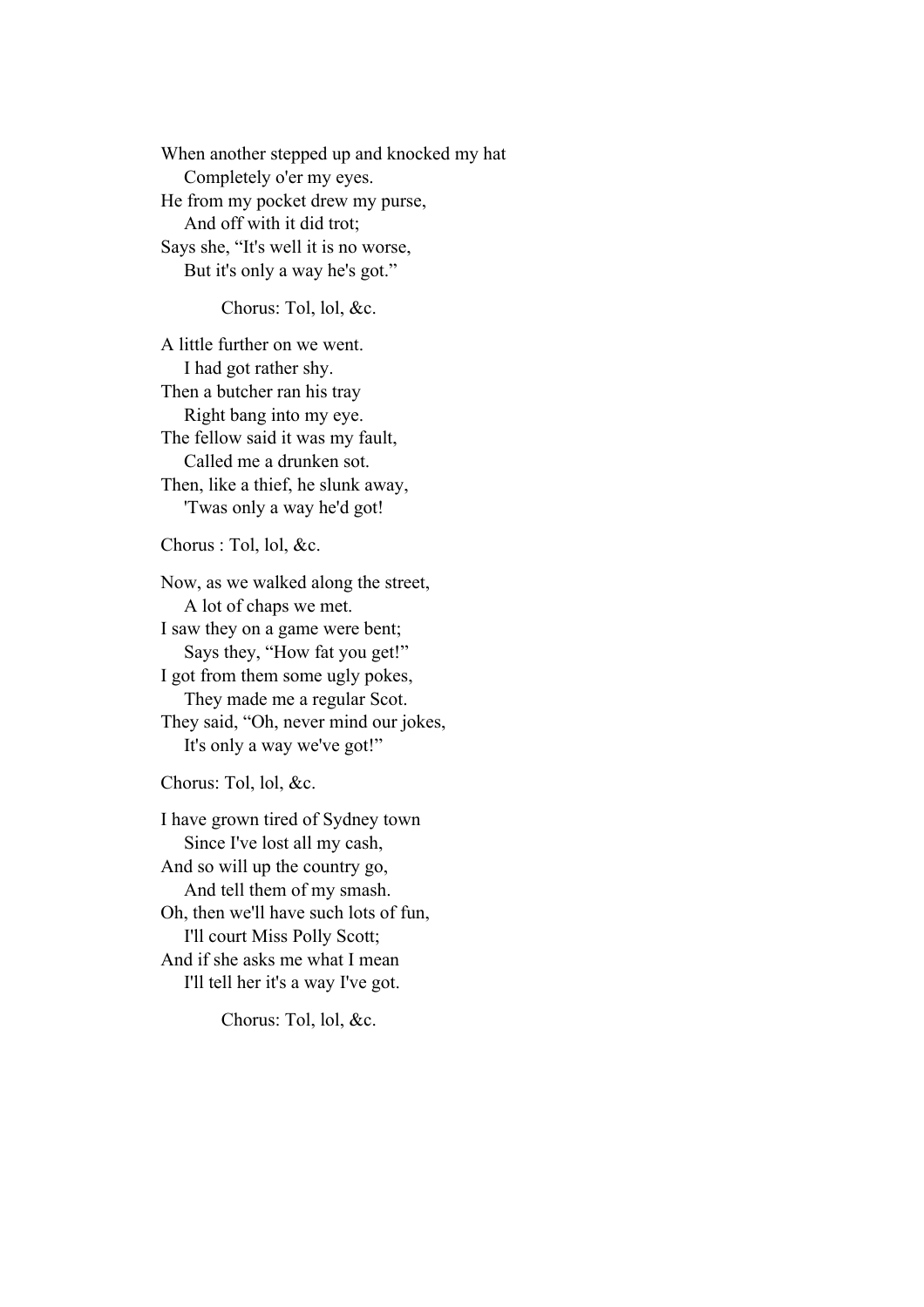When another stepped up and knocked my hat
    Completely o'er my eyes.
He from my pocket drew my purse,
    And off with it did trot;
Says she, "It's well it is no worse,
    But it's only a way he's got."

Chorus: Tol, lol, &c.

A little further on we went.
    I had got rather shy.
Then a butcher ran his tray
    Right bang into my eye.
The fellow said it was my fault,
    Called me a drunken sot.
Then, like a thief, he slunk away,
    'Twas only a way he'd got!

Chorus : Tol, lol, &c.

Now, as we walked along the street,
    A lot of chaps we met.
I saw they on a game were bent;
    Says they, "How fat you get!"
I got from them some ugly pokes,
    They made me a regular Scot.
They said, "Oh, never mind our jokes,
    It's only a way we've got!"

Chorus: Tol, lol, &c.

I have grown tired of Sydney town
    Since I've lost all my cash,
And so will up the country go,
    And tell them of my smash.
Oh, then we'll have such lots of fun,
    I'll court Miss Polly Scott;
And if she asks me what I mean
    I'll tell her it's a way I've got.

Chorus: Tol, lol, &c.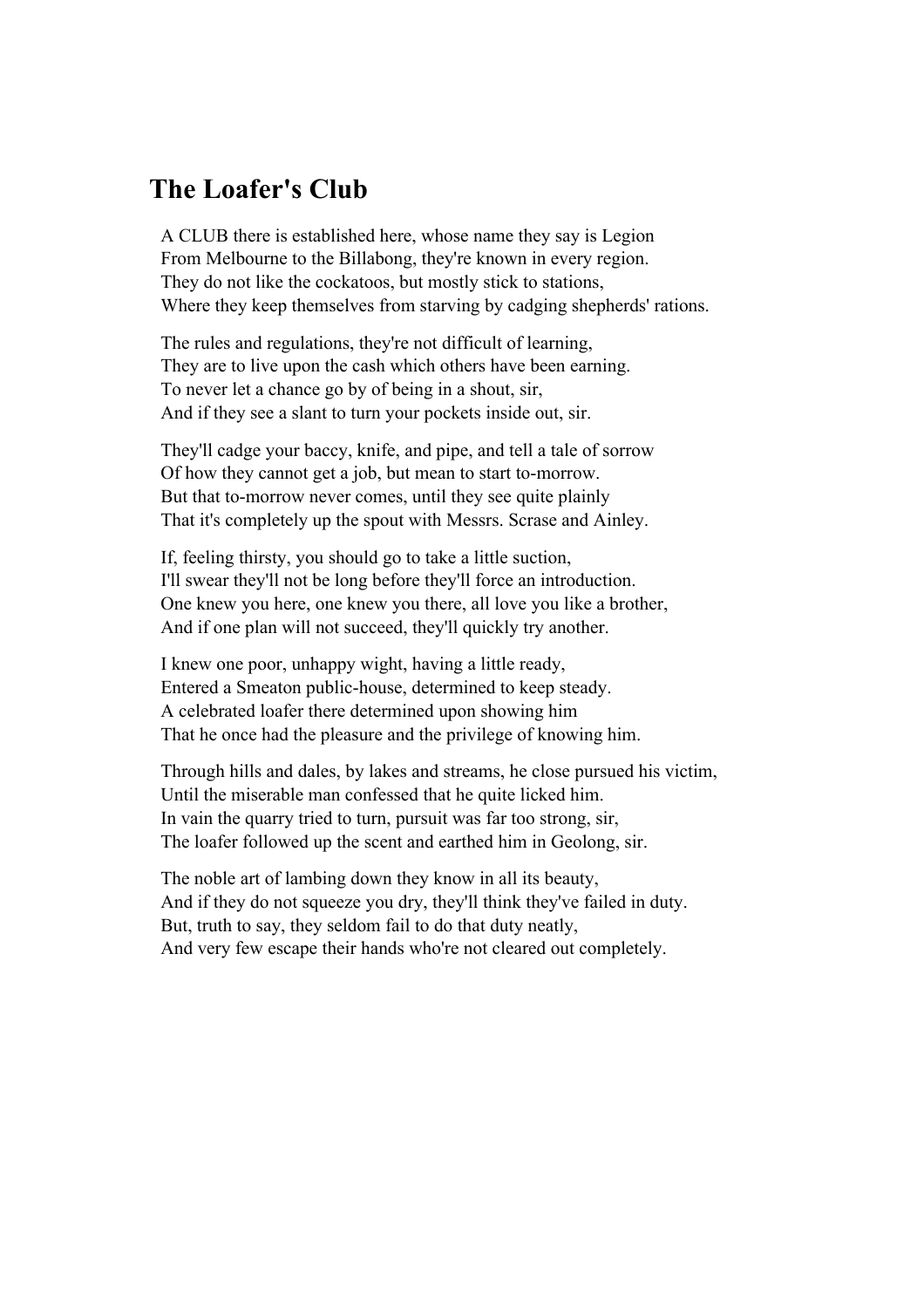# The Loafer's Club

A CLUB there is established here, whose name they say is Legion
From Melbourne to the Billabong, they're known in every region.
They do not like the cockatoos, but mostly stick to stations,
Where they keep themselves from starving by cadging shepherds' rations.

The rules and regulations, they're not difficult of learning,
They are to live upon the cash which others have been earning.
To never let a chance go by of being in a shout, sir,
And if they see a slant to turn your pockets inside out, sir.

They'll cadge your baccy, knife, and pipe, and tell a tale of sorrow
Of how they cannot get a job, but mean to start to-morrow.
But that to-morrow never comes, until they see quite plainly
That it's completely up the spout with Messrs. Scrase and Ainley.

If, feeling thirsty, you should go to take a little suction,
I'll swear they'll not be long before they'll force an introduction.
One knew you here, one knew you there, all love you like a brother,
And if one plan will not succeed, they'll quickly try another.

I knew one poor, unhappy wight, having a little ready,
Entered a Smeaton public-house, determined to keep steady.
A celebrated loafer there determined upon showing him
That he once had the pleasure and the privilege of knowing him.

Through hills and dales, by lakes and streams, he close pursued his victim,
Until the miserable man confessed that he quite licked him.
In vain the quarry tried to turn, pursuit was far too strong, sir,
The loafer followed up the scent and earthed him in Geolong, sir.

The noble art of lambing down they know in all its beauty,
And if they do not squeeze you dry, they'll think they've failed in duty.
But, truth to say, they seldom fail to do that duty neatly,
And very few escape their hands who're not cleared out completely.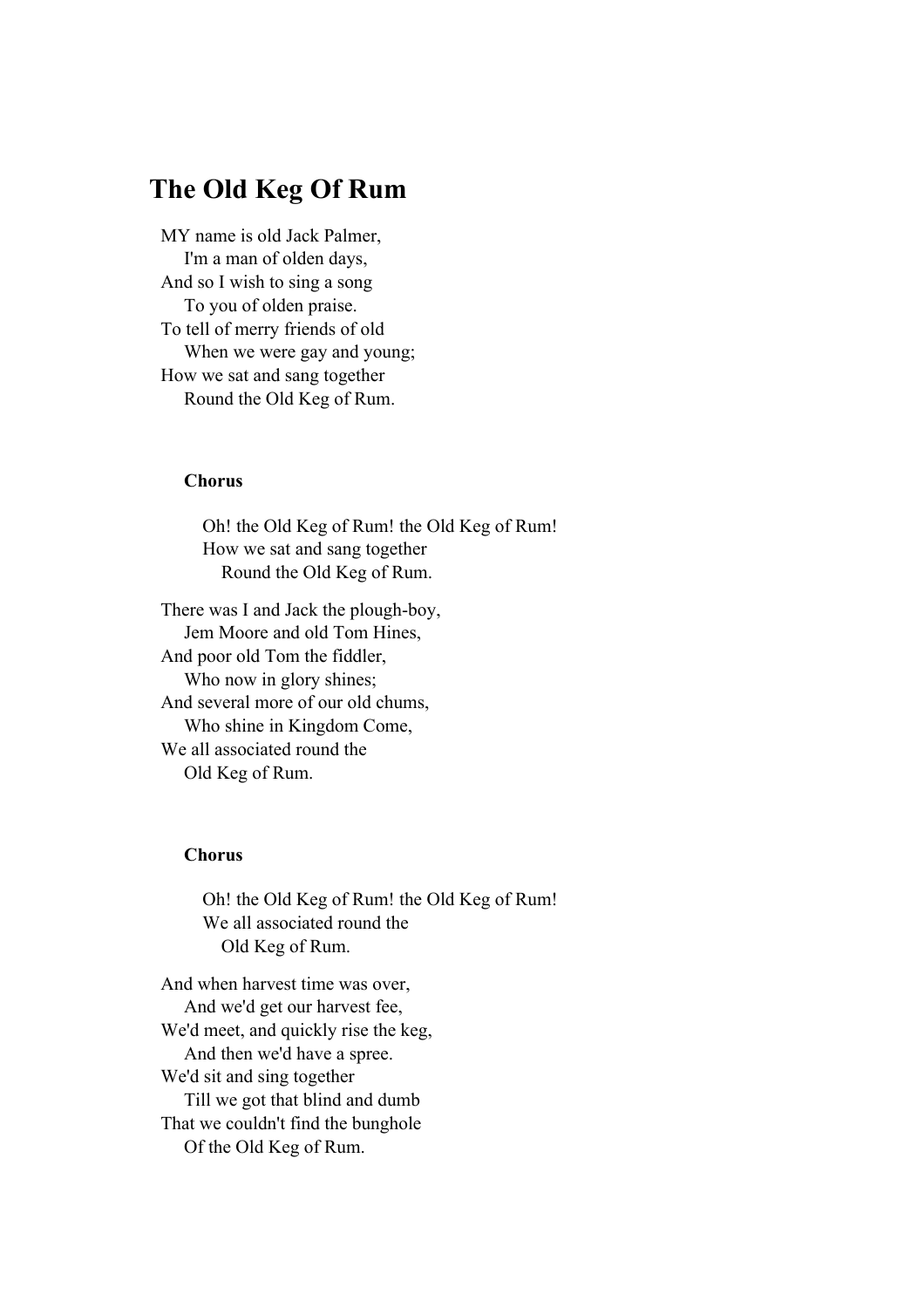# The Old Keg Of Rum

MY name is old Jack Palmer,
I'm a man of olden days,
And so I wish to sing a song
To you of olden praise.
To tell of merry friends of old
When we were gay and young;
How we sat and sang together
Round the Old Keg of Rum.

**Chorus**

Oh! the Old Keg of Rum! the Old Keg of Rum!
How we sat and sang together
Round the Old Keg of Rum.

There was I and Jack the plough-boy,
Jem Moore and old Tom Hines,
And poor old Tom the fiddler,
Who now in glory shines;
And several more of our old chums,
Who shine in Kingdom Come,
We all associated round the
Old Keg of Rum.

**Chorus**

Oh! the Old Keg of Rum! the Old Keg of Rum!
We all associated round the
Old Keg of Rum.

And when harvest time was over,
And we'd get our harvest fee,
We'd meet, and quickly rise the keg,
And then we'd have a spree.
We'd sit and sing together
Till we got that blind and dumb
That we couldn't find the bunghole
Of the Old Keg of Rum.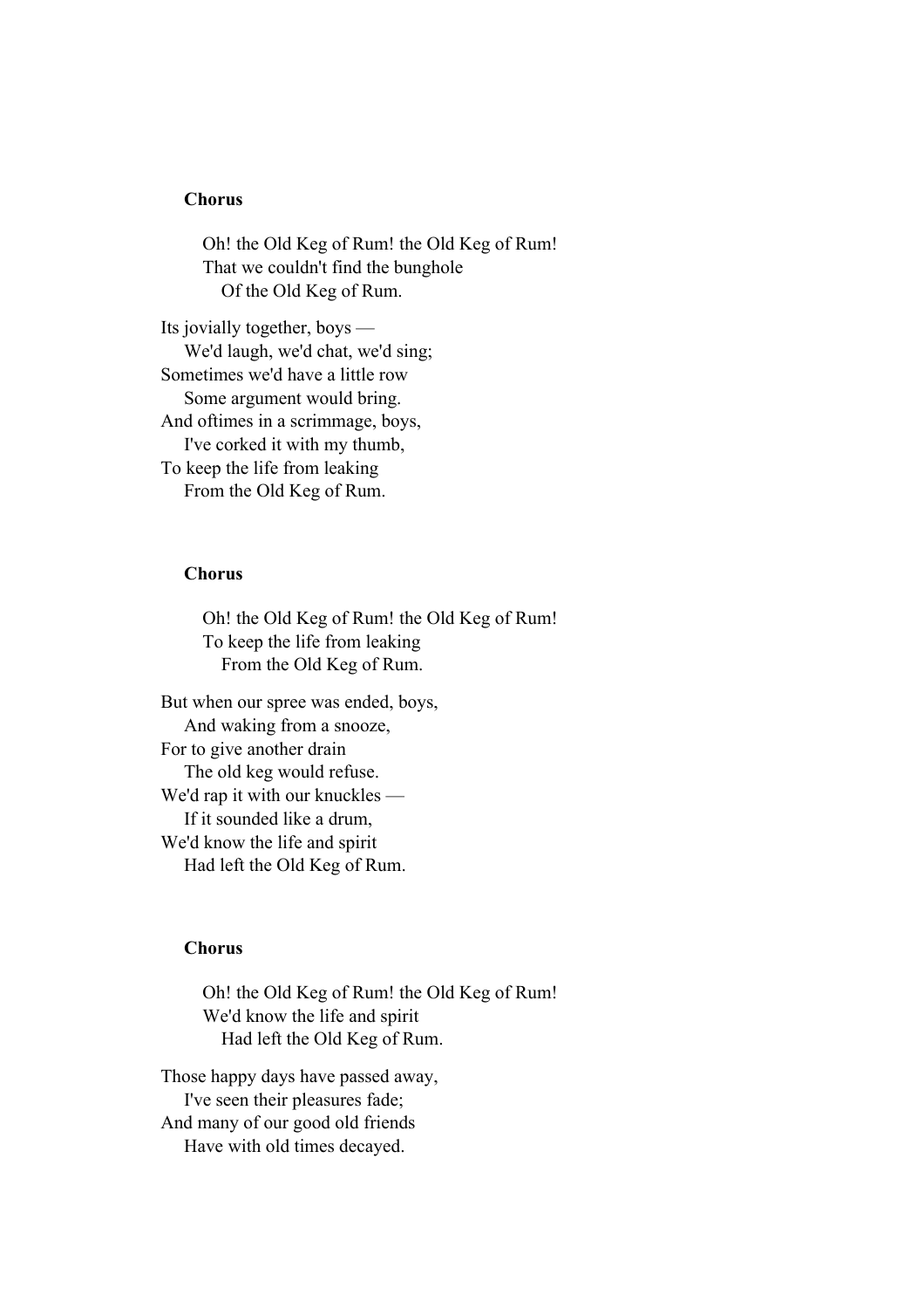**Chorus**

Oh! the Old Keg of Rum! the Old Keg of Rum!
That we couldn't find the bunghole
Of the Old Keg of Rum.

Its jovially together, boys —
We'd laugh, we'd chat, we'd sing;
Sometimes we'd have a little row
Some argument would bring.
And oftimes in a scrimmage, boys,
I've corked it with my thumb,
To keep the life from leaking
From the Old Keg of Rum.

**Chorus**

Oh! the Old Keg of Rum! the Old Keg of Rum!
To keep the life from leaking
From the Old Keg of Rum.

But when our spree was ended, boys,
And waking from a snooze,
For to give another drain
The old keg would refuse.
We'd rap it with our knuckles —
If it sounded like a drum,
We'd know the life and spirit
Had left the Old Keg of Rum.

**Chorus**

Oh! the Old Keg of Rum! the Old Keg of Rum!
We'd know the life and spirit
Had left the Old Keg of Rum.

Those happy days have passed away,
I've seen their pleasures fade;
And many of our good old friends
Have with old times decayed.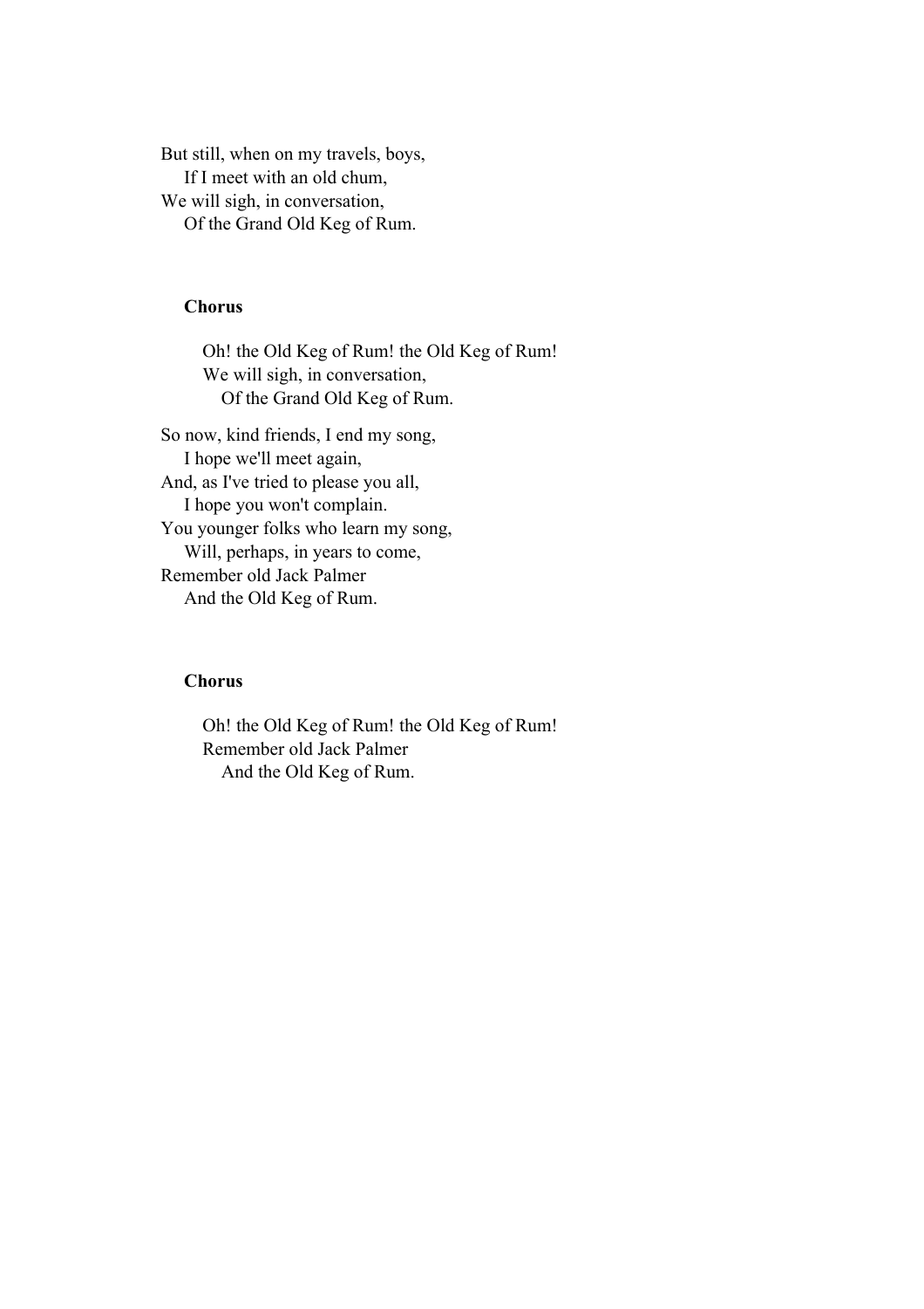But still, when on my travels, boys,
    If I meet with an old chum,
We will sigh, in conversation,
    Of the Grand Old Keg of Rum.

**Chorus**

> Oh! the Old Keg of Rum! the Old Keg of Rum!
> We will sigh, in conversation,
>     Of the Grand Old Keg of Rum.

So now, kind friends, I end my song,
    I hope we'll meet again,
And, as I've tried to please you all,
    I hope you won't complain.
You younger folks who learn my song,
    Will, perhaps, in years to come,
Remember old Jack Palmer
    And the Old Keg of Rum.

**Chorus**

> Oh! the Old Keg of Rum! the Old Keg of Rum!
> Remember old Jack Palmer
>     And the Old Keg of Rum.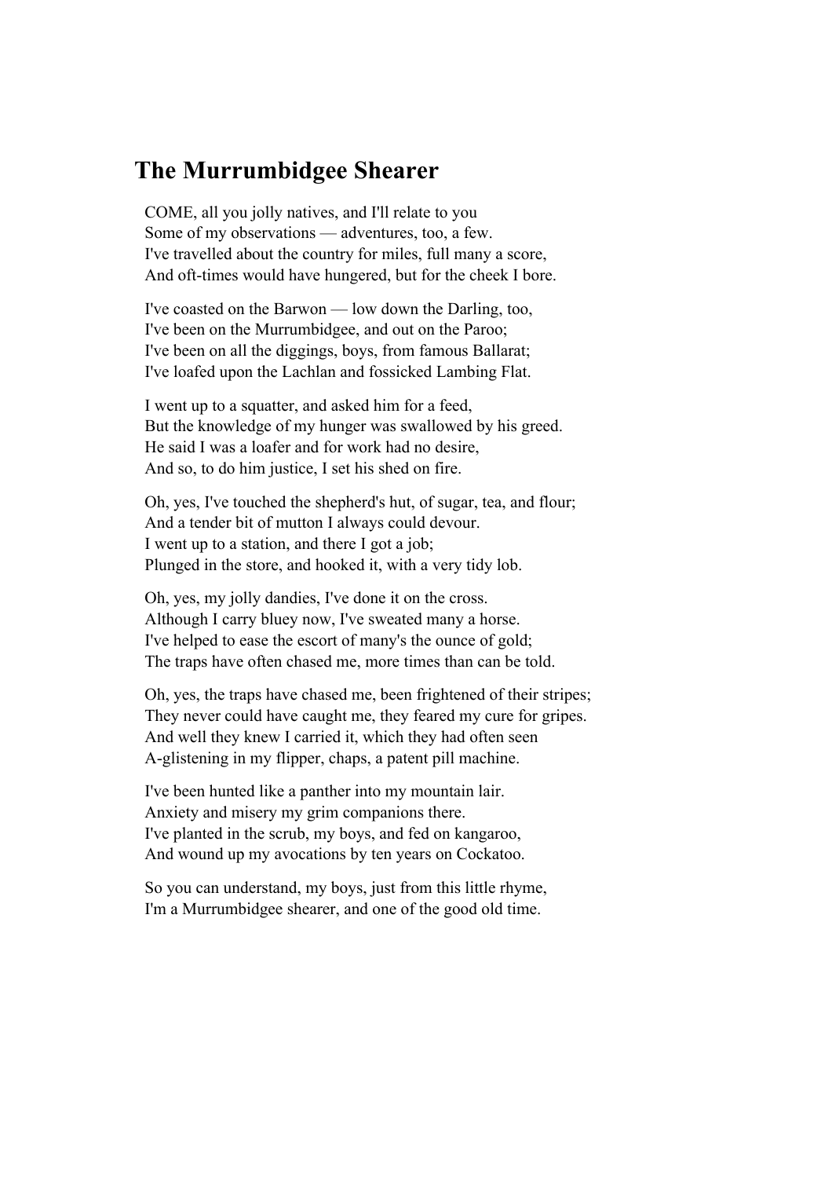## The Murrumbidgee Shearer

COME, all you jolly natives, and I'll relate to you
Some of my observations — adventures, too, a few.
I've travelled about the country for miles, full many a score,
And oft-times would have hungered, but for the cheek I bore.

I've coasted on the Barwon — low down the Darling, too,
I've been on the Murrumbidgee, and out on the Paroo;
I've been on all the diggings, boys, from famous Ballarat;
I've loafed upon the Lachlan and fossicked Lambing Flat.

I went up to a squatter, and asked him for a feed,
But the knowledge of my hunger was swallowed by his greed.
He said I was a loafer and for work had no desire,
And so, to do him justice, I set his shed on fire.

Oh, yes, I've touched the shepherd's hut, of sugar, tea, and flour;
And a tender bit of mutton I always could devour.
I went up to a station, and there I got a job;
Plunged in the store, and hooked it, with a very tidy lob.

Oh, yes, my jolly dandies, I've done it on the cross.
Although I carry bluey now, I've sweated many a horse.
I've helped to ease the escort of many's the ounce of gold;
The traps have often chased me, more times than can be told.

Oh, yes, the traps have chased me, been frightened of their stripes;
They never could have caught me, they feared my cure for gripes.
And well they knew I carried it, which they had often seen
A-glistening in my flipper, chaps, a patent pill machine.

I've been hunted like a panther into my mountain lair.
Anxiety and misery my grim companions there.
I've planted in the scrub, my boys, and fed on kangaroo,
And wound up my avocations by ten years on Cockatoo.

So you can understand, my boys, just from this little rhyme,
I'm a Murrumbidgee shearer, and one of the good old time.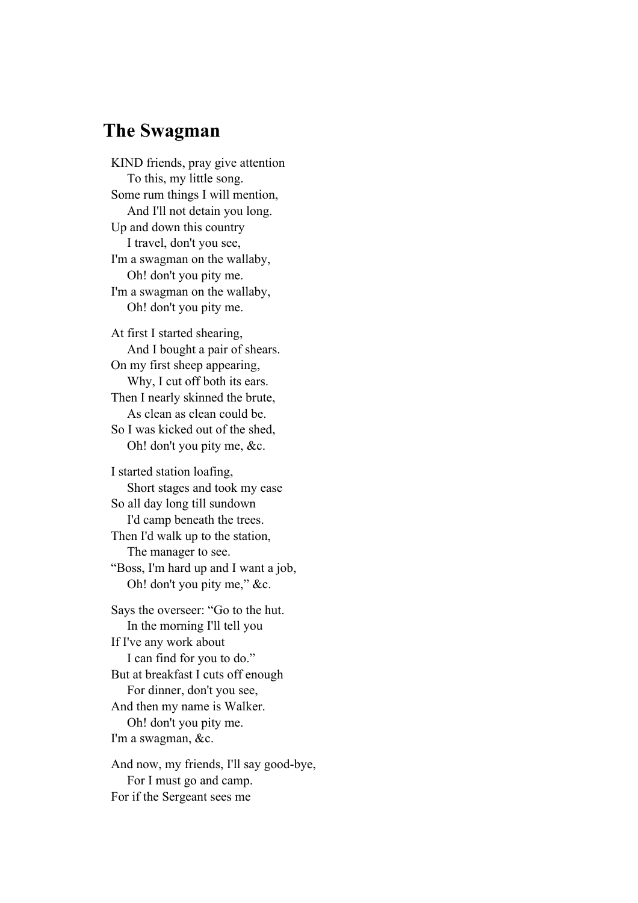## The Swagman

KIND friends, pray give attention
To this, my little song.
Some rum things I will mention,
And I'll not detain you long.
Up and down this country
I travel, don't you see,
I'm a swagman on the wallaby,
Oh! don't you pity me.
I'm a swagman on the wallaby,
Oh! don't you pity me.

At first I started shearing,
And I bought a pair of shears.
On my first sheep appearing,
Why, I cut off both its ears.
Then I nearly skinned the brute,
As clean as clean could be.
So I was kicked out of the shed,
Oh! don't you pity me, &c.

I started station loafing,
Short stages and took my ease
So all day long till sundown
I'd camp beneath the trees.
Then I'd walk up to the station,
The manager to see.
"Boss, I'm hard up and I want a job,
Oh! don't you pity me," &c.

Says the overseer: "Go to the hut.
In the morning I'll tell you
If I've any work about
I can find for you to do."
But at breakfast I cuts off enough
For dinner, don't you see,
And then my name is Walker.
Oh! don't you pity me.
I'm a swagman, &c.

And now, my friends, I'll say good-bye,
For I must go and camp.
For if the Sergeant sees me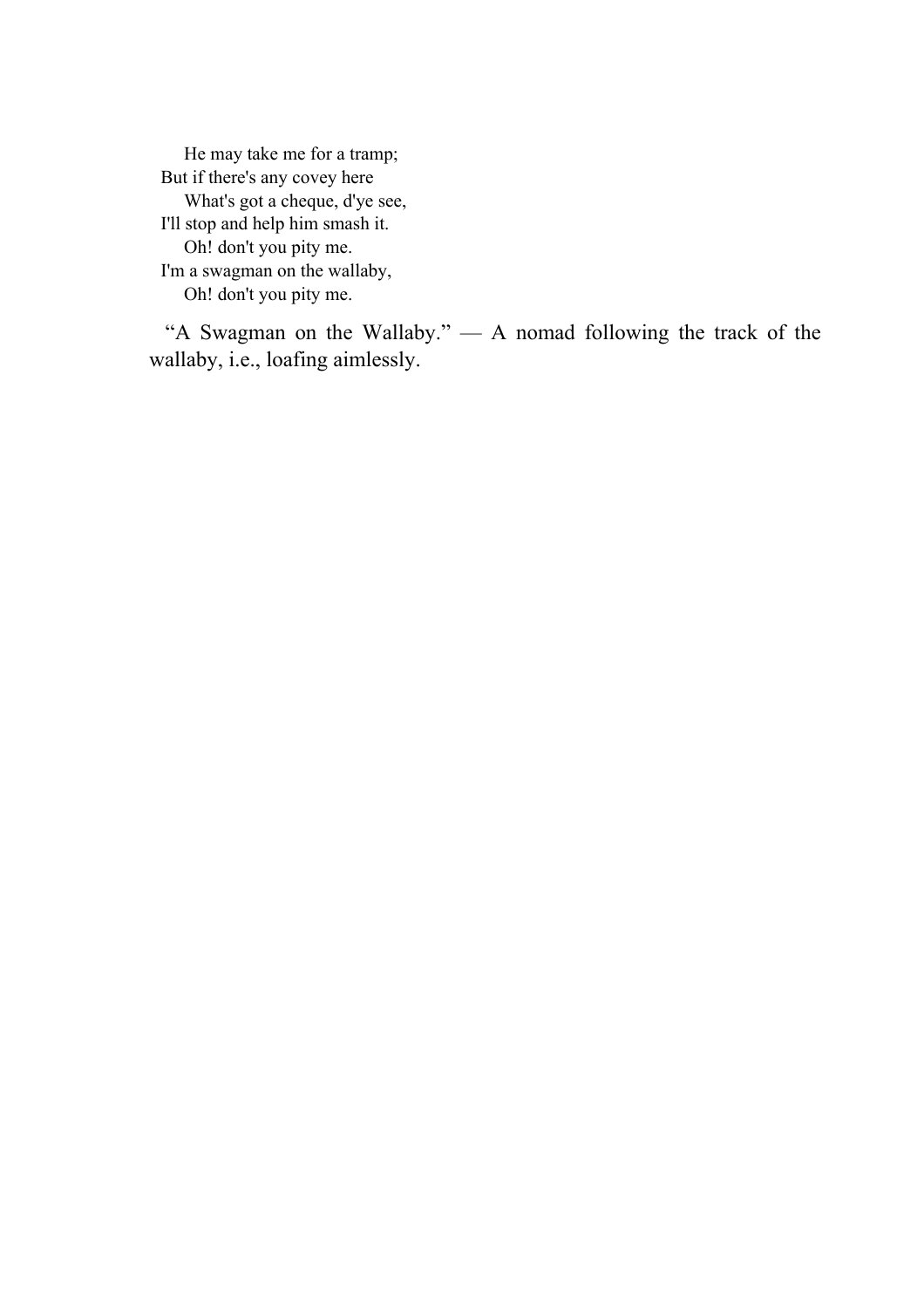He may take me for a tramp;  
But if there's any covey here  
What's got a cheque, d'ye see,  
I'll stop and help him smash it.  
Oh! don't you pity me.  
I'm a swagman on the wallaby,  
Oh! don't you pity me.

"A Swagman on the Wallaby." — A nomad following the track of the wallaby, i.e., loafing aimlessly.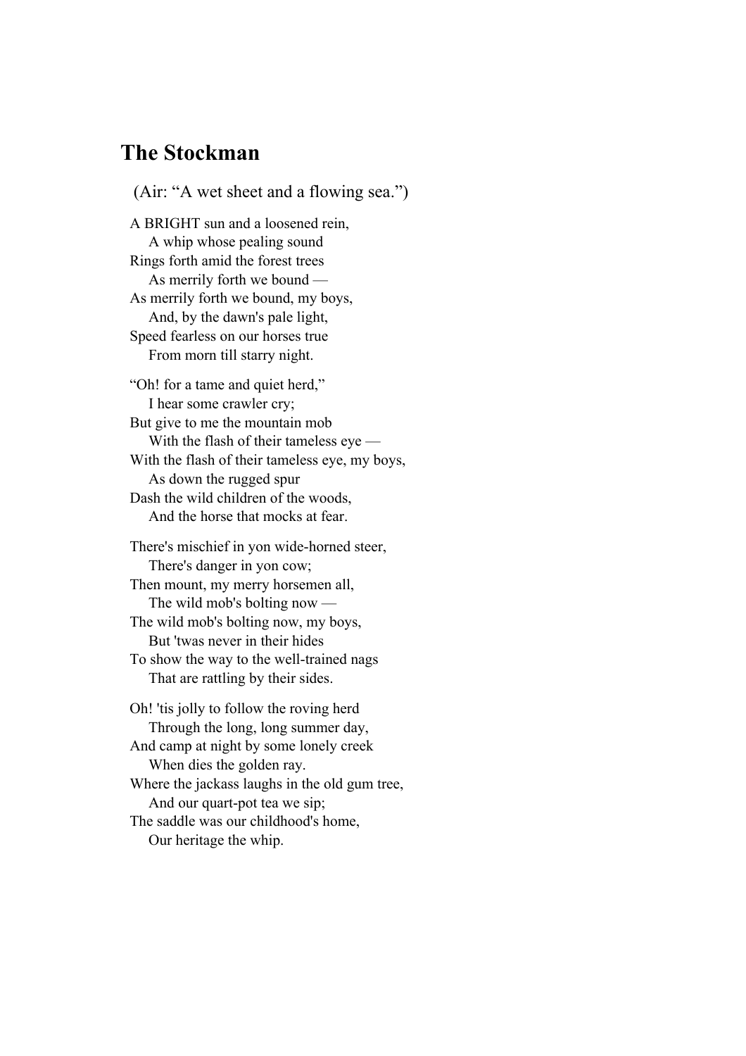## The Stockman

(Air: “A wet sheet and a flowing sea.”)

A BRIGHT sun and a loosened rein,
    A whip whose pealing sound
Rings forth amid the forest trees
    As merrily forth we bound —
As merrily forth we bound, my boys,
    And, by the dawn's pale light,
Speed fearless on our horses true
    From morn till starry night.

“Oh! for a tame and quiet herd,”
    I hear some crawler cry;
But give to me the mountain mob
    With the flash of their tameless eye —
With the flash of their tameless eye, my boys,
    As down the rugged spur
Dash the wild children of the woods,
    And the horse that mocks at fear.

There's mischief in yon wide-horned steer,
    There's danger in yon cow;
Then mount, my merry horsemen all,
    The wild mob's bolting now —
The wild mob's bolting now, my boys,
    But 'twas never in their hides
To show the way to the well-trained nags
    That are rattling by their sides.

Oh! 'tis jolly to follow the roving herd
    Through the long, long summer day,
And camp at night by some lonely creek
    When dies the golden ray.
Where the jackass laughs in the old gum tree,
    And our quart-pot tea we sip;
The saddle was our childhood's home,
    Our heritage the whip.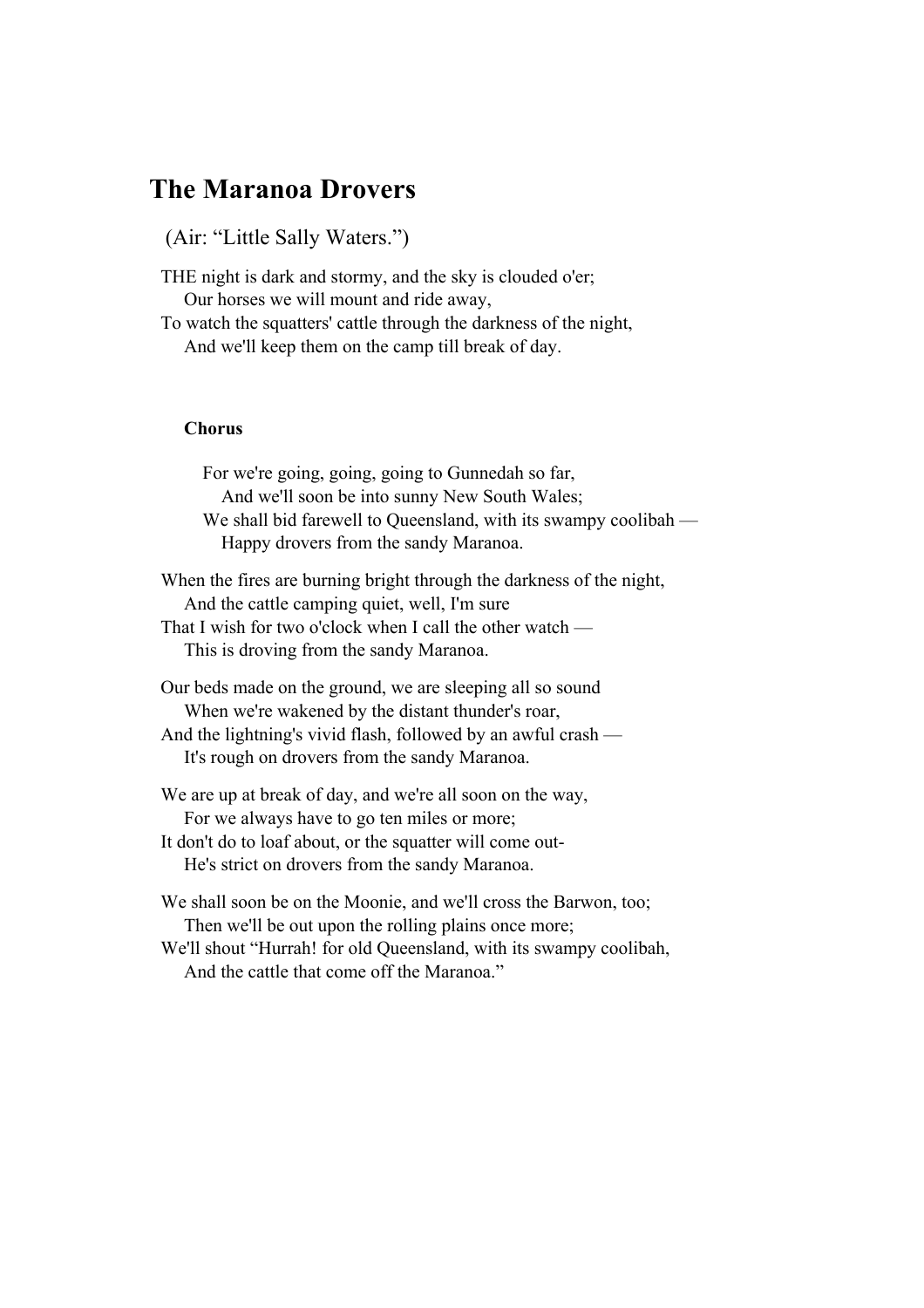## The Maranoa Drovers

(Air: "Little Sally Waters.")

THE night is dark and stormy, and the sky is clouded o'er;  
Our horses we will mount and ride away,  
To watch the squatters' cattle through the darkness of the night,  
And we'll keep them on the camp till break of day.

**Chorus**

For we're going, going, going to Gunnedah so far,  
And we'll soon be into sunny New South Wales;  
We shall bid farewell to Queensland, with its swampy coolibah —  
Happy drovers from the sandy Maranoa.

When the fires are burning bright through the darkness of the night,  
And the cattle camping quiet, well, I'm sure  
That I wish for two o'clock when I call the other watch —  
This is droving from the sandy Maranoa.

Our beds made on the ground, we are sleeping all so sound  
When we're wakened by the distant thunder's roar,  
And the lightning's vivid flash, followed by an awful crash —  
It's rough on drovers from the sandy Maranoa.

We are up at break of day, and we're all soon on the way,  
For we always have to go ten miles or more;  
It don't do to loaf about, or the squatter will come out-  
He's strict on drovers from the sandy Maranoa.

We shall soon be on the Moonie, and we'll cross the Barwon, too;  
Then we'll be out upon the rolling plains once more;  
We'll shout "Hurrah! for old Queensland, with its swampy coolibah,  
And the cattle that come off the Maranoa."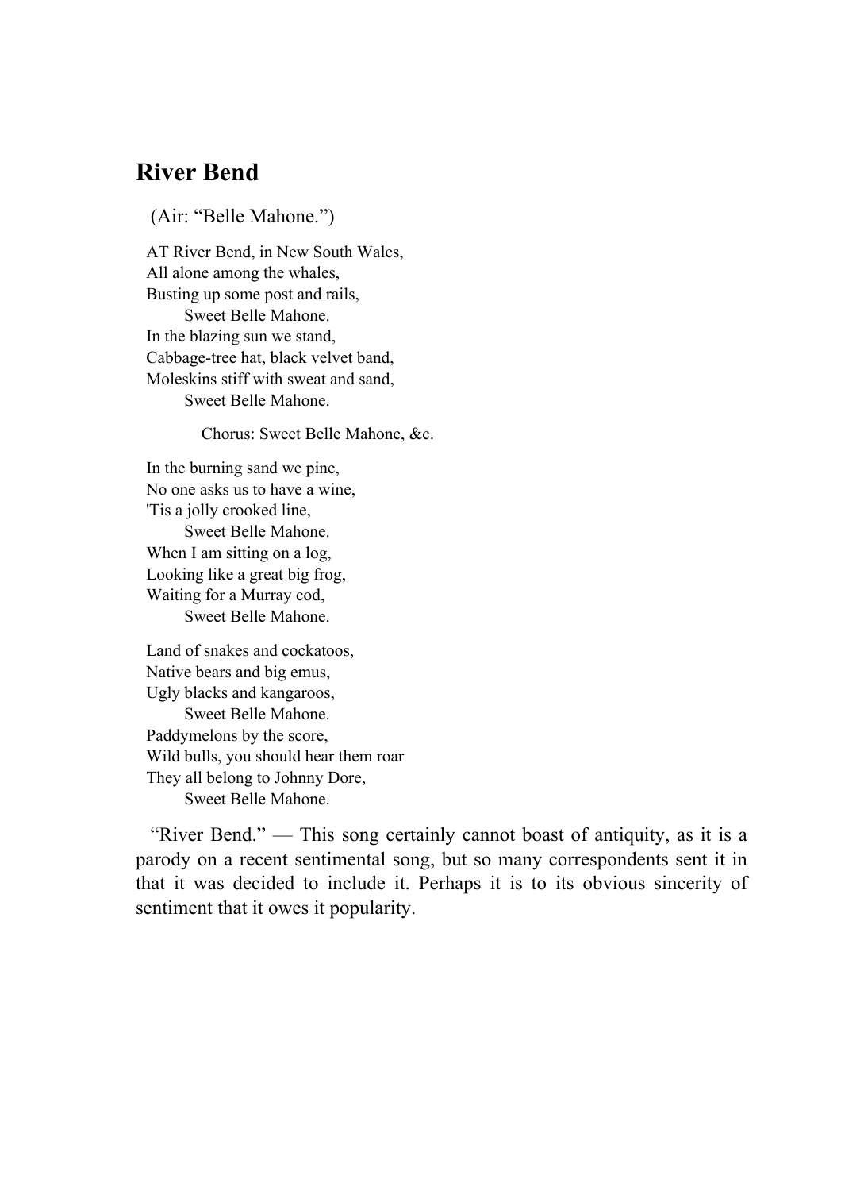## River Bend

(Air: "Belle Mahone.")

AT River Bend, in New South Wales,  
All alone among the whales,  
Busting up some post and rails,  
        Sweet Belle Mahone.  
In the blazing sun we stand,  
Cabbage-tree hat, black velvet band,  
Moleskins stiff with sweat and sand,  
        Sweet Belle Mahone.

        Chorus: Sweet Belle Mahone, &c.

In the burning sand we pine,  
No one asks us to have a wine,  
'Tis a jolly crooked line,  
        Sweet Belle Mahone.  
When I am sitting on a log,  
Looking like a great big frog,  
Waiting for a Murray cod,  
        Sweet Belle Mahone.

Land of snakes and cockatoos,  
Native bears and big emus,  
Ugly blacks and kangaroos,  
        Sweet Belle Mahone.  
Paddymelons by the score,  
Wild bulls, you should hear them roar  
They all belong to Johnny Dore,  
        Sweet Belle Mahone.

"River Bend." — This song certainly cannot boast of antiquity, as it is a parody on a recent sentimental song, but so many correspondents sent it in that it was decided to include it. Perhaps it is to its obvious sincerity of sentiment that it owes it popularity.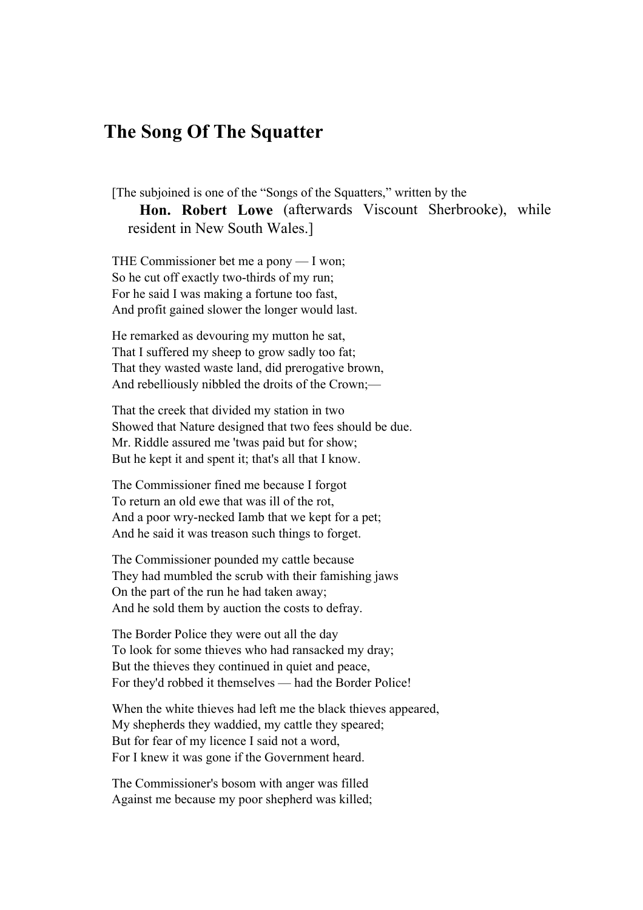# The Song Of The Squatter

[The subjoined is one of the “Songs of the Squatters,” written by the **Hon. Robert Lowe** (afterwards Viscount Sherbrooke), while resident in New South Wales.]

THE Commissioner bet me a pony — I won;
So he cut off exactly two-thirds of my run;
For he said I was making a fortune too fast,
And profit gained slower the longer would last.

He remarked as devouring my mutton he sat,
That I suffered my sheep to grow sadly too fat;
That they wasted waste land, did prerogative brown,
And rebelliously nibbled the droits of the Crown;—

That the creek that divided my station in two
Showed that Nature designed that two fees should be due.
Mr. Riddle assured me 'twas paid but for show;
But he kept it and spent it; that's all that I know.

The Commissioner fined me because I forgot
To return an old ewe that was ill of the rot,
And a poor wry-necked Iamb that we kept for a pet;
And he said it was treason such things to forget.

The Commissioner pounded my cattle because
They had mumbled the scrub with their famishing jaws
On the part of the run he had taken away;
And he sold them by auction the costs to defray.

The Border Police they were out all the day
To look for some thieves who had ransacked my dray;
But the thieves they continued in quiet and peace,
For they'd robbed it themselves — had the Border Police!

When the white thieves had left me the black thieves appeared,
My shepherds they waddied, my cattle they speared;
But for fear of my licence I said not a word,
For I knew it was gone if the Government heard.

The Commissioner's bosom with anger was filled
Against me because my poor shepherd was killed;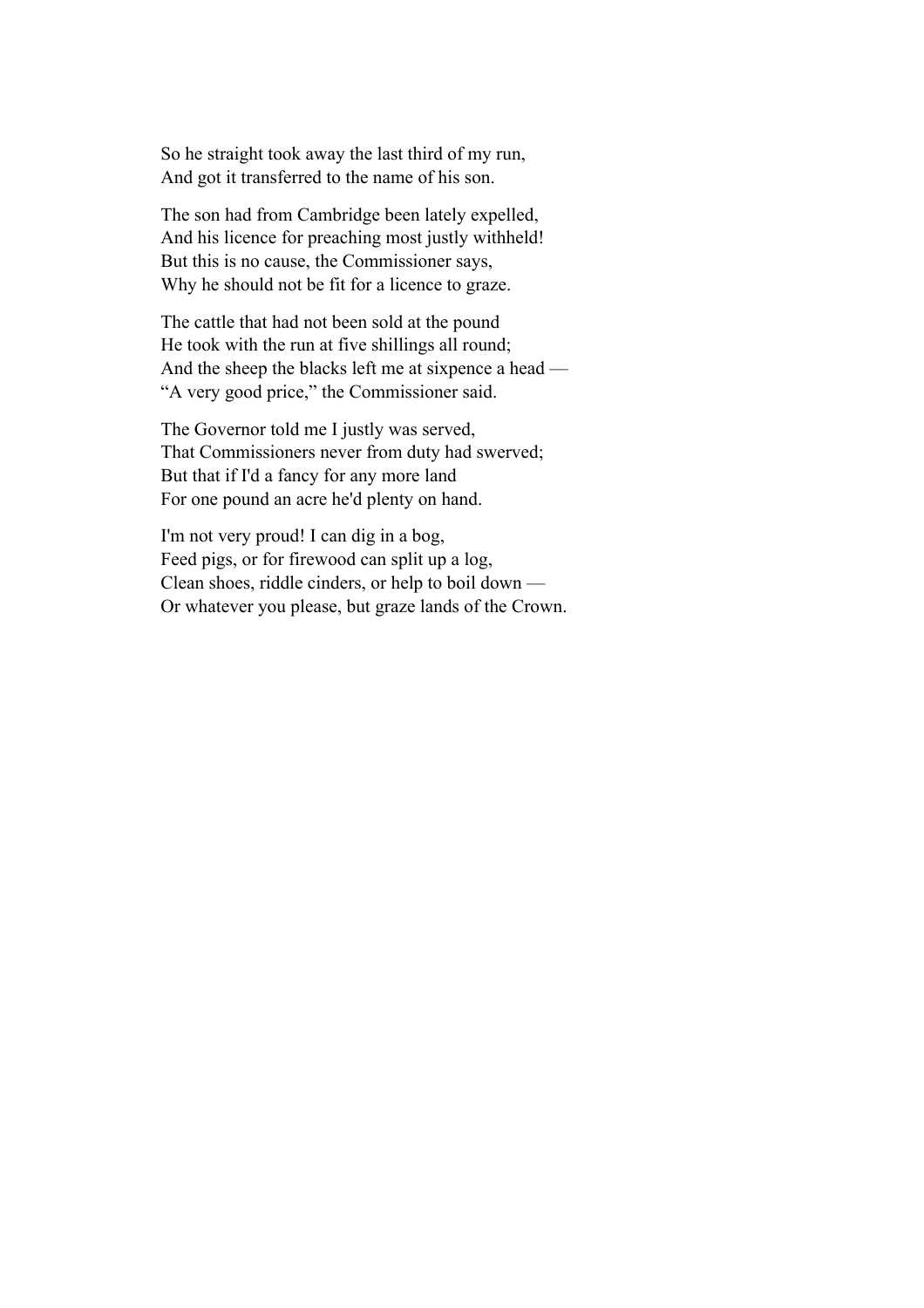So he straight took away the last third of my run,  
And got it transferred to the name of his son.

The son had from Cambridge been lately expelled,  
And his licence for preaching most justly withheld!  
But this is no cause, the Commissioner says,  
Why he should not be fit for a licence to graze.

The cattle that had not been sold at the pound  
He took with the run at five shillings all round;  
And the sheep the blacks left me at sixpence a head —  
“A very good price,” the Commissioner said.

The Governor told me I justly was served,  
That Commissioners never from duty had swerved;  
But that if I'd a fancy for any more land  
For one pound an acre he'd plenty on hand.

I'm not very proud! I can dig in a bog,  
Feed pigs, or for firewood can split up a log,  
Clean shoes, riddle cinders, or help to boil down —  
Or whatever you please, but graze lands of the Crown.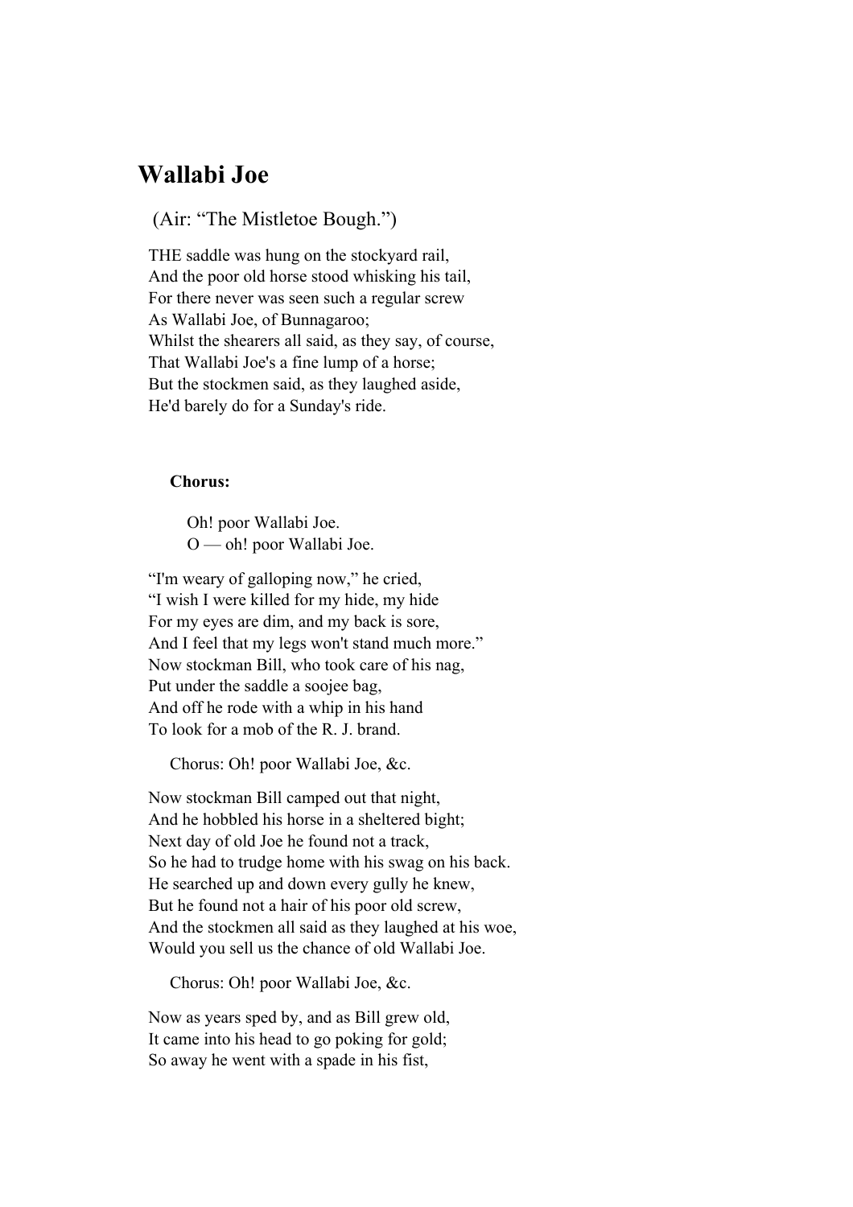## Wallabi Joe

(Air: "The Mistletoe Bough.")

THE saddle was hung on the stockyard rail,
And the poor old horse stood whisking his tail,
For there never was seen such a regular screw
As Wallabi Joe, of Bunnagaroo;
Whilst the shearers all said, as they say, of course,
That Wallabi Joe's a fine lump of a horse;
But the stockmen said, as they laughed aside,
He'd barely do for a Sunday's ride.

**Chorus:**

Oh! poor Wallabi Joe.
O — oh! poor Wallabi Joe.

"I'm weary of galloping now," he cried,
"I wish I were killed for my hide, my hide
For my eyes are dim, and my back is sore,
And I feel that my legs won't stand much more."
Now stockman Bill, who took care of his nag,
Put under the saddle a soojee bag,
And off he rode with a whip in his hand
To look for a mob of the R. J. brand.

Chorus: Oh! poor Wallabi Joe, &c.

Now stockman Bill camped out that night,
And he hobbled his horse in a sheltered bight;
Next day of old Joe he found not a track,
So he had to trudge home with his swag on his back.
He searched up and down every gully he knew,
But he found not a hair of his poor old screw,
And the stockmen all said as they laughed at his woe,
Would you sell us the chance of old Wallabi Joe.

Chorus: Oh! poor Wallabi Joe, &c.

Now as years sped by, and as Bill grew old,
It came into his head to go poking for gold;
So away he went with a spade in his fist,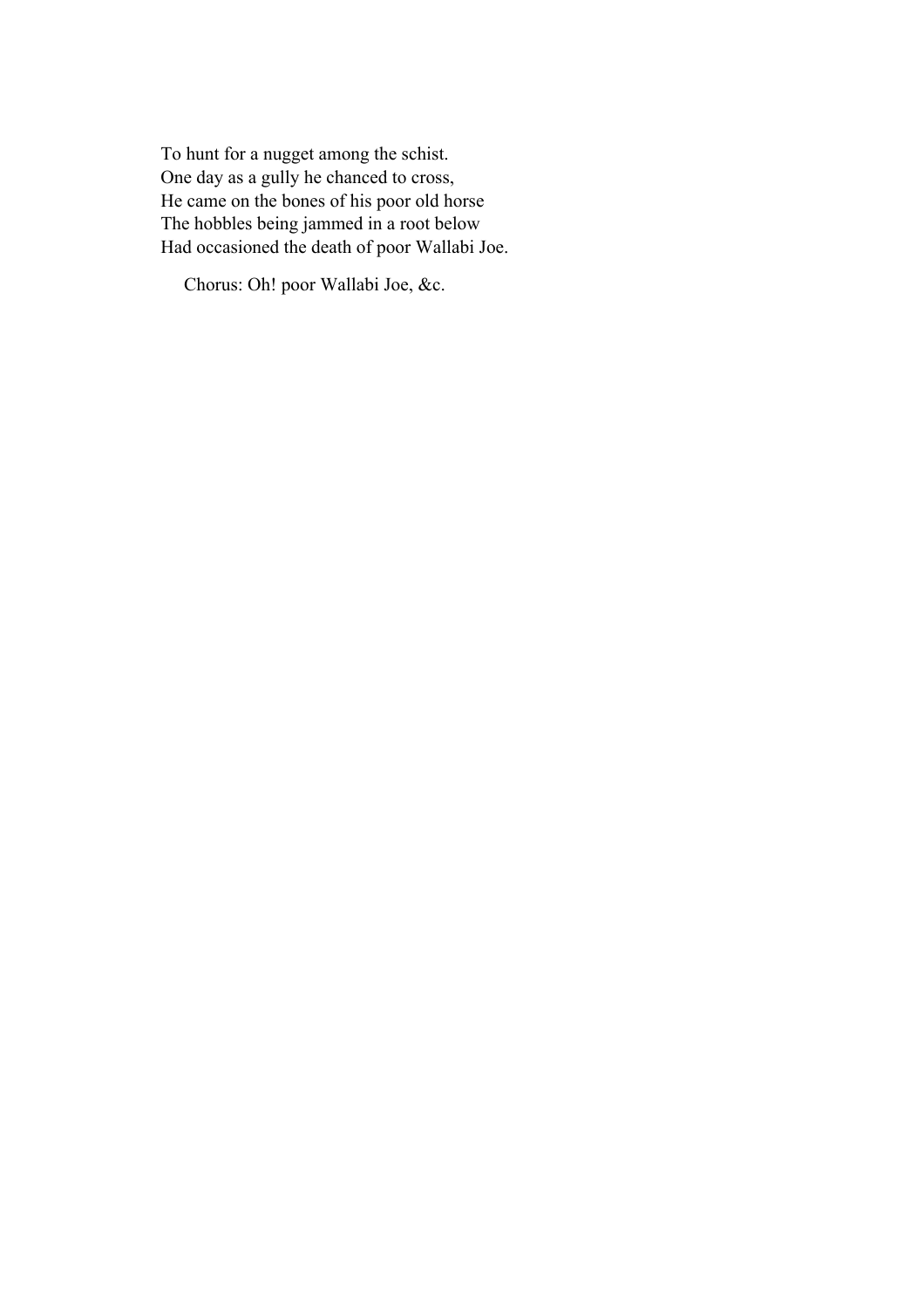To hunt for a nugget among the schist.  
One day as a gully he chanced to cross,  
He came on the bones of his poor old horse  
The hobbles being jammed in a root below  
Had occasioned the death of poor Wallabi Joe.

Chorus: Oh! poor Wallabi Joe, &c.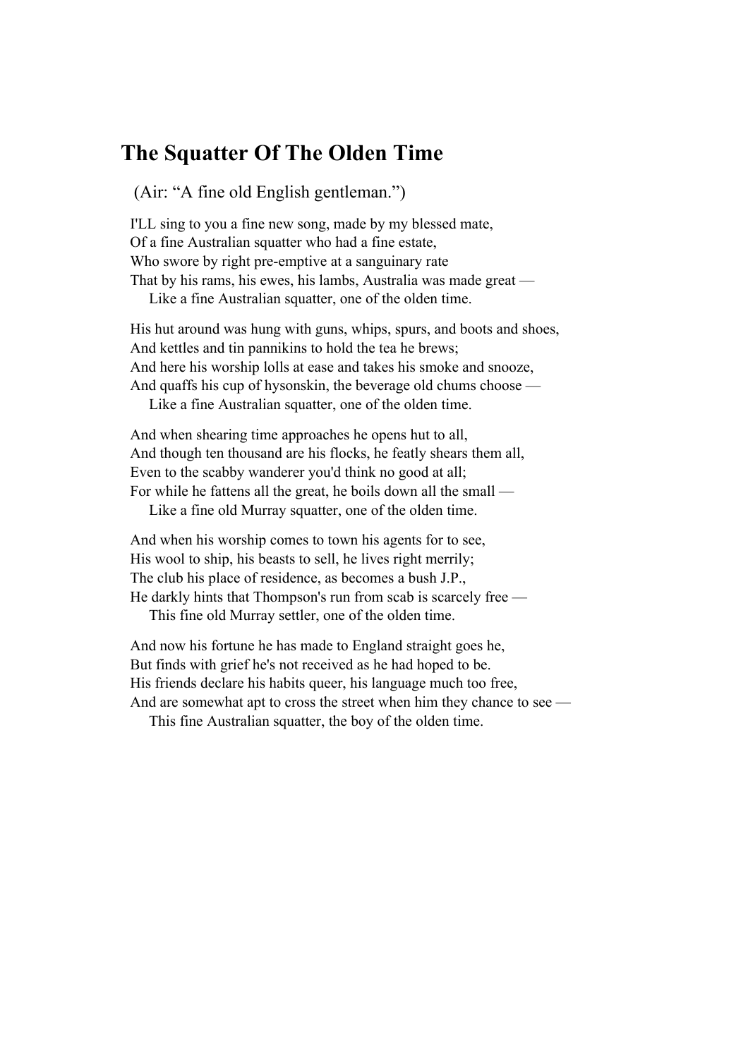## The Squatter Of The Olden Time

(Air: “A fine old English gentleman.”)

I'LL sing to you a fine new song, made by my blessed mate,
Of a fine Australian squatter who had a fine estate,
Who swore by right pre-emptive at a sanguinary rate
That by his rams, his ewes, his lambs, Australia was made great —
    Like a fine Australian squatter, one of the olden time.

His hut around was hung with guns, whips, spurs, and boots and shoes,
And kettles and tin pannikins to hold the tea he brews;
And here his worship lolls at ease and takes his smoke and snooze,
And quaffs his cup of hysonskin, the beverage old chums choose —
    Like a fine Australian squatter, one of the olden time.

And when shearing time approaches he opens hut to all,
And though ten thousand are his flocks, he featly shears them all,
Even to the scabby wanderer you'd think no good at all;
For while he fattens all the great, he boils down all the small —
    Like a fine old Murray squatter, one of the olden time.

And when his worship comes to town his agents for to see,
His wool to ship, his beasts to sell, he lives right merrily;
The club his place of residence, as becomes a bush J.P.,
He darkly hints that Thompson's run from scab is scarcely free —
    This fine old Murray settler, one of the olden time.

And now his fortune he has made to England straight goes he,
But finds with grief he's not received as he had hoped to be.
His friends declare his habits queer, his language much too free,
And are somewhat apt to cross the street when him they chance to see —
    This fine Australian squatter, the boy of the olden time.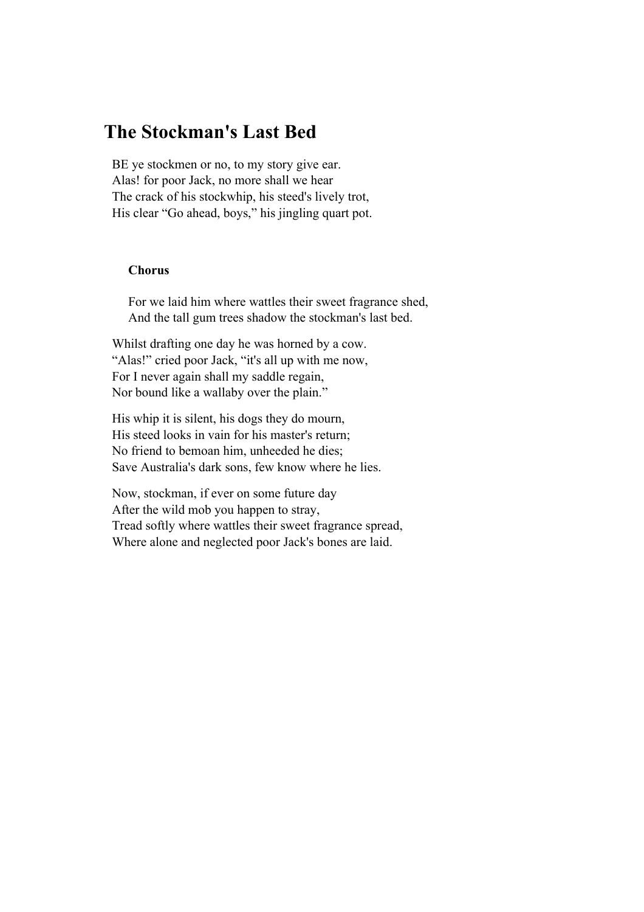## The Stockman's Last Bed

BE ye stockmen or no, to my story give ear.  
Alas! for poor Jack, no more shall we hear  
The crack of his stockwhip, his steed's lively trot,  
His clear “Go ahead, boys,” his jingling quart pot.

**Chorus**

For we laid him where wattles their sweet fragrance shed,  
And the tall gum trees shadow the stockman's last bed.

Whilst drafting one day he was horned by a cow.  
“Alas!” cried poor Jack, “it's all up with me now,  
For I never again shall my saddle regain,  
Nor bound like a wallaby over the plain.”

His whip it is silent, his dogs they do mourn,  
His steed looks in vain for his master's return;  
No friend to bemoan him, unheeded he dies;  
Save Australia's dark sons, few know where he lies.

Now, stockman, if ever on some future day  
After the wild mob you happen to stray,  
Tread softly where wattles their sweet fragrance spread,  
Where alone and neglected poor Jack's bones are laid.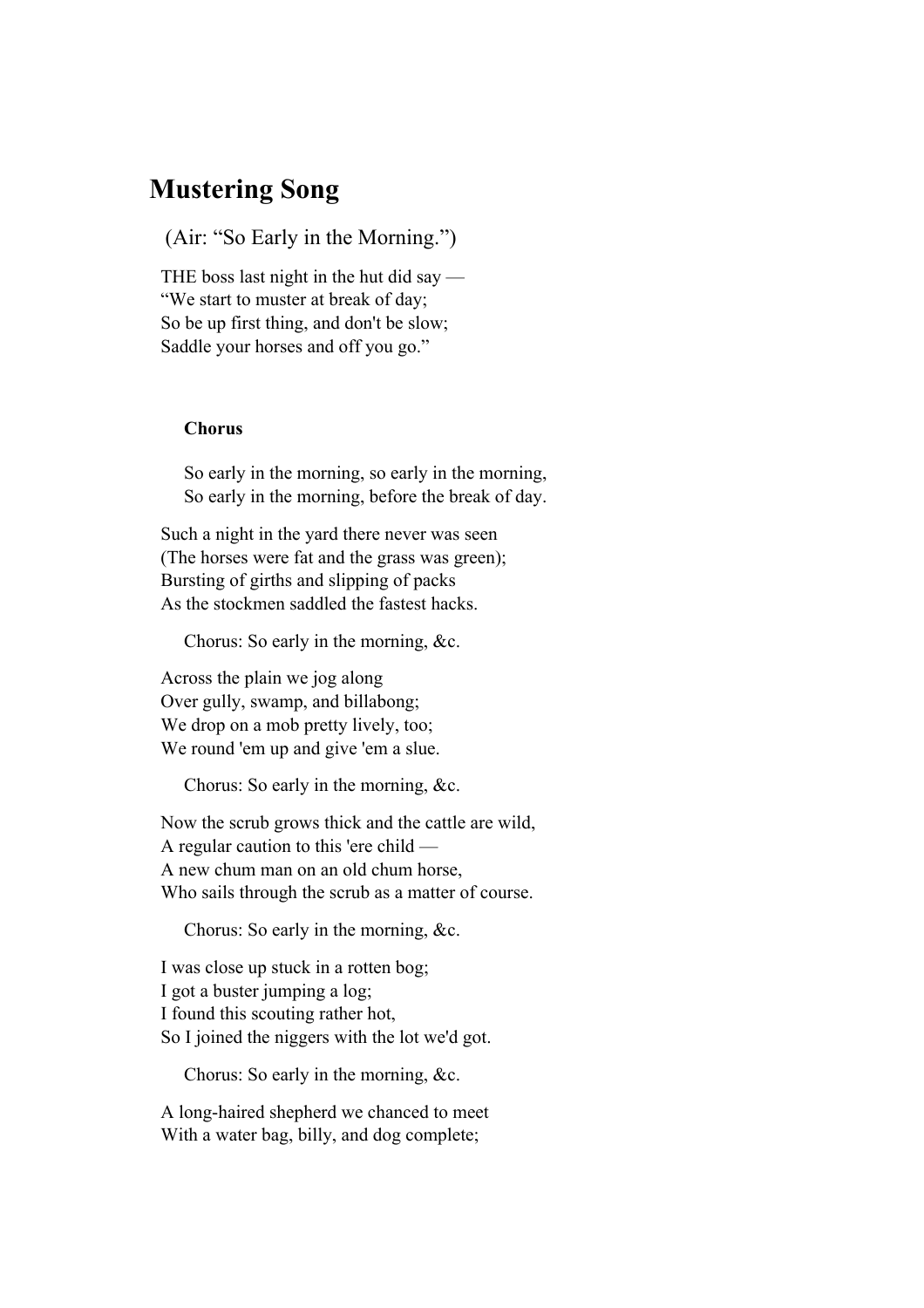## Mustering Song

(Air: “So Early in the Morning.”)

THE boss last night in the hut did say —
“We start to muster at break of day;
So be up first thing, and don't be slow;
Saddle your horses and off you go.”

**Chorus**

So early in the morning, so early in the morning,
So early in the morning, before the break of day.

Such a night in the yard there never was seen
(The horses were fat and the grass was green);
Bursting of girths and slipping of packs
As the stockmen saddled the fastest hacks.

Chorus: So early in the morning, &c.

Across the plain we jog along
Over gully, swamp, and billabong;
We drop on a mob pretty lively, too;
We round 'em up and give 'em a slue.

Chorus: So early in the morning, &c.

Now the scrub grows thick and the cattle are wild,
A regular caution to this 'ere child —
A new chum man on an old chum horse,
Who sails through the scrub as a matter of course.

Chorus: So early in the morning, &c.

I was close up stuck in a rotten bog;
I got a buster jumping a log;
I found this scouting rather hot,
So I joined the niggers with the lot we'd got.

Chorus: So early in the morning, &c.

A long-haired shepherd we chanced to meet
With a water bag, billy, and dog complete;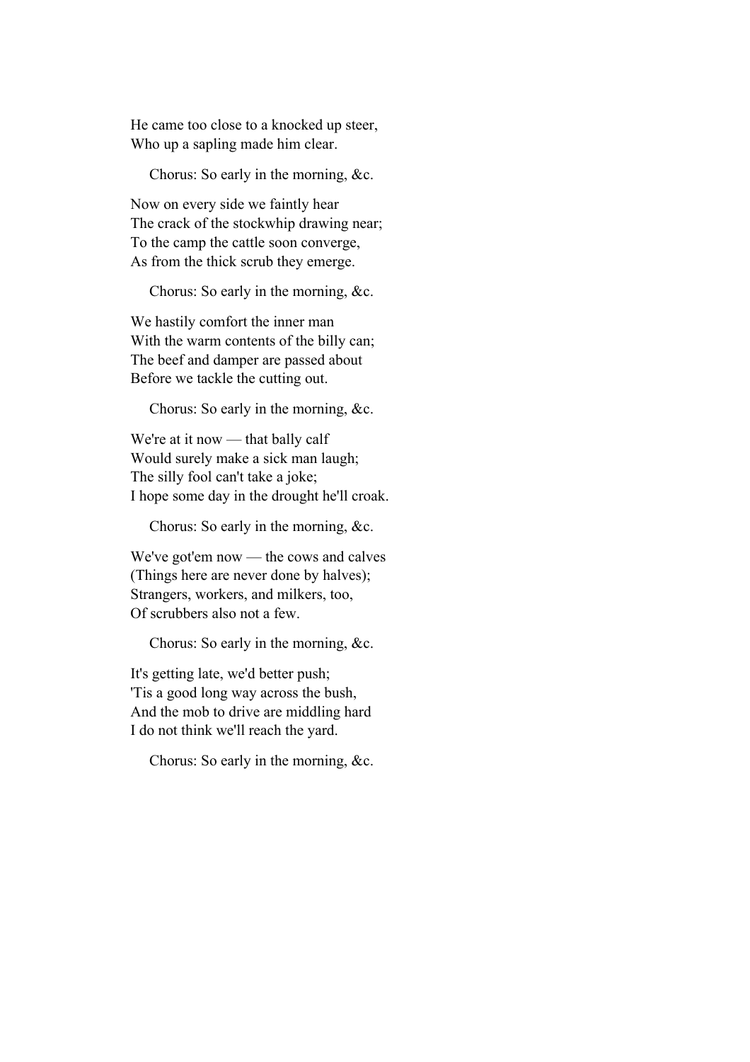He came too close to a knocked up steer,
Who up a sapling made him clear.

Chorus: So early in the morning, &c.

Now on every side we faintly hear
The crack of the stockwhip drawing near;
To the camp the cattle soon converge,
As from the thick scrub they emerge.

Chorus: So early in the morning, &c.

We hastily comfort the inner man
With the warm contents of the billy can;
The beef and damper are passed about
Before we tackle the cutting out.

Chorus: So early in the morning, &c.

We're at it now — that bally calf
Would surely make a sick man laugh;
The silly fool can't take a joke;
I hope some day in the drought he'll croak.

Chorus: So early in the morning, &c.

We've got'em now — the cows and calves
(Things here are never done by halves);
Strangers, workers, and milkers, too,
Of scrubbers also not a few.

Chorus: So early in the morning, &c.

It's getting late, we'd better push;
'Tis a good long way across the bush,
And the mob to drive are middling hard
I do not think we'll reach the yard.

Chorus: So early in the morning, &c.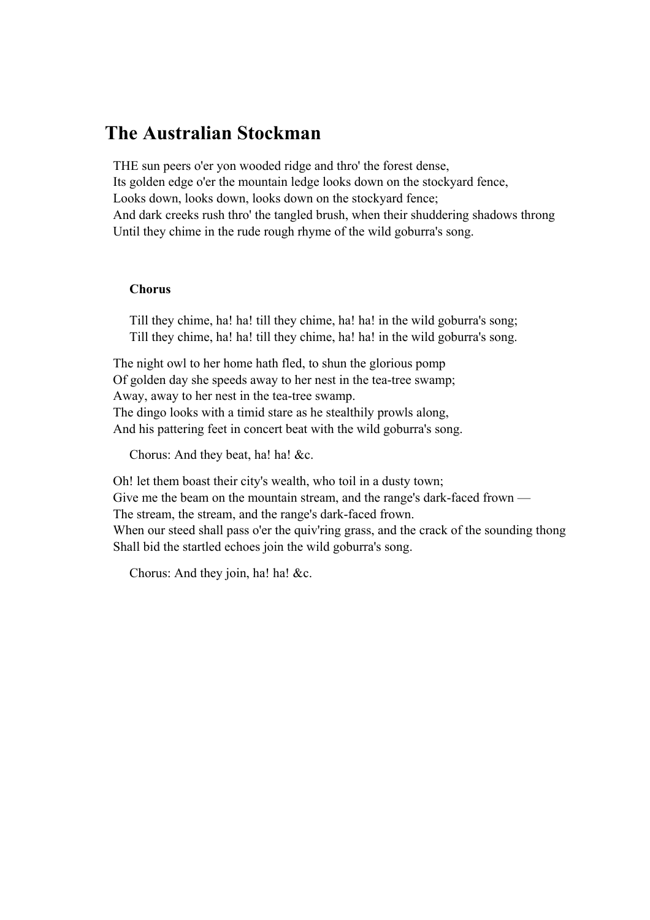## The Australian Stockman

THE sun peers o'er yon wooded ridge and thro' the forest dense,
Its golden edge o'er the mountain ledge looks down on the stockyard fence,
Looks down, looks down, looks down on the stockyard fence;
And dark creeks rush thro' the tangled brush, when their shuddering shadows throng
Until they chime in the rude rough rhyme of the wild goburra's song.

**Chorus**

Till they chime, ha! ha! till they chime, ha! ha! in the wild goburra's song;
Till they chime, ha! ha! till they chime, ha! ha! in the wild goburra's song.

The night owl to her home hath fled, to shun the glorious pomp
Of golden day she speeds away to her nest in the tea-tree swamp;
Away, away to her nest in the tea-tree swamp.
The dingo looks with a timid stare as he stealthily prowls along,
And his pattering feet in concert beat with the wild goburra's song.

Chorus: And they beat, ha! ha! &c.

Oh! let them boast their city's wealth, who toil in a dusty town;
Give me the beam on the mountain stream, and the range's dark-faced frown —
The stream, the stream, and the range's dark-faced frown.
When our steed shall pass o'er the quiv'ring grass, and the crack of the sounding thong
Shall bid the startled echoes join the wild goburra's song.

Chorus: And they join, ha! ha! &c.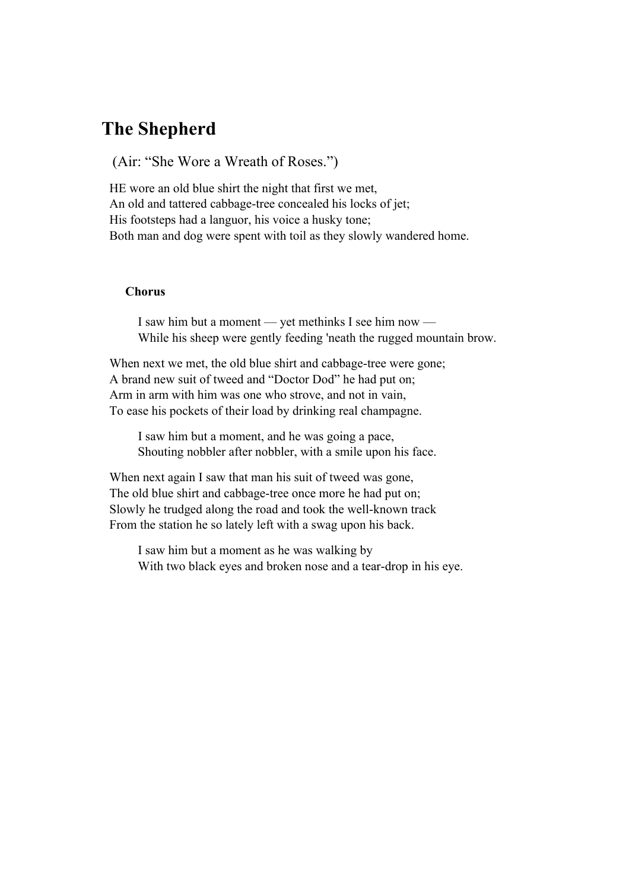# The Shepherd

(Air: "She Wore a Wreath of Roses.")

HE wore an old blue shirt the night that first we met,
An old and tattered cabbage-tree concealed his locks of jet;
His footsteps had a languor, his voice a husky tone;
Both man and dog were spent with toil as they slowly wandered home.

**Chorus**

I saw him but a moment — yet methinks I see him now —
While his sheep were gently feeding 'neath the rugged mountain brow.

When next we met, the old blue shirt and cabbage-tree were gone;
A brand new suit of tweed and "Doctor Dod" he had put on;
Arm in arm with him was one who strove, and not in vain,
To ease his pockets of their load by drinking real champagne.

I saw him but a moment, and he was going a pace,
Shouting nobbler after nobbler, with a smile upon his face.

When next again I saw that man his suit of tweed was gone,
The old blue shirt and cabbage-tree once more he had put on;
Slowly he trudged along the road and took the well-known track
From the station he so lately left with a swag upon his back.

I saw him but a moment as he was walking by
With two black eyes and broken nose and a tear-drop in his eye.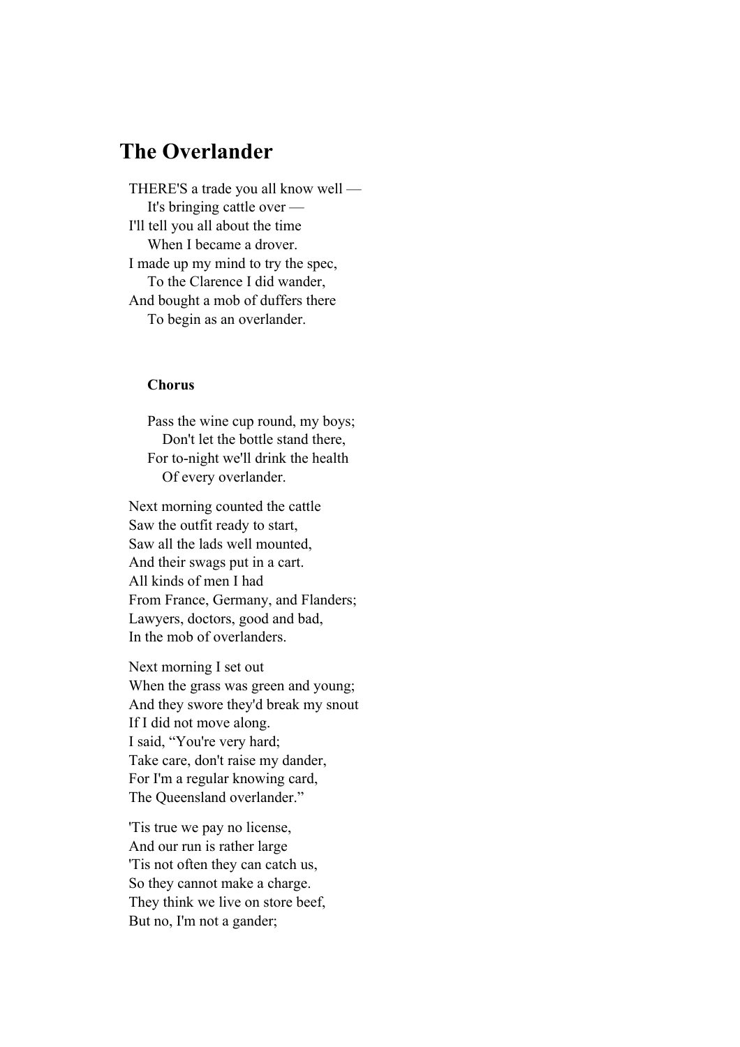## The Overlander

THERE'S a trade you all know well —
  It's bringing cattle over —
I'll tell you all about the time
  When I became a drover.
I made up my mind to try the spec,
  To the Clarence I did wander,
And bought a mob of duffers there
  To begin as an overlander.

**Chorus**

Pass the wine cup round, my boys;
  Don't let the bottle stand there,
For to-night we'll drink the health
  Of every overlander.

Next morning counted the cattle
Saw the outfit ready to start,
Saw all the lads well mounted,
And their swags put in a cart.
All kinds of men I had
From France, Germany, and Flanders;
Lawyers, doctors, good and bad,
In the mob of overlanders.

Next morning I set out
When the grass was green and young;
And they swore they'd break my snout
If I did not move along.
I said, "You're very hard;
Take care, don't raise my dander,
For I'm a regular knowing card,
The Queensland overlander."

'Tis true we pay no license,
And our run is rather large
'Tis not often they can catch us,
So they cannot make a charge.
They think we live on store beef,
But no, I'm not a gander;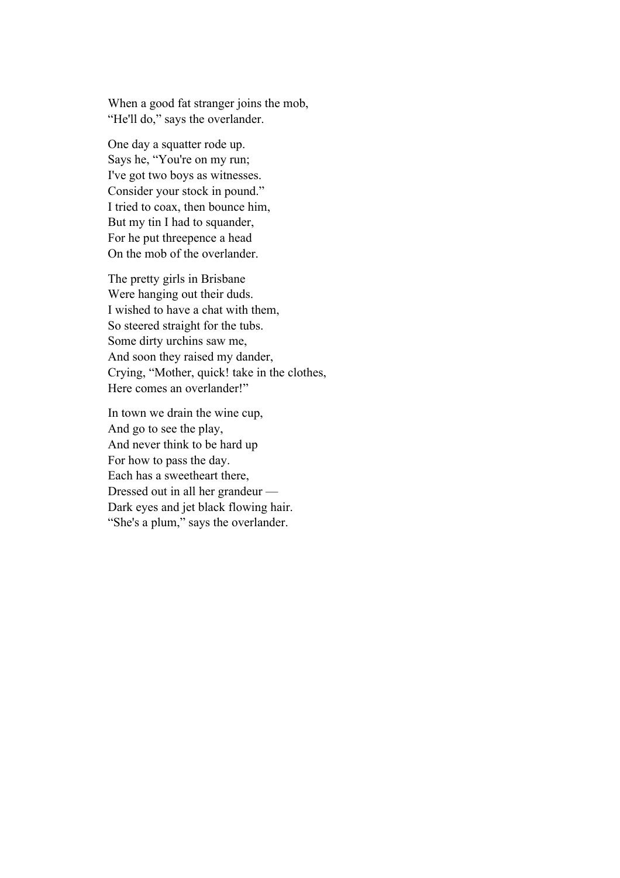When a good fat stranger joins the mob,  
“He'll do,” says the overlander.

One day a squatter rode up.  
Says he, “You're on my run;  
I've got two boys as witnesses.  
Consider your stock in pound.”  
I tried to coax, then bounce him,  
But my tin I had to squander,  
For he put threepence a head  
On the mob of the overlander.

The pretty girls in Brisbane  
Were hanging out their duds.  
I wished to have a chat with them,  
So steered straight for the tubs.  
Some dirty urchins saw me,  
And soon they raised my dander,  
Crying, “Mother, quick! take in the clothes,  
Here comes an overlander!”

In town we drain the wine cup,  
And go to see the play,  
And never think to be hard up  
For how to pass the day.  
Each has a sweetheart there,  
Dressed out in all her grandeur —  
Dark eyes and jet black flowing hair.  
“She's a plum,” says the overlander.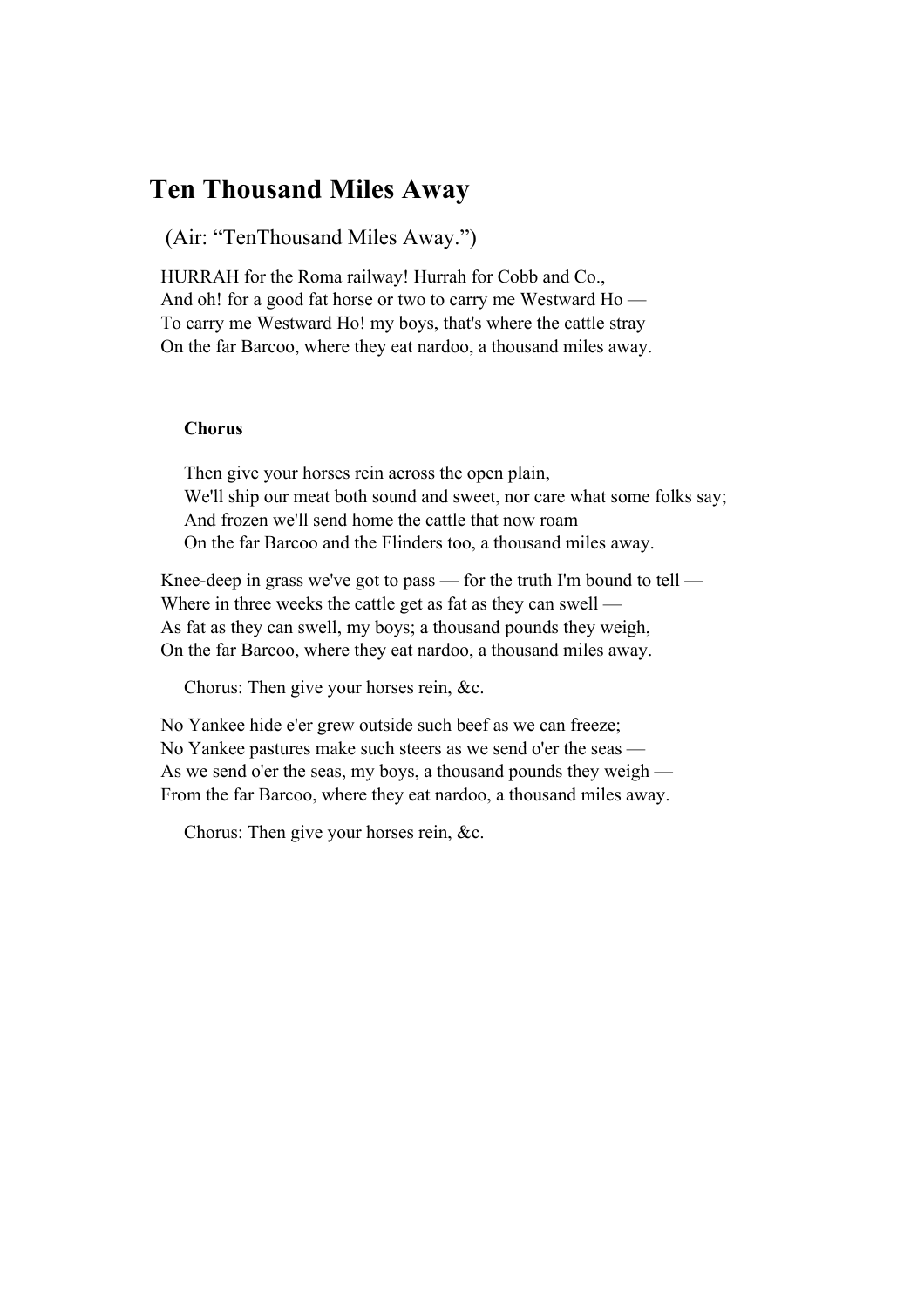## Ten Thousand Miles Away

(Air: “TenThousand Miles Away.”)

HURRAH for the Roma railway! Hurrah for Cobb and Co.,
And oh! for a good fat horse or two to carry me Westward Ho —
To carry me Westward Ho! my boys, that's where the cattle stray
On the far Barcoo, where they eat nardoo, a thousand miles away.

**Chorus**

Then give your horses rein across the open plain,
We'll ship our meat both sound and sweet, nor care what some folks say;
And frozen we'll send home the cattle that now roam
On the far Barcoo and the Flinders too, a thousand miles away.

Knee-deep in grass we've got to pass — for the truth I'm bound to tell —
Where in three weeks the cattle get as fat as they can swell —
As fat as they can swell, my boys; a thousand pounds they weigh,
On the far Barcoo, where they eat nardoo, a thousand miles away.

Chorus: Then give your horses rein, &c.

No Yankee hide e'er grew outside such beef as we can freeze;
No Yankee pastures make such steers as we send o'er the seas —
As we send o'er the seas, my boys, a thousand pounds they weigh —
From the far Barcoo, where they eat nardoo, a thousand miles away.

Chorus: Then give your horses rein, &c.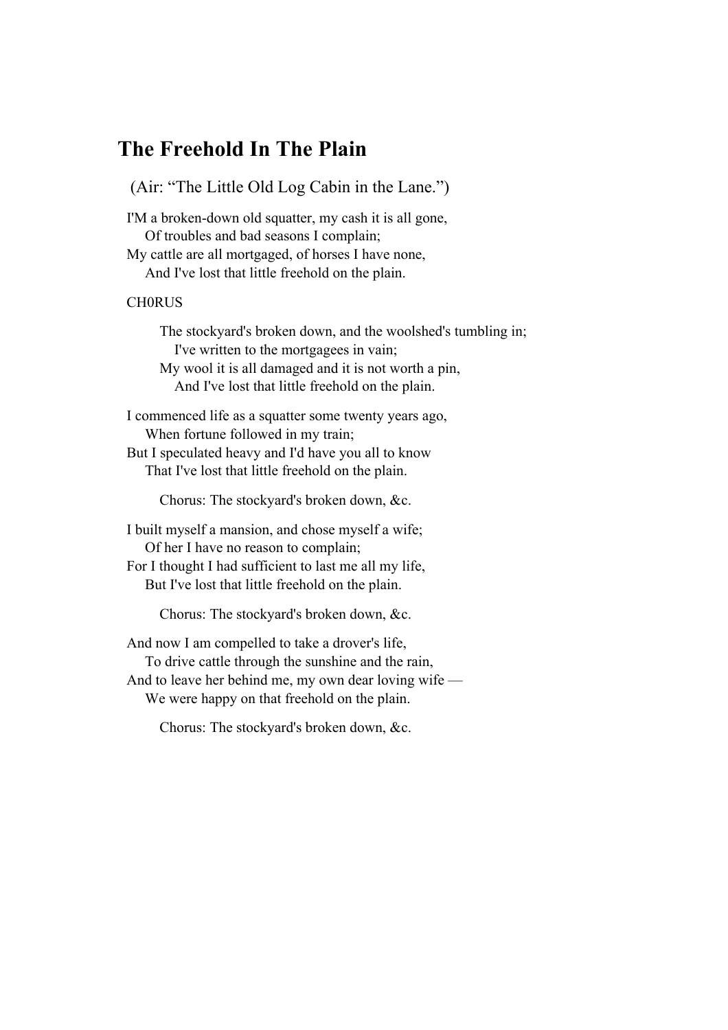## The Freehold In The Plain

(Air: "The Little Old Log Cabin in the Lane.")

I'M a broken-down old squatter, my cash it is all gone,  
Of troubles and bad seasons I complain;  
My cattle are all mortgaged, of horses I have none,  
And I've lost that little freehold on the plain.

CH0RUS

The stockyard's broken down, and the woolshed's tumbling in;  
I've written to the mortgagees in vain;  
My wool it is all damaged and it is not worth a pin,  
And I've lost that little freehold on the plain.

I commenced life as a squatter some twenty years ago,  
When fortune followed in my train;  
But I speculated heavy and I'd have you all to know  
That I've lost that little freehold on the plain.

Chorus: The stockyard's broken down, &c.

I built myself a mansion, and chose myself a wife;  
Of her I have no reason to complain;  
For I thought I had sufficient to last me all my life,  
But I've lost that little freehold on the plain.

Chorus: The stockyard's broken down, &c.

And now I am compelled to take a drover's life,  
To drive cattle through the sunshine and the rain,  
And to leave her behind me, my own dear loving wife —  
We were happy on that freehold on the plain.

Chorus: The stockyard's broken down, &c.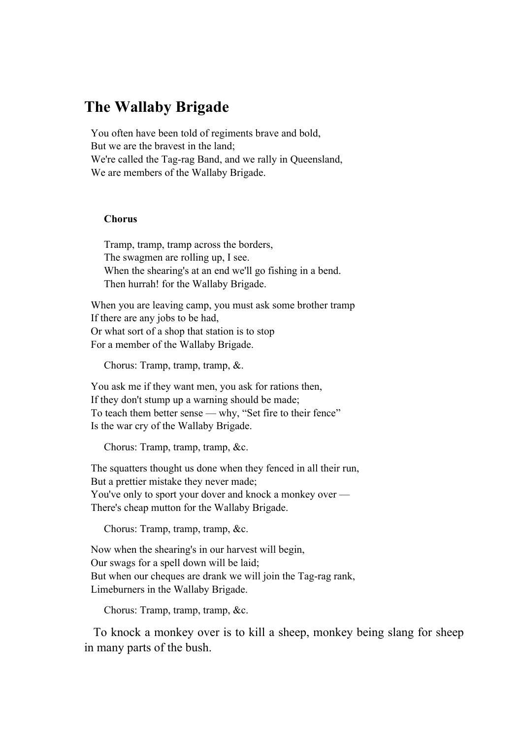## The Wallaby Brigade

You often have been told of regiments brave and bold,
But we are the bravest in the land;
We're called the Tag-rag Band, and we rally in Queensland,
We are members of the Wallaby Brigade.

**Chorus**

Tramp, tramp, tramp across the borders,
The swagmen are rolling up, I see.
When the shearing's at an end we'll go fishing in a bend.
Then hurrah! for the Wallaby Brigade.

When you are leaving camp, you must ask some brother tramp
If there are any jobs to be had,
Or what sort of a shop that station is to stop
For a member of the Wallaby Brigade.

Chorus: Tramp, tramp, tramp, &.

You ask me if they want men, you ask for rations then,
If they don't stump up a warning should be made;
To teach them better sense — why, "Set fire to their fence"
Is the war cry of the Wallaby Brigade.

Chorus: Tramp, tramp, tramp, &c.

The squatters thought us done when they fenced in all their run,
But a prettier mistake they never made;
You've only to sport your dover and knock a monkey over —
There's cheap mutton for the Wallaby Brigade.

Chorus: Tramp, tramp, tramp, &c.

Now when the shearing's in our harvest will begin,
Our swags for a spell down will be laid;
But when our cheques are drank we will join the Tag-rag rank,
Limeburners in the Wallaby Brigade.

Chorus: Tramp, tramp, tramp, &c.

To knock a monkey over is to kill a sheep, monkey being slang for sheep in many parts of the bush.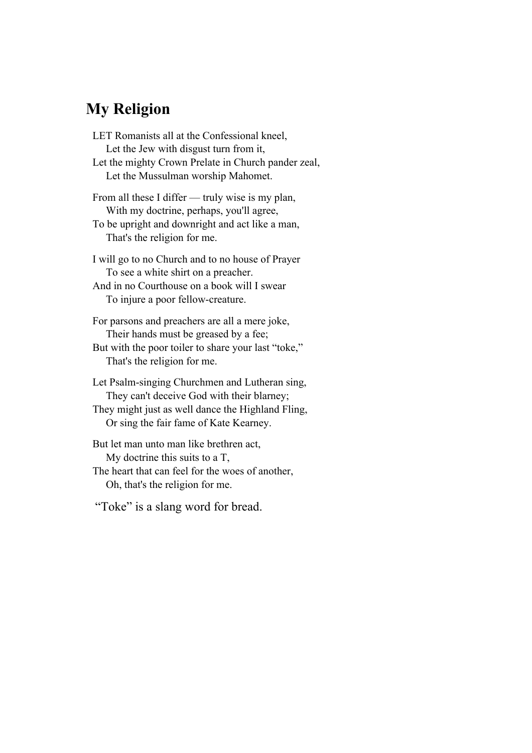## My Religion

LET Romanists all at the Confessional kneel,
Let the Jew with disgust turn from it,
Let the mighty Crown Prelate in Church pander zeal,
Let the Mussulman worship Mahomet.

From all these I differ — truly wise is my plan,
With my doctrine, perhaps, you'll agree,
To be upright and downright and act like a man,
That's the religion for me.

I will go to no Church and to no house of Prayer
To see a white shirt on a preacher.
And in no Courthouse on a book will I swear
To injure a poor fellow-creature.

For parsons and preachers are all a mere joke,
Their hands must be greased by a fee;
But with the poor toiler to share your last "toke,"
That's the religion for me.

Let Psalm-singing Churchmen and Lutheran sing,
They can't deceive God with their blarney;
They might just as well dance the Highland Fling,
Or sing the fair fame of Kate Kearney.

But let man unto man like brethren act,
My doctrine this suits to a T,
The heart that can feel for the woes of another,
Oh, that's the religion for me.

"Toke" is a slang word for bread.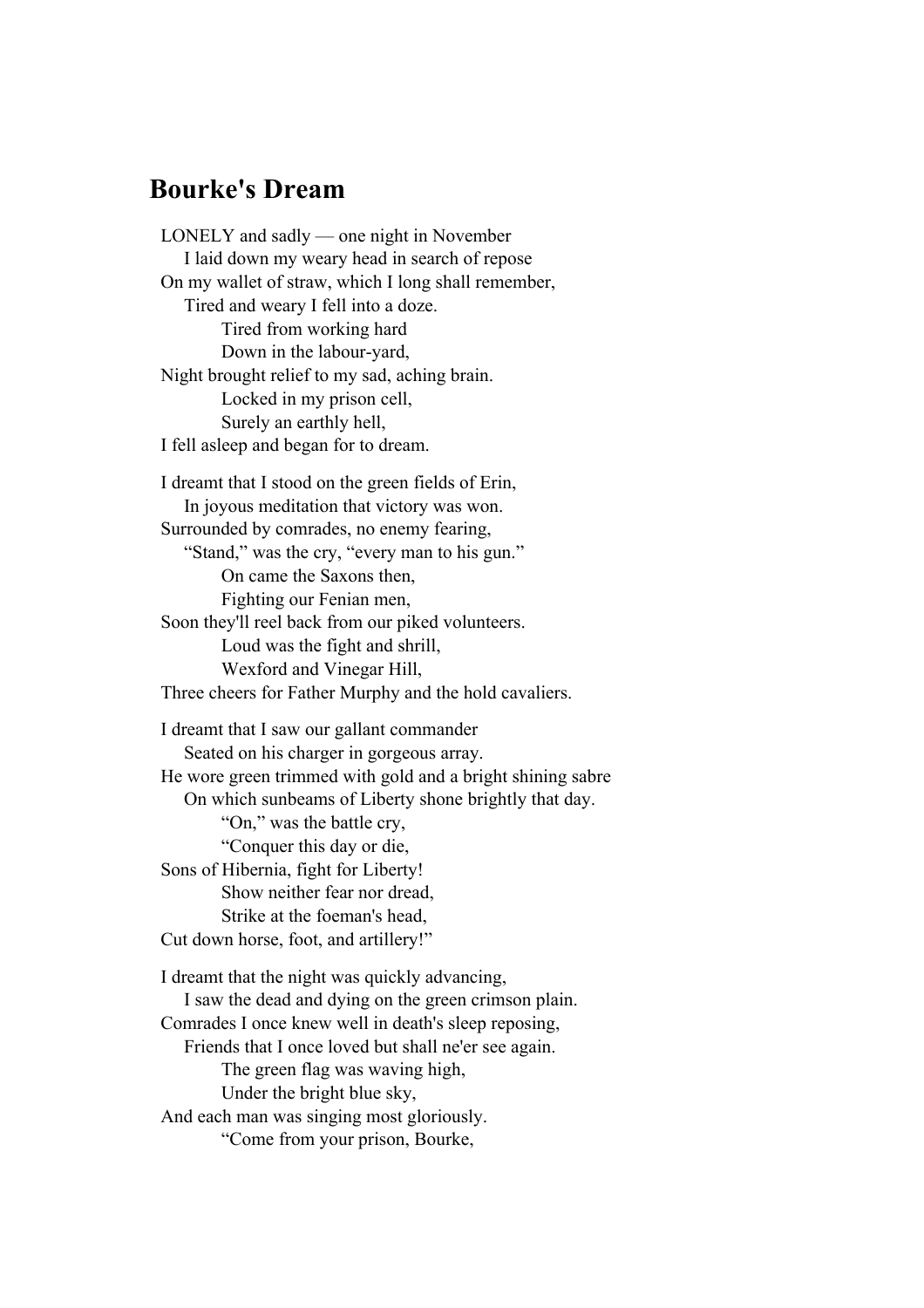## Bourke's Dream

LONELY and sadly — one night in November
I laid down my weary head in search of repose
On my wallet of straw, which I long shall remember,
Tired and weary I fell into a doze.
Tired from working hard
Down in the labour-yard,
Night brought relief to my sad, aching brain.
Locked in my prison cell,
Surely an earthly hell,
I fell asleep and began for to dream.

I dreamt that I stood on the green fields of Erin,
In joyous meditation that victory was won.
Surrounded by comrades, no enemy fearing,
"Stand," was the cry, "every man to his gun."
On came the Saxons then,
Fighting our Fenian men,
Soon they'll reel back from our piked volunteers.
Loud was the fight and shrill,
Wexford and Vinegar Hill,
Three cheers for Father Murphy and the hold cavaliers.

I dreamt that I saw our gallant commander
Seated on his charger in gorgeous array.
He wore green trimmed with gold and a bright shining sabre
On which sunbeams of Liberty shone brightly that day.
"On," was the battle cry,
"Conquer this day or die,
Sons of Hibernia, fight for Liberty!
Show neither fear nor dread,
Strike at the foeman's head,
Cut down horse, foot, and artillery!"

I dreamt that the night was quickly advancing,
I saw the dead and dying on the green crimson plain.
Comrades I once knew well in death's sleep reposing,
Friends that I once loved but shall ne'er see again.
The green flag was waving high,
Under the bright blue sky,
And each man was singing most gloriously.
"Come from your prison, Bourke,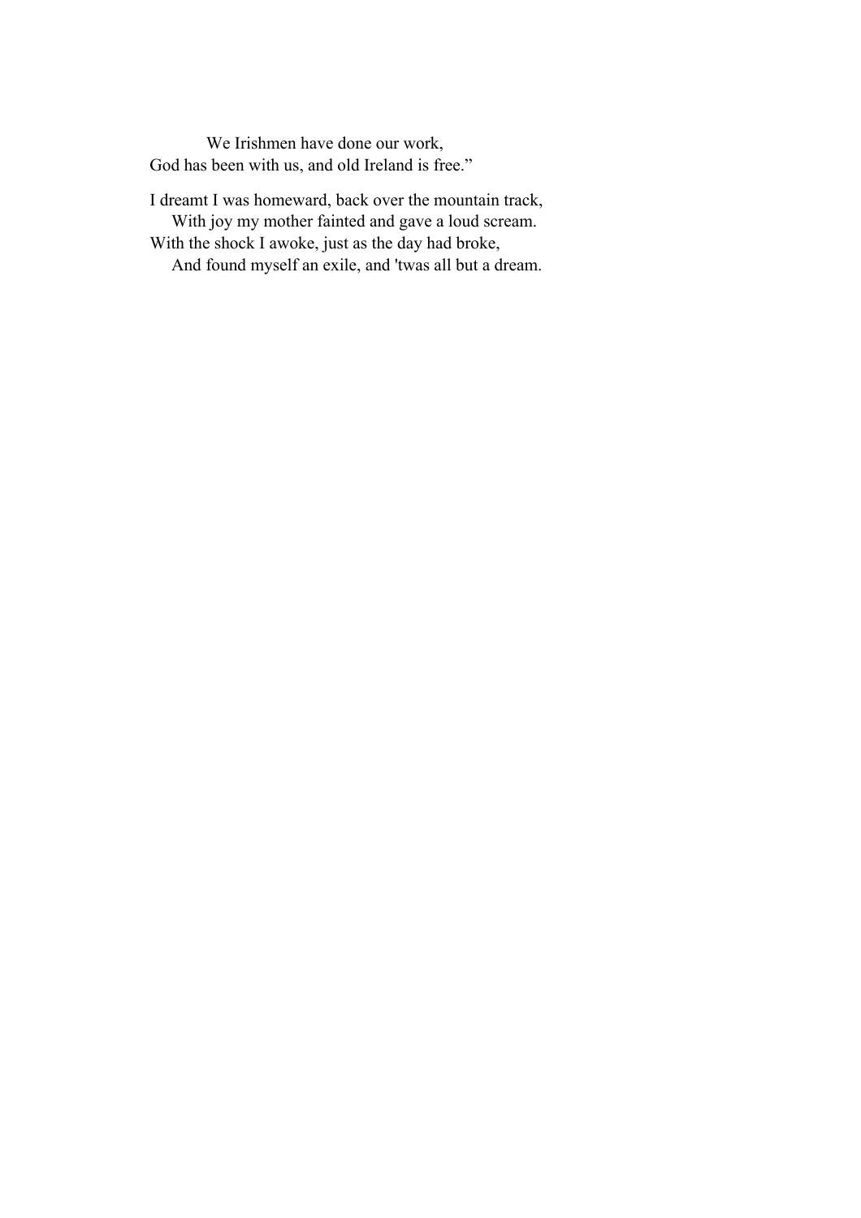We Irishmen have done our work,  
God has been with us, and old Ireland is free."

I dreamt I was homeward, back over the mountain track,  
With joy my mother fainted and gave a loud scream.  
With the shock I awoke, just as the day had broke,  
And found myself an exile, and 'twas all but a dream.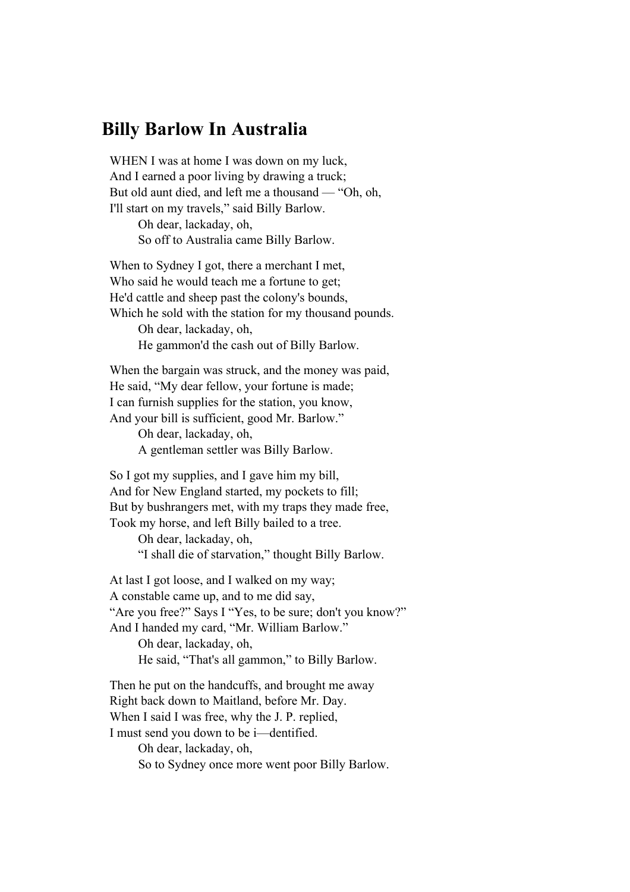## Billy Barlow In Australia

WHEN I was at home I was down on my luck,
And I earned a poor living by drawing a truck;
But old aunt died, and left me a thousand — "Oh, oh,
I'll start on my travels," said Billy Barlow.
    Oh dear, lackaday, oh,
    So off to Australia came Billy Barlow.

When to Sydney I got, there a merchant I met,
Who said he would teach me a fortune to get;
He'd cattle and sheep past the colony's bounds,
Which he sold with the station for my thousand pounds.
    Oh dear, lackaday, oh,
    He gammon'd the cash out of Billy Barlow.

When the bargain was struck, and the money was paid,
He said, "My dear fellow, your fortune is made;
I can furnish supplies for the station, you know,
And your bill is sufficient, good Mr. Barlow."
    Oh dear, lackaday, oh,
    A gentleman settler was Billy Barlow.

So I got my supplies, and I gave him my bill,
And for New England started, my pockets to fill;
But by bushrangers met, with my traps they made free,
Took my horse, and left Billy bailed to a tree.
    Oh dear, lackaday, oh,
    "I shall die of starvation," thought Billy Barlow.

At last I got loose, and I walked on my way;
A constable came up, and to me did say,
"Are you free?" Says I "Yes, to be sure; don't you know?"
And I handed my card, "Mr. William Barlow."
    Oh dear, lackaday, oh,
    He said, "That's all gammon," to Billy Barlow.

Then he put on the handcuffs, and brought me away
Right back down to Maitland, before Mr. Day.
When I said I was free, why the J. P. replied,
I must send you down to be i—dentified.
    Oh dear, lackaday, oh,
    So to Sydney once more went poor Billy Barlow.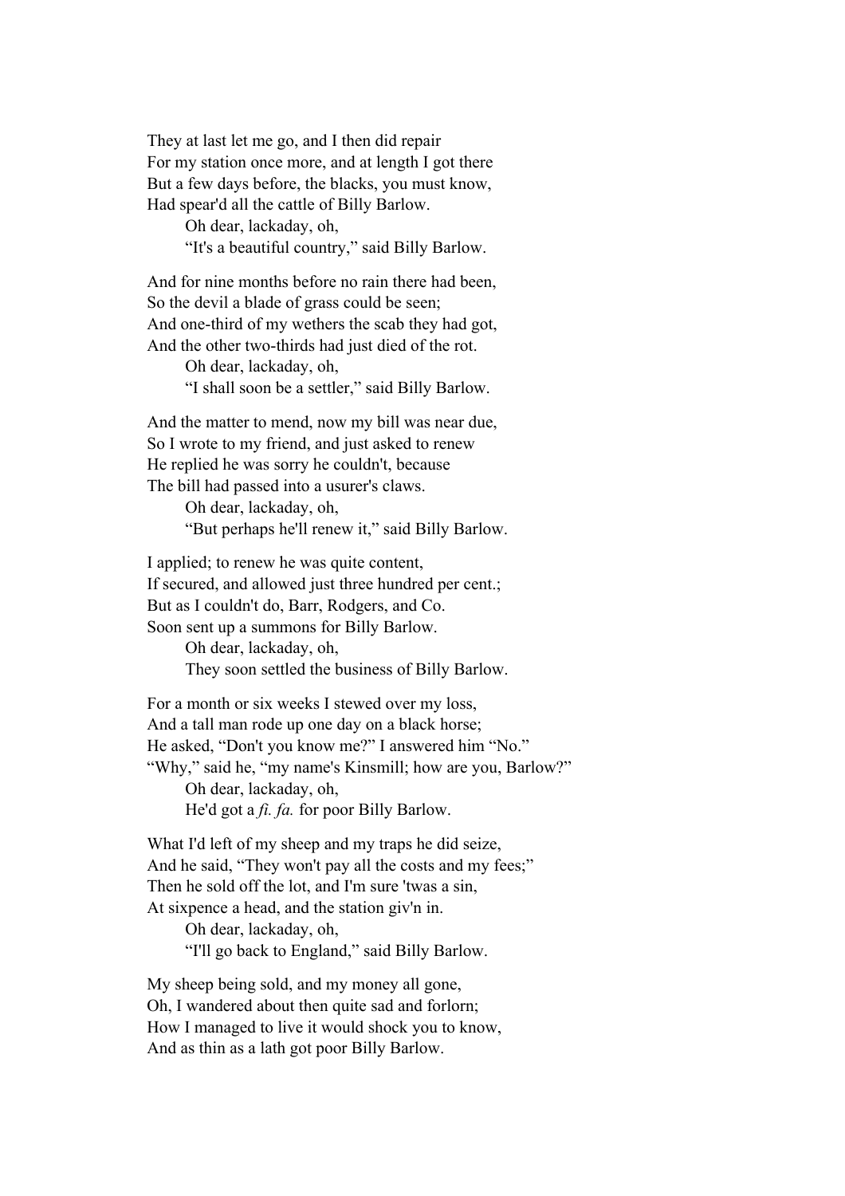They at last let me go, and I then did repair  
For my station once more, and at length I got there  
But a few days before, the blacks, you must know,  
Had spear'd all the cattle of Billy Barlow.  
Oh dear, lackaday, oh,  
"It's a beautiful country," said Billy Barlow.

And for nine months before no rain there had been,  
So the devil a blade of grass could be seen;  
And one-third of my wethers the scab they had got,  
And the other two-thirds had just died of the rot.  
Oh dear, lackaday, oh,  
"I shall soon be a settler," said Billy Barlow.

And the matter to mend, now my bill was near due,  
So I wrote to my friend, and just asked to renew  
He replied he was sorry he couldn't, because  
The bill had passed into a usurer's claws.  
Oh dear, lackaday, oh,  
"But perhaps he'll renew it," said Billy Barlow.

I applied; to renew he was quite content,  
If secured, and allowed just three hundred per cent.;  
But as I couldn't do, Barr, Rodgers, and Co.  
Soon sent up a summons for Billy Barlow.  
Oh dear, lackaday, oh,  
They soon settled the business of Billy Barlow.

For a month or six weeks I stewed over my loss,  
And a tall man rode up one day on a black horse;  
He asked, "Don't you know me?" I answered him "No."  
"Why," said he, "my name's Kinsmill; how are you, Barlow?"  
Oh dear, lackaday, oh,  
He'd got a *fi. fa.* for poor Billy Barlow.

What I'd left of my sheep and my traps he did seize,  
And he said, "They won't pay all the costs and my fees;"  
Then he sold off the lot, and I'm sure 'twas a sin,  
At sixpence a head, and the station giv'n in.  
Oh dear, lackaday, oh,  
"I'll go back to England," said Billy Barlow.

My sheep being sold, and my money all gone,  
Oh, I wandered about then quite sad and forlorn;  
How I managed to live it would shock you to know,  
And as thin as a lath got poor Billy Barlow.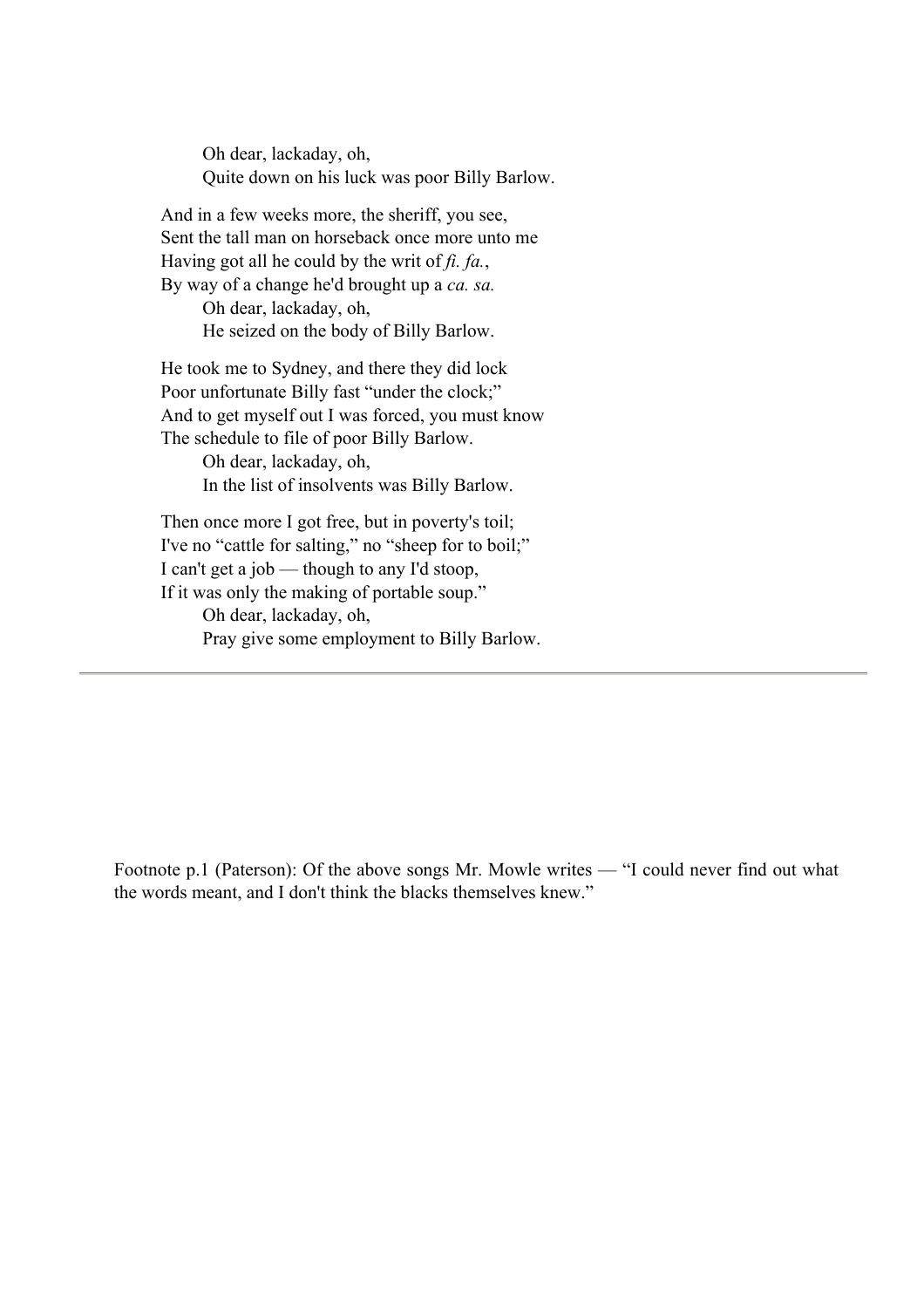Oh dear, lackaday, oh,
Quite down on his luck was poor Billy Barlow.

And in a few weeks more, the sheriff, you see,
Sent the tall man on horseback once more unto me
Having got all he could by the writ of *fi. fa.*,
By way of a change he'd brought up a *ca. sa.*
Oh dear, lackaday, oh,
He seized on the body of Billy Barlow.

He took me to Sydney, and there they did lock
Poor unfortunate Billy fast "under the clock;"
And to get myself out I was forced, you must know
The schedule to file of poor Billy Barlow.
Oh dear, lackaday, oh,
In the list of insolvents was Billy Barlow.

Then once more I got free, but in poverty's toil;
I've no "cattle for salting," no "sheep for to boil;"
I can't get a job — though to any I'd stoop,
If it was only the making of portable soup."
Oh dear, lackaday, oh,
Pray give some employment to Billy Barlow.

---

Footnote p.1 (Paterson): Of the above songs Mr. Mowle writes — "I could never find out what the words meant, and I don't think the blacks themselves knew."